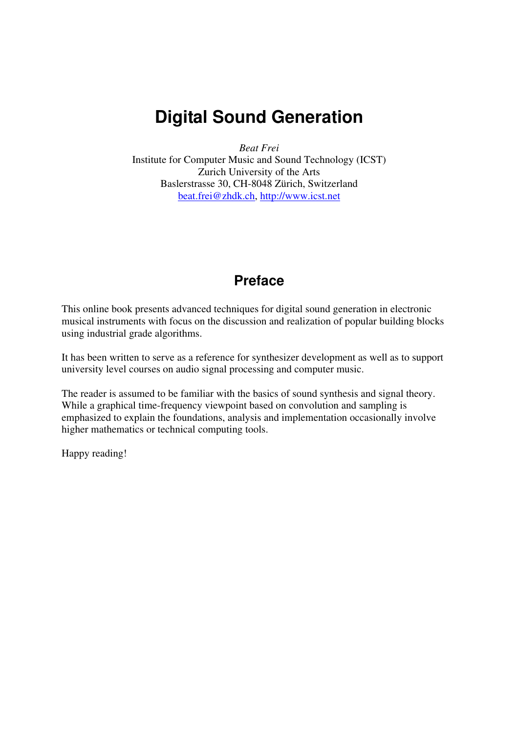# Digital Sound Generation

*Beat Frei*
Institute for Computer Music and Sound Technology (ICST)
Zurich University of the Arts
Baslerstrasse 30, CH-8048 Zürich, Switzerland
beat.frei@zhdk.ch, http://www.icst.net

## Preface

This online book presents advanced techniques for digital sound generation in electronic musical instruments with focus on the discussion and realization of popular building blocks using industrial grade algorithms.

It has been written to serve as a reference for synthesizer development as well as to support university level courses on audio signal processing and computer music.

The reader is assumed to be familiar with the basics of sound synthesis and signal theory. While a graphical time-frequency viewpoint based on convolution and sampling is emphasized to explain the foundations, analysis and implementation occasionally involve higher mathematics or technical computing tools.

Happy reading!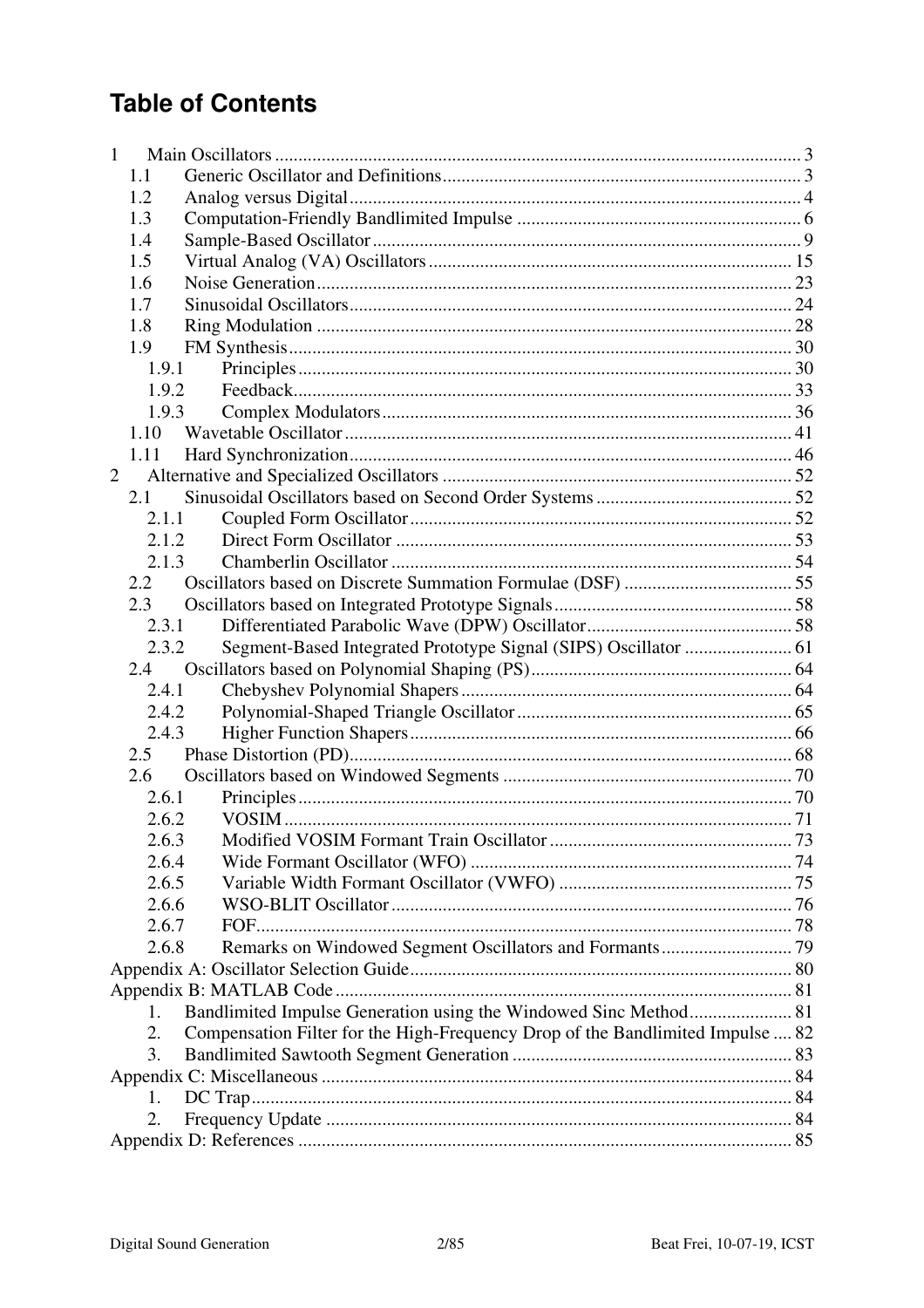# Table of Contents

1 Main Oscillators ... 3
  1.1 Generic Oscillator and Definitions ... 3
  1.2 Analog versus Digital ... 4
  1.3 Computation-Friendly Bandlimited Impulse ... 6
  1.4 Sample-Based Oscillator ... 9
  1.5 Virtual Analog (VA) Oscillators ... 15
  1.6 Noise Generation ... 23
  1.7 Sinusoidal Oscillators ... 24
  1.8 Ring Modulation ... 28
  1.9 FM Synthesis ... 30
    1.9.1 Principles ... 30
    1.9.2 Feedback ... 33
    1.9.3 Complex Modulators ... 36
  1.10 Wavetable Oscillator ... 41
  1.11 Hard Synchronization ... 46
2 Alternative and Specialized Oscillators ... 52
  2.1 Sinusoidal Oscillators based on Second Order Systems ... 52
    2.1.1 Coupled Form Oscillator ... 52
    2.1.2 Direct Form Oscillator ... 53
    2.1.3 Chamberlin Oscillator ... 54
  2.2 Oscillators based on Discrete Summation Formulae (DSF) ... 55
  2.3 Oscillators based on Integrated Prototype Signals ... 58
    2.3.1 Differentiated Parabolic Wave (DPW) Oscillator ... 58
    2.3.2 Segment-Based Integrated Prototype Signal (SIPS) Oscillator ... 61
  2.4 Oscillators based on Polynomial Shaping (PS) ... 64
    2.4.1 Chebyshev Polynomial Shapers ... 64
    2.4.2 Polynomial-Shaped Triangle Oscillator ... 65
    2.4.3 Higher Function Shapers ... 66
  2.5 Phase Distortion (PD) ... 68
  2.6 Oscillators based on Windowed Segments ... 70
    2.6.1 Principles ... 70
    2.6.2 VOSIM ... 71
    2.6.3 Modified VOSIM Formant Train Oscillator ... 73
    2.6.4 Wide Formant Oscillator (WFO) ... 74
    2.6.5 Variable Width Formant Oscillator (VWFO) ... 75
    2.6.6 WSO-BLIT Oscillator ... 76
    2.6.7 FOF ... 78
    2.6.8 Remarks on Windowed Segment Oscillators and Formants ... 79

Appendix A: Oscillator Selection Guide ... 80

Appendix B: MATLAB Code ... 81
  1. Bandlimited Impulse Generation using the Windowed Sinc Method ... 81
  2. Compensation Filter for the High-Frequency Drop of the Bandlimited Impulse ... 82
  3. Bandlimited Sawtooth Segment Generation ... 83

Appendix C: Miscellaneous ... 84
  1. DC Trap ... 84
  2. Frequency Update ... 84

Appendix D: References ... 85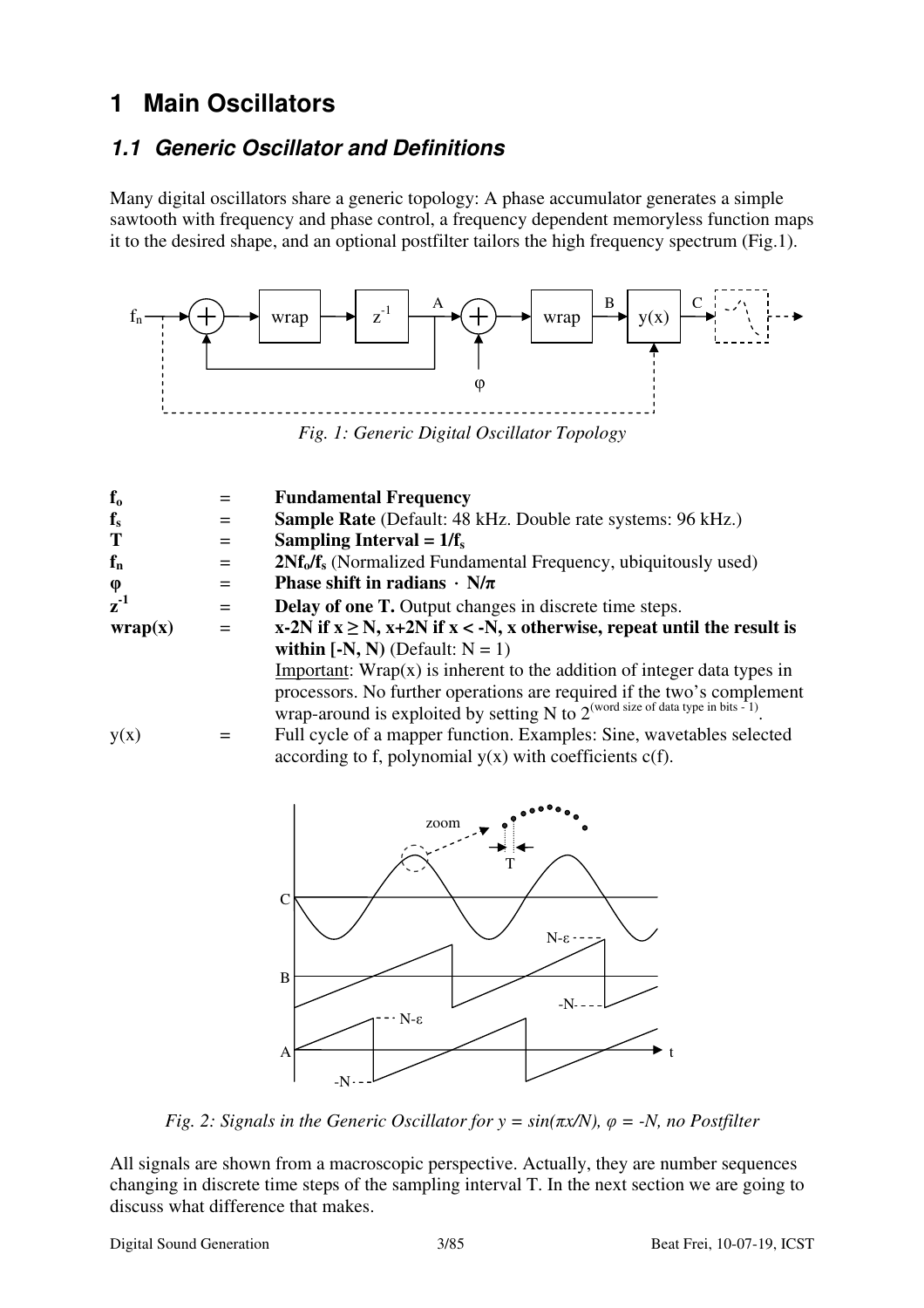# 1 Main Oscillators

## 1.1 Generic Oscillator and Definitions

Many digital oscillators share a generic topology: A phase accumulator generates a simple sawtooth with frequency and phase control, a frequency dependent memoryless function maps it to the desired shape, and an optional postfilter tailors the high frequency spectrum (Fig.1).

*Fig. 1: Generic Digital Oscillator Topology*

| | | |
|---|---|---|
| $f_o$ | = | **Fundamental Frequency** |
| $f_s$ | = | **Sample Rate** (Default: 48 kHz. Double rate systems: 96 kHz.) |
| **T** | = | **Sampling Interval = $1/f_s$** |
| $f_n$ | = | **$2Nf_o/f_s$** (Normalized Fundamental Frequency, ubiquitously used) |
| $\varphi$ | = | **Phase shift in radians $\cdot$ N/$\pi$** |
| $z^{-1}$ | = | **Delay of one T.** Output changes in discrete time steps. |
| **wrap(x)** | = | **x-2N if x ≥ N, x+2N if x < -N, x otherwise, repeat until the result is within [-N, N)** (Default: N = 1) <u>Important</u>: Wrap(x) is inherent to the addition of integer data types in processors. No further operations are required if the two's complement wrap-around is exploited by setting N to $2^{(\text{word size of data type in bits - 1})}$. |
| y(x) | = | Full cycle of a mapper function. Examples: Sine, wavetables selected according to f, polynomial y(x) with coefficients c(f). |

*Fig. 2: Signals in the Generic Oscillator for $y = \sin(\pi x/N)$, $\varphi = -N$, no Postfilter*

All signals are shown from a macroscopic perspective. Actually, they are number sequences changing in discrete time steps of the sampling interval T. In the next section we are going to discuss what difference that makes.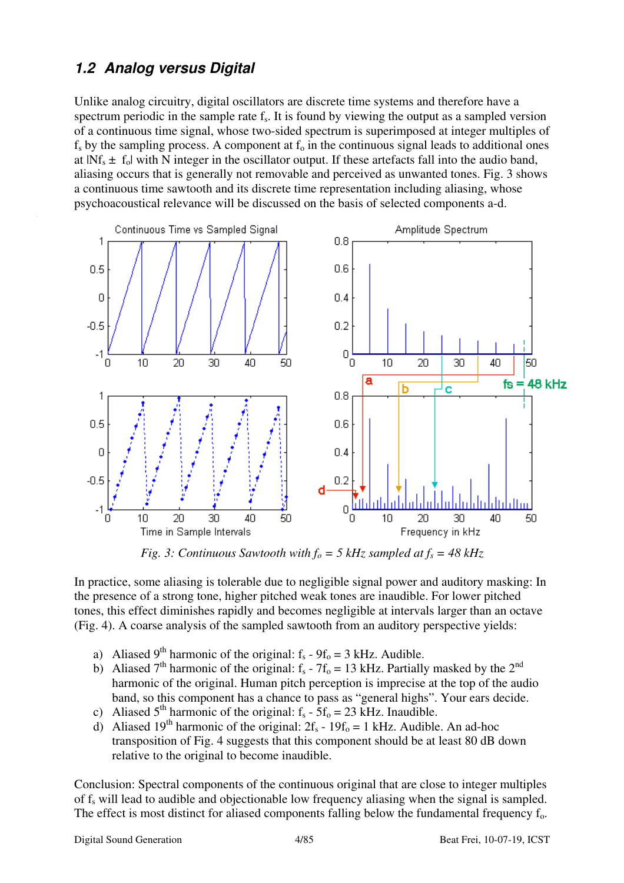## 1.2 Analog versus Digital

Unlike analog circuitry, digital oscillators are discrete time systems and therefore have a spectrum periodic in the sample rate $f_s$. It is found by viewing the output as a sampled version of a continuous time signal, whose two-sided spectrum is superimposed at integer multiples of $f_s$ by the sampling process. A component at $f_o$ in the continuous signal leads to additional ones at $|Nf_s \pm f_o|$ with N integer in the oscillator output. If these artefacts fall into the audio band, aliasing occurs that is generally not removable and perceived as unwanted tones. Fig. 3 shows a continuous time sawtooth and its discrete time representation including aliasing, whose psychoacoustical relevance will be discussed on the basis of selected components a-d.

*Fig. 3: Continuous Sawtooth with $f_o$ = 5 kHz sampled at $f_s$ = 48 kHz*

In practice, some aliasing is tolerable due to negligible signal power and auditory masking: In the presence of a strong tone, higher pitched weak tones are inaudible. For lower pitched tones, this effect diminishes rapidly and becomes negligible at intervals larger than an octave (Fig. 4). A coarse analysis of the sampled sawtooth from an auditory perspective yields:

a) Aliased 9th harmonic of the original: $f_s$ - $9f_o$ = 3 kHz. Audible.
b) Aliased 7th harmonic of the original: $f_s$ - $7f_o$ = 13 kHz. Partially masked by the 2nd harmonic of the original. Human pitch perception is imprecise at the top of the audio band, so this component has a chance to pass as "general highs". Your ears decide.
c) Aliased 5th harmonic of the original: $f_s$ - $5f_o$ = 23 kHz. Inaudible.
d) Aliased 19th harmonic of the original: $2f_s$ - $19f_o$ = 1 kHz. Audible. An ad-hoc transposition of Fig. 4 suggests that this component should be at least 80 dB down relative to the original to become inaudible.

Conclusion: Spectral components of the continuous original that are close to integer multiples of $f_s$ will lead to audible and objectionable low frequency aliasing when the signal is sampled. The effect is most distinct for aliased components falling below the fundamental frequency $f_o$.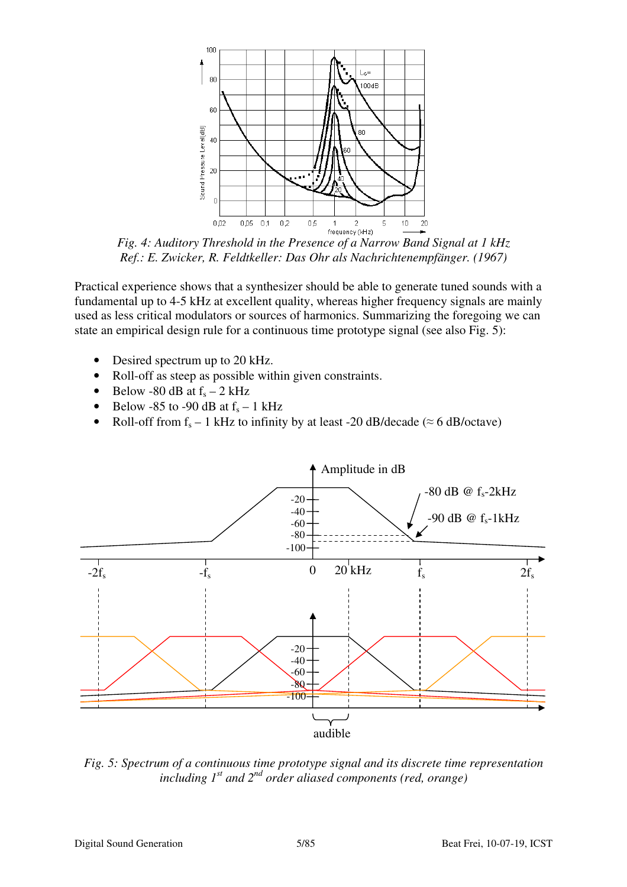*Fig. 4: Auditory Threshold in the Presence of a Narrow Band Signal at 1 kHz*
*Ref.: E. Zwicker, R. Feldtkeller: Das Ohr als Nachrichtenempfänger. (1967)*

Practical experience shows that a synthesizer should be able to generate tuned sounds with a fundamental up to 4-5 kHz at excellent quality, whereas higher frequency signals are mainly used as less critical modulators or sources of harmonics. Summarizing the foregoing we can state an empirical design rule for a continuous time prototype signal (see also Fig. 5):

- Desired spectrum up to 20 kHz.
- Roll-off as steep as possible within given constraints.
- Below -80 dB at $f_s$ – 2 kHz
- Below -85 to -90 dB at $f_s$ – 1 kHz
- Roll-off from $f_s$ – 1 kHz to infinity by at least -20 dB/decade (≈ 6 dB/octave)

*Fig. 5: Spectrum of a continuous time prototype signal and its discrete time representation including 1[st] and 2[nd] order aliased components (red, orange)*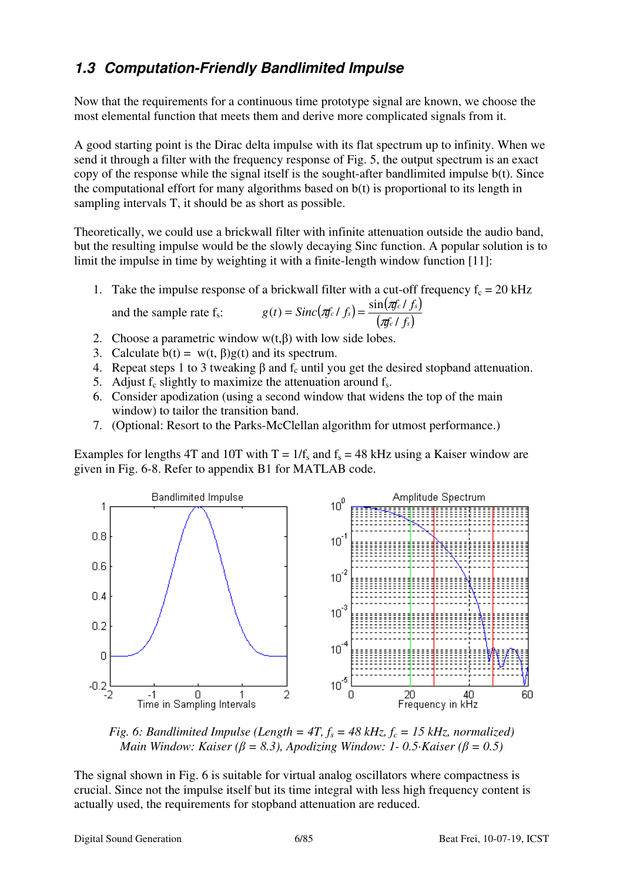### 1.3 Computation-Friendly Bandlimited Impulse

Now that the requirements for a continuous time prototype signal are known, we choose the most elemental function that meets them and derive more complicated signals from it.

A good starting point is the Dirac delta impulse with its flat spectrum up to infinity. When we send it through a filter with the frequency response of Fig. 5, the output spectrum is an exact copy of the response while the signal itself is the sought-after bandlimited impulse b(t). Since the computational effort for many algorithms based on b(t) is proportional to its length in sampling intervals T, it should be as short as possible.

Theoretically, we could use a brickwall filter with infinite attenuation outside the audio band, but the resulting impulse would be the slowly decaying Sinc function. A popular solution is to limit the impulse in time by weighting it with a finite-length window function [11]:

1. Take the impulse response of a brickwall filter with a cut-off frequency $f_c = 20$ kHz and the sample rate $f_s$: $g(t) = Sinc(\pi f_c / f_s) = \dfrac{\sin(\pi f_c / f_s)}{(\pi f_c / f_s)}$
2. Choose a parametric window $w(t,\beta)$ with low side lobes.
3. Calculate $b(t) = w(t, \beta)g(t)$ and its spectrum.
4. Repeat steps 1 to 3 tweaking $\beta$ and $f_c$ until you get the desired stopband attenuation.
5. Adjust $f_c$ slightly to maximize the attenuation around $f_s$.
6. Consider apodization (using a second window that widens the top of the main window) to tailor the transition band.
7. (Optional: Resort to the Parks-McClellan algorithm for utmost performance.)

Examples for lengths 4T and 10T with $T = 1/f_s$ and $f_s = 48$ kHz using a Kaiser window are given in Fig. 6-8. Refer to appendix B1 for MATLAB code.

*Fig. 6: Bandlimited Impulse (Length = 4T, $f_s$ = 48 kHz, $f_c$ = 15 kHz, normalized) Main Window: Kaiser ($\beta$ = 8.3), Apodizing Window: 1- 0.5·Kaiser ($\beta$ = 0.5)*

The signal shown in Fig. 6 is suitable for virtual analog oscillators where compactness is crucial. Since not the impulse itself but its time integral with less high frequency content is actually used, the requirements for stopband attenuation are reduced.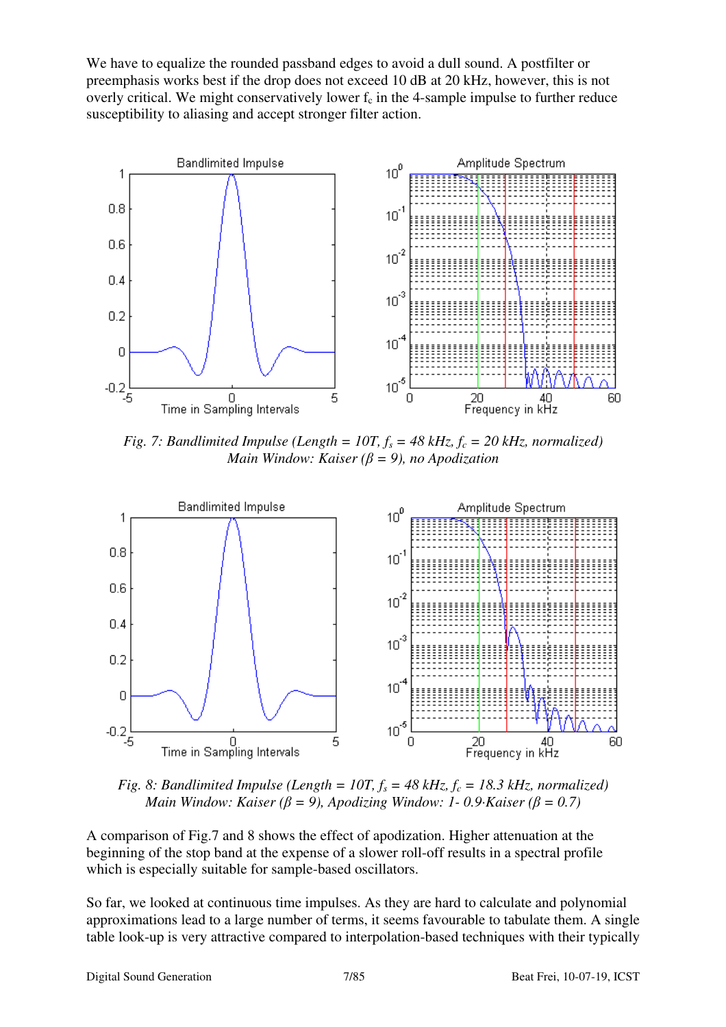We have to equalize the rounded passband edges to avoid a dull sound. A postfilter or preemphasis works best if the drop does not exceed 10 dB at 20 kHz, however, this is not overly critical. We might conservatively lower $f_c$ in the 4-sample impulse to further reduce susceptibility to aliasing and accept stronger filter action.

*Fig. 7: Bandlimited Impulse (Length = 10T, $f_s$ = 48 kHz, $f_c$ = 20 kHz, normalized)*
*Main Window: Kaiser ($\beta$ = 9), no Apodization*

*Fig. 8: Bandlimited Impulse (Length = 10T, $f_s$ = 48 kHz, $f_c$ = 18.3 kHz, normalized)*
*Main Window: Kaiser ($\beta$ = 9), Apodizing Window: 1- 0.9·Kaiser ($\beta$ = 0.7)*

A comparison of Fig.7 and 8 shows the effect of apodization. Higher attenuation at the beginning of the stop band at the expense of a slower roll-off results in a spectral profile which is especially suitable for sample-based oscillators.

So far, we looked at continuous time impulses. As they are hard to calculate and polynomial approximations lead to a large number of terms, it seems favourable to tabulate them. A single table look-up is very attractive compared to interpolation-based techniques with their typically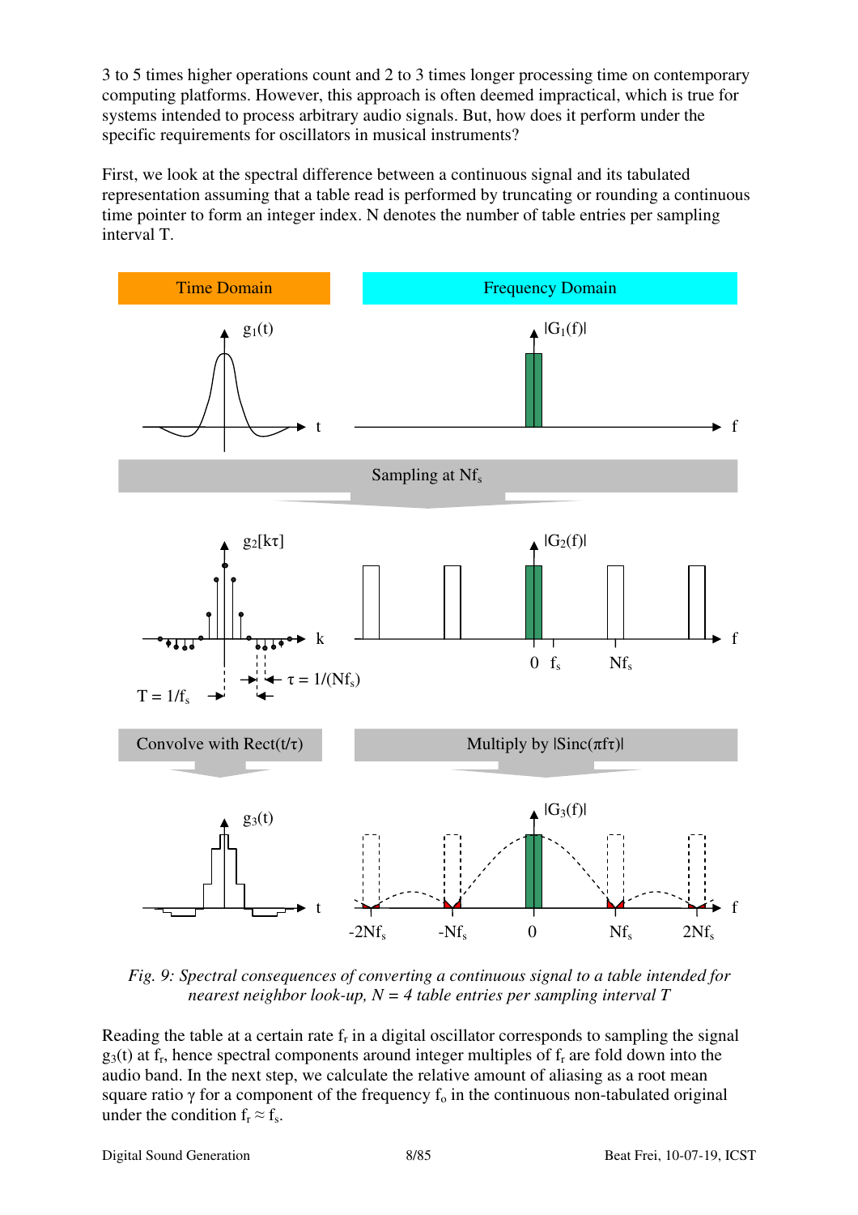3 to 5 times higher operations count and 2 to 3 times longer processing time on contemporary computing platforms. However, this approach is often deemed impractical, which is true for systems intended to process arbitrary audio signals. But, how does it perform under the specific requirements for oscillators in musical instruments?

First, we look at the spectral difference between a continuous signal and its tabulated representation assuming that a table read is performed by truncating or rounding a continuous time pointer to form an integer index. N denotes the number of table entries per sampling interval T.

*Fig. 9: Spectral consequences of converting a continuous signal to a table intended for nearest neighbor look-up, N = 4 table entries per sampling interval T*

Reading the table at a certain rate $f_r$ in a digital oscillator corresponds to sampling the signal $g_3(t)$ at $f_r$, hence spectral components around integer multiples of $f_r$ are fold down into the audio band. In the next step, we calculate the relative amount of aliasing as a root mean square ratio $\gamma$ for a component of the frequency $f_o$ in the continuous non-tabulated original under the condition $f_r \approx f_s$.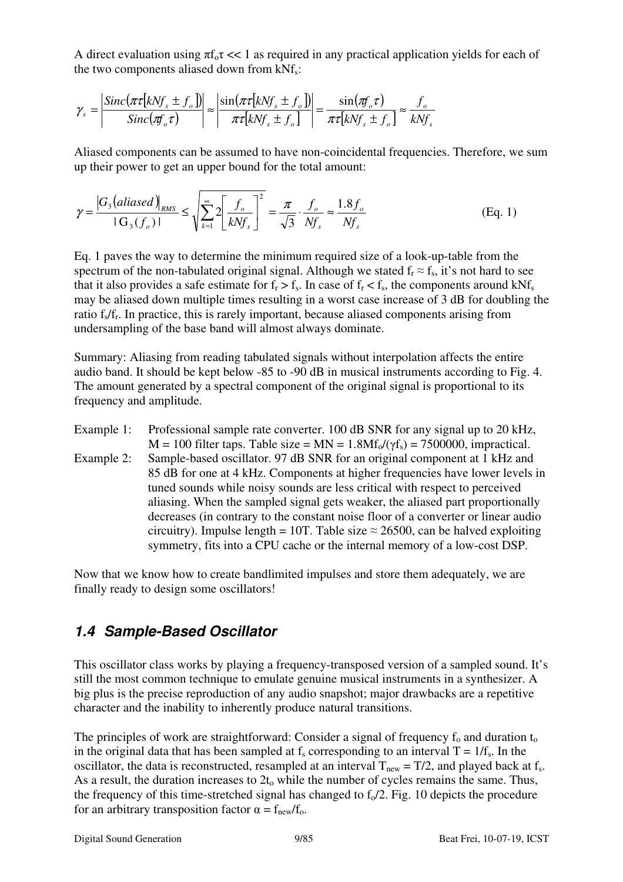A direct evaluation using $\pi f_o\tau << 1$ as required in any practical application yields for each of the two components aliased down from $kNf_s$:

$$\gamma_s = \left|\frac{Sinc(\pi\tau[kNf_s \pm f_o])}{Sinc(\pi f_o\tau)}\right| \approx \left|\frac{\sin(\pi\tau[kNf_s \pm f_o])}{\pi\tau[kNf_s \pm f_o]}\right| = \frac{\sin(\pi f_o\tau)}{\pi\tau[kNf_s \pm f_o]} \approx \frac{f_o}{kNf_s}$$

Aliased components can be assumed to have non-coincidental frequencies. Therefore, we sum up their power to get an upper bound for the total amount:

$$\gamma = \frac{|G_3(aliased)|_{RMS}}{|G_3(f_o)|} \leq \sqrt{\sum_{k=1}^{\infty} 2\left[\frac{f_o}{kNf_s}\right]^2} = \frac{\pi}{\sqrt{3}} \cdot \frac{f_o}{Nf_s} \approx \frac{1.8 f_o}{Nf_s} \qquad \text{(Eq. 1)}$$

Eq. 1 paves the way to determine the minimum required size of a look-up-table from the spectrum of the non-tabulated original signal. Although we stated $f_r \approx f_s$, it's not hard to see that it also provides a safe estimate for $f_r > f_s$. In case of $f_r < f_s$, the components around $kNf_s$ may be aliased down multiple times resulting in a worst case increase of 3 dB for doubling the ratio $f_s/f_r$. In practice, this is rarely important, because aliased components arising from undersampling of the base band will almost always dominate.

Summary: Aliasing from reading tabulated signals without interpolation affects the entire audio band. It should be kept below -85 to -90 dB in musical instruments according to Fig. 4. The amount generated by a spectral component of the original signal is proportional to its frequency and amplitude.

Example 1: Professional sample rate converter. 100 dB SNR for any signal up to 20 kHz, $M = 100$ filter taps. Table size = MN = $1.8Mf_o/(\gamma f_s) = 7500000$, impractical.

Example 2: Sample-based oscillator. 97 dB SNR for an original component at 1 kHz and 85 dB for one at 4 kHz. Components at higher frequencies have lower levels in tuned sounds while noisy sounds are less critical with respect to perceived aliasing. When the sampled signal gets weaker, the aliased part proportionally decreases (in contrary to the constant noise floor of a converter or linear audio circuitry). Impulse length = 10T. Table size ≈ 26500, can be halved exploiting symmetry, fits into a CPU cache or the internal memory of a low-cost DSP.

Now that we know how to create bandlimited impulses and store them adequately, we are finally ready to design some oscillators!

## 1.4 Sample-Based Oscillator

This oscillator class works by playing a frequency-transposed version of a sampled sound. It's still the most common technique to emulate genuine musical instruments in a synthesizer. A big plus is the precise reproduction of any audio snapshot; major drawbacks are a repetitive character and the inability to inherently produce natural transitions.

The principles of work are straightforward: Consider a signal of frequency $f_o$ and duration $t_o$ in the original data that has been sampled at $f_s$ corresponding to an interval $T = 1/f_s$. In the oscillator, the data is reconstructed, resampled at an interval $T_{new} = T/2$, and played back at $f_s$. As a result, the duration increases to $2t_o$ while the number of cycles remains the same. Thus, the frequency of this time-stretched signal has changed to $f_o/2$. Fig. 10 depicts the procedure for an arbitrary transposition factor $\alpha = f_{new}/f_o$.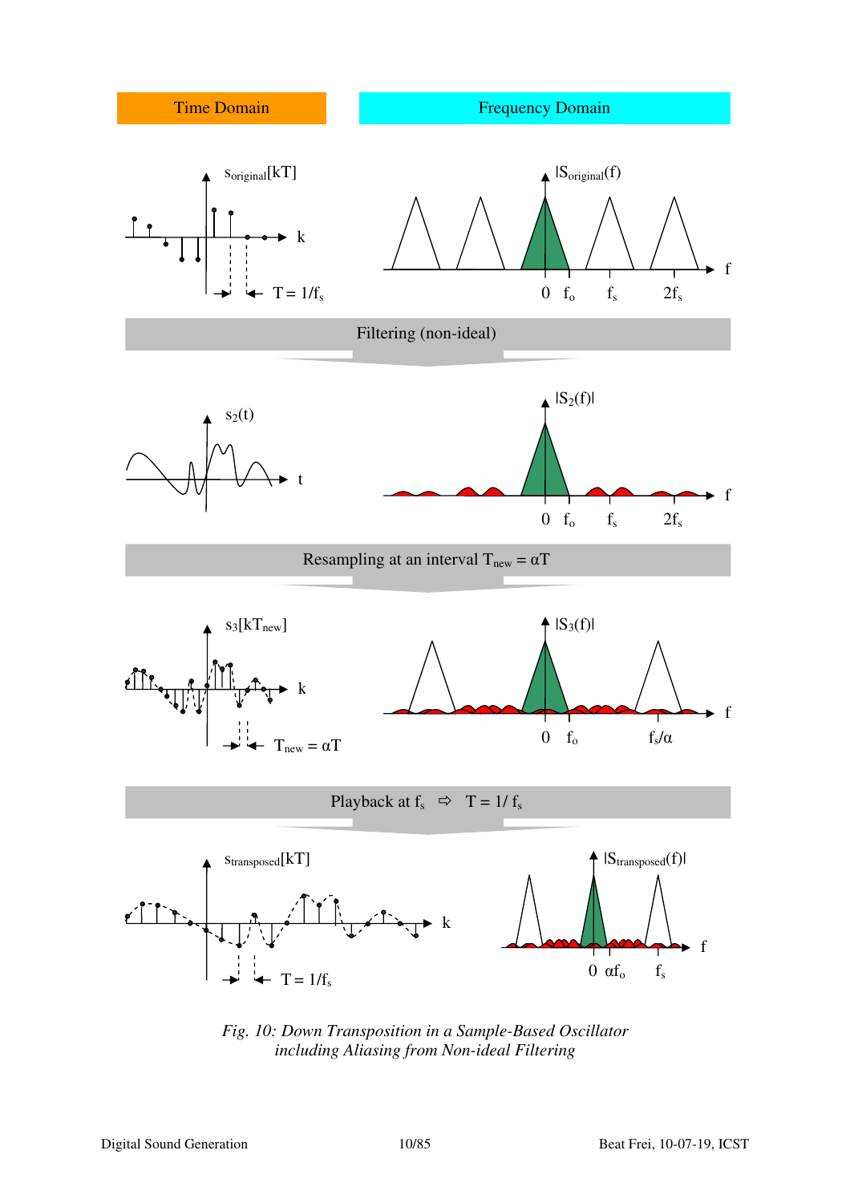*Fig. 10: Down Transposition in a Sample-Based Oscillator including Aliasing from Non-ideal Filtering*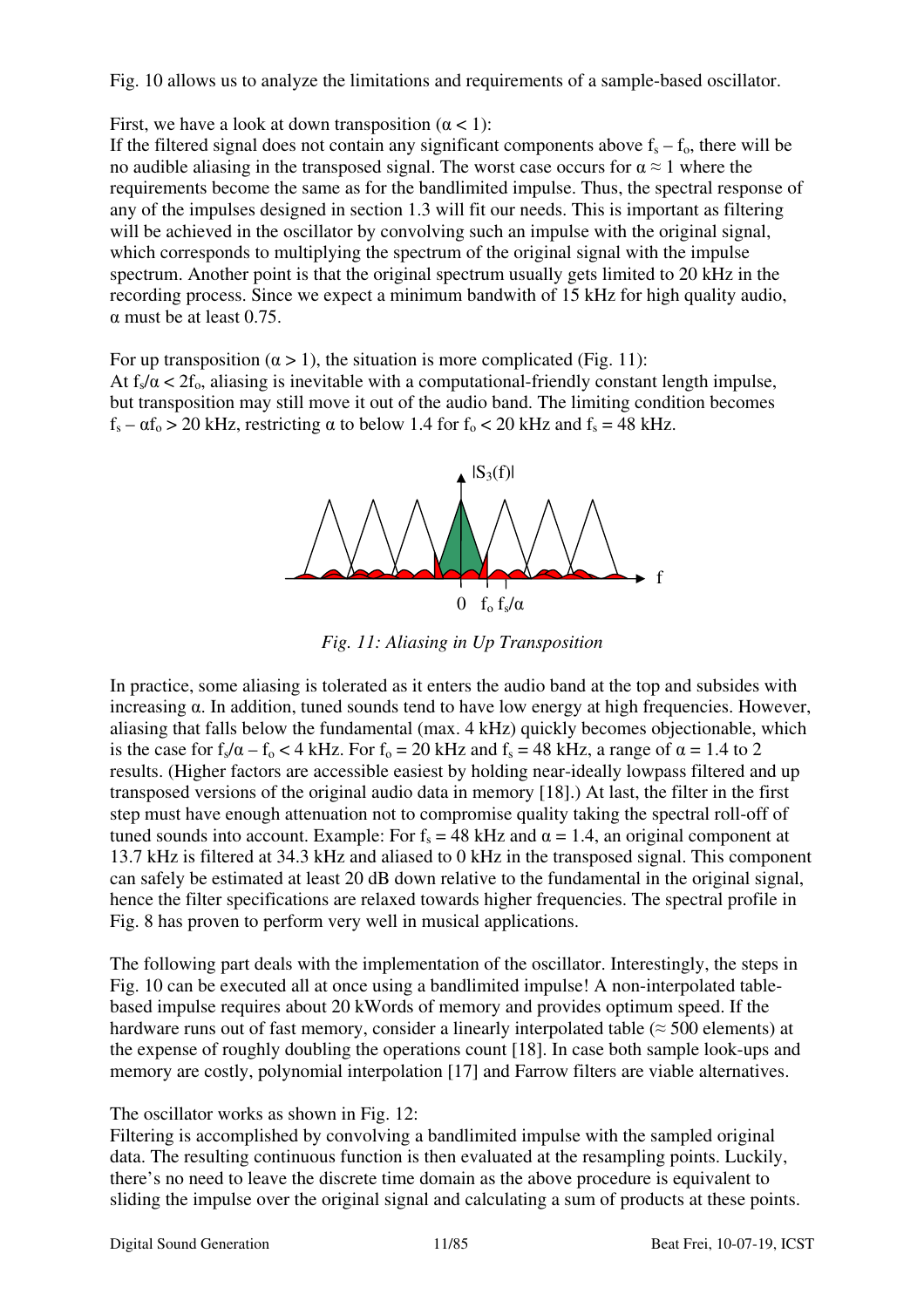Fig. 10 allows us to analyze the limitations and requirements of a sample-based oscillator.

First, we have a look at down transposition ($\alpha < 1$):
If the filtered signal does not contain any significant components above $f_s - f_o$, there will be no audible aliasing in the transposed signal. The worst case occurs for $\alpha \approx 1$ where the requirements become the same as for the bandlimited impulse. Thus, the spectral response of any of the impulses designed in section 1.3 will fit our needs. This is important as filtering will be achieved in the oscillator by convolving such an impulse with the original signal, which corresponds to multiplying the spectrum of the original signal with the impulse spectrum. Another point is that the original spectrum usually gets limited to 20 kHz in the recording process. Since we expect a minimum bandwith of 15 kHz for high quality audio, $\alpha$ must be at least 0.75.

For up transposition ($\alpha > 1$), the situation is more complicated (Fig. 11):
At $f_s/\alpha < 2f_o$, aliasing is inevitable with a computational-friendly constant length impulse, but transposition may still move it out of the audio band. The limiting condition becomes $f_s - \alpha f_o > 20$ kHz, restricting $\alpha$ to below 1.4 for $f_o < 20$ kHz and $f_s = 48$ kHz.

*Fig. 11: Aliasing in Up Transposition*

In practice, some aliasing is tolerated as it enters the audio band at the top and subsides with increasing $\alpha$. In addition, tuned sounds tend to have low energy at high frequencies. However, aliasing that falls below the fundamental (max. 4 kHz) quickly becomes objectionable, which is the case for $f_s/\alpha - f_o < 4$ kHz. For $f_o = 20$ kHz and $f_s = 48$ kHz, a range of $\alpha = 1.4$ to 2 results. (Higher factors are accessible easiest by holding near-ideally lowpass filtered and up transposed versions of the original audio data in memory [18].) At last, the filter in the first step must have enough attenuation not to compromise quality taking the spectral roll-off of tuned sounds into account. Example: For $f_s = 48$ kHz and $\alpha = 1.4$, an original component at 13.7 kHz is filtered at 34.3 kHz and aliased to 0 kHz in the transposed signal. This component can safely be estimated at least 20 dB down relative to the fundamental in the original signal, hence the filter specifications are relaxed towards higher frequencies. The spectral profile in Fig. 8 has proven to perform very well in musical applications.

The following part deals with the implementation of the oscillator. Interestingly, the steps in Fig. 10 can be executed all at once using a bandlimited impulse! A non-interpolated table-based impulse requires about 20 kWords of memory and provides optimum speed. If the hardware runs out of fast memory, consider a linearly interpolated table ($\approx$ 500 elements) at the expense of roughly doubling the operations count [18]. In case both sample look-ups and memory are costly, polynomial interpolation [17] and Farrow filters are viable alternatives.

The oscillator works as shown in Fig. 12:
Filtering is accomplished by convolving a bandlimited impulse with the sampled original data. The resulting continuous function is then evaluated at the resampling points. Luckily, there's no need to leave the discrete time domain as the above procedure is equivalent to sliding the impulse over the original signal and calculating a sum of products at these points.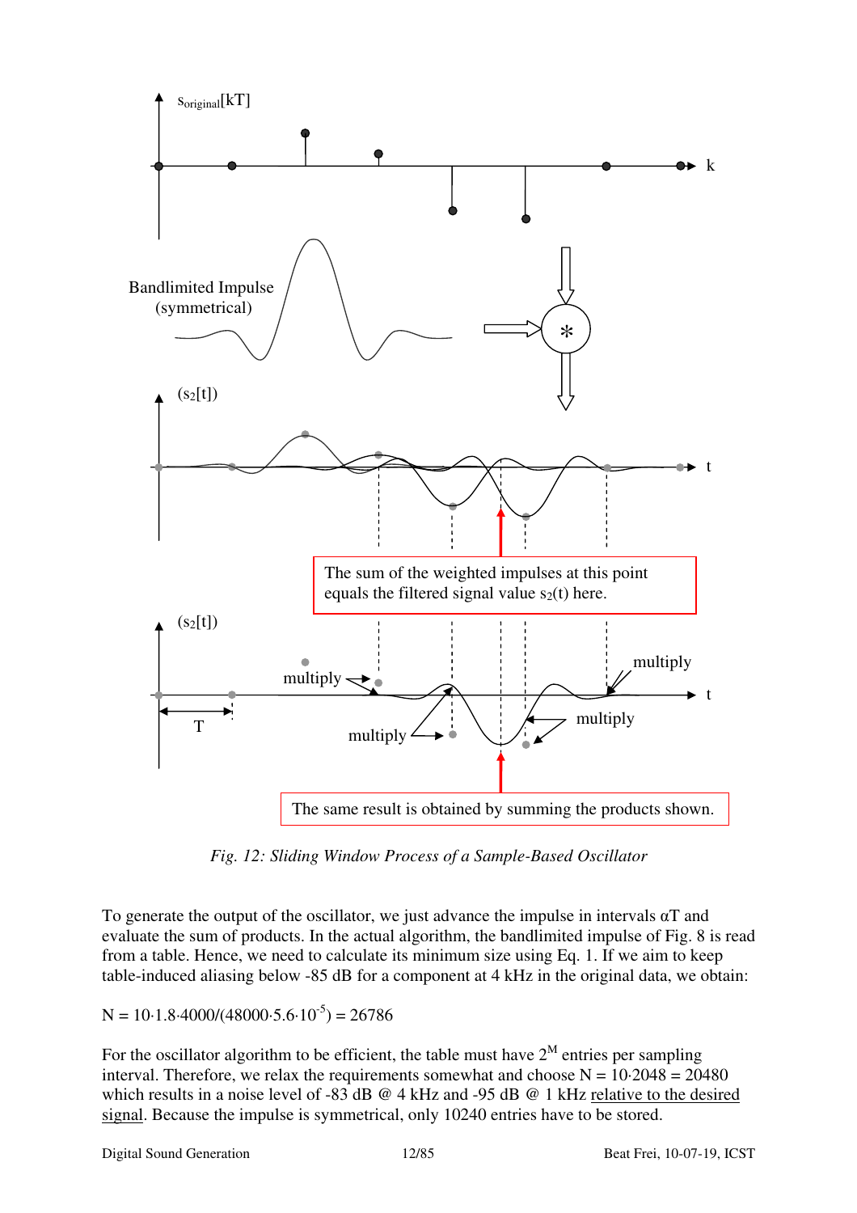*Fig. 12: Sliding Window Process of a Sample-Based Oscillator*

To generate the output of the oscillator, we just advance the impulse in intervals $\alpha T$ and evaluate the sum of products. In the actual algorithm, the bandlimited impulse of Fig. 8 is read from a table. Hence, we need to calculate its minimum size using Eq. 1. If we aim to keep table-induced aliasing below -85 dB for a component at 4 kHz in the original data, we obtain:

$$N = 10 \cdot 1.8 \cdot 4000 / (48000 \cdot 5.6 \cdot 10^{-5}) = 26786$$

For the oscillator algorithm to be efficient, the table must have $2^M$ entries per sampling interval. Therefore, we relax the requirements somewhat and choose $N = 10 \cdot 2048 = 20480$ which results in a noise level of -83 dB @ 4 kHz and -95 dB @ 1 kHz relative to the desired signal. Because the impulse is symmetrical, only 10240 entries have to be stored.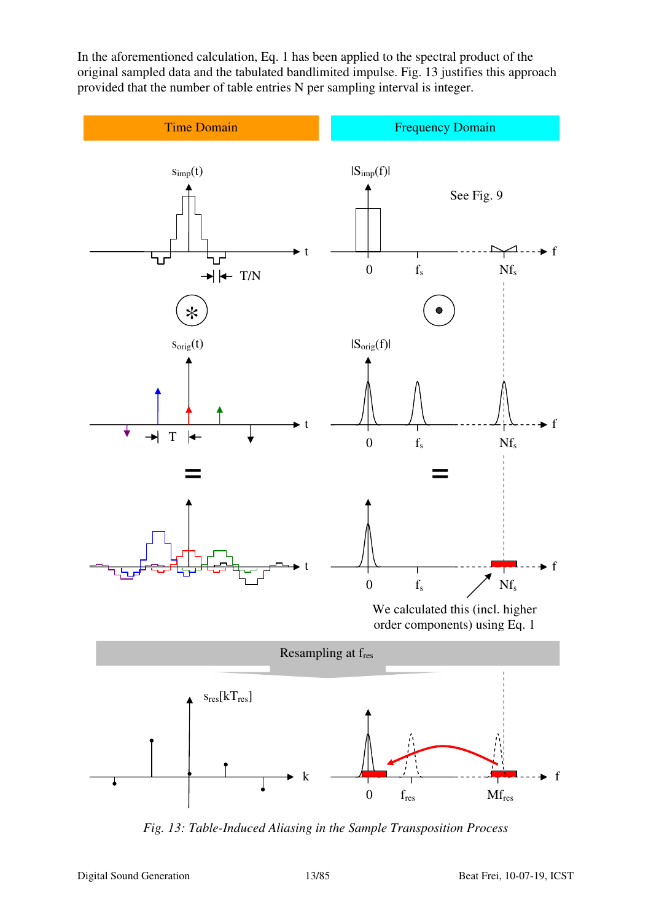In the aforementioned calculation, Eq. 1 has been applied to the spectral product of the original sampled data and the tabulated bandlimited impulse. Fig. 13 justifies this approach provided that the number of table entries N per sampling interval is integer.

| Time Domain | Frequency Domain |
| --- | --- |
| $s_{imp}(t)$, T/N | $\lvert S_{imp}(f) \rvert$, See Fig. 9, 0, $f_s$, $Nf_s$ |
| ⊛ | ⊙ |
| $s_{orig}(t)$, T | $\lvert S_{orig}(f) \rvert$, 0, $f_s$, $Nf_s$ |
| = | = |
| t | 0, $f_s$, $Nf_s$, We calculated this (incl. higher order components) using Eq. 1 |

Resampling at $f_{res}$

| $s_{res}[kT_{res}]$, k | 0, $f_{res}$, $Mf_{res}$ |
| --- | --- |

*Fig. 13: Table-Induced Aliasing in the Sample Transposition Process*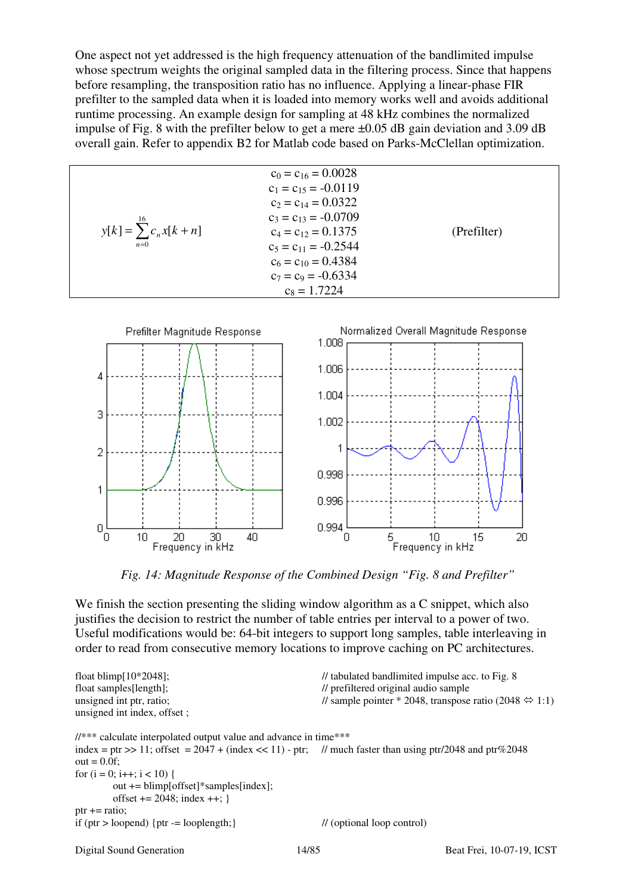One aspect not yet addressed is the high frequency attenuation of the bandlimited impulse whose spectrum weights the original sampled data in the filtering process. Since that happens before resampling, the transposition ratio has no influence. Applying a linear-phase FIR prefilter to the sampled data when it is loaded into memory works well and avoids additional runtime processing. An example design for sampling at 48 kHz combines the normalized impulse of Fig. 8 with the prefilter below to get a mere ±0.05 dB gain deviation and 3.09 dB overall gain. Refer to appendix B2 for Matlab code based on Parks-McClellan optimization.

$$y[k] = \sum_{n=0}^{16} c_n x[k+n] \qquad \text{(Prefilter)}$$

$c_0 = c_{16} = 0.0028$
$c_1 = c_{15} = -0.0119$
$c_2 = c_{14} = 0.0322$
$c_3 = c_{13} = -0.0709$
$c_4 = c_{12} = 0.1375$
$c_5 = c_{11} = -0.2544$
$c_6 = c_{10} = 0.4384$
$c_7 = c_9 = -0.6334$
$c_8 = 1.7224$

*Fig. 14: Magnitude Response of the Combined Design "Fig. 8 and Prefilter"*

We finish the section presenting the sliding window algorithm as a C snippet, which also justifies the decision to restrict the number of table entries per interval to a power of two. Useful modifications would be: 64-bit integers to support long samples, table interleaving in order to read from consecutive memory locations to improve caching on PC architectures.

```
float blimp[10*2048];                    // tabulated bandlimited impulse acc. to Fig. 8
float samples[length];                   // prefiltered original audio sample
unsigned int ptr, ratio;                 // sample pointer * 2048, transpose ratio (2048 ⇔ 1:1)
unsigned int index, offset ;

//*** calculate interpolated output value and advance in time***
index = ptr >> 11; offset  = 2047 + (index << 11) - ptr;   // much faster than using ptr/2048 and ptr%2048
out = 0.0f;
for (i = 0; i++; i < 10) {
        out += blimp[offset]*samples[index];
        offset += 2048; index ++; }
ptr += ratio;
if (ptr > loopend) {ptr -= looplength;}                     // (optional loop control)
```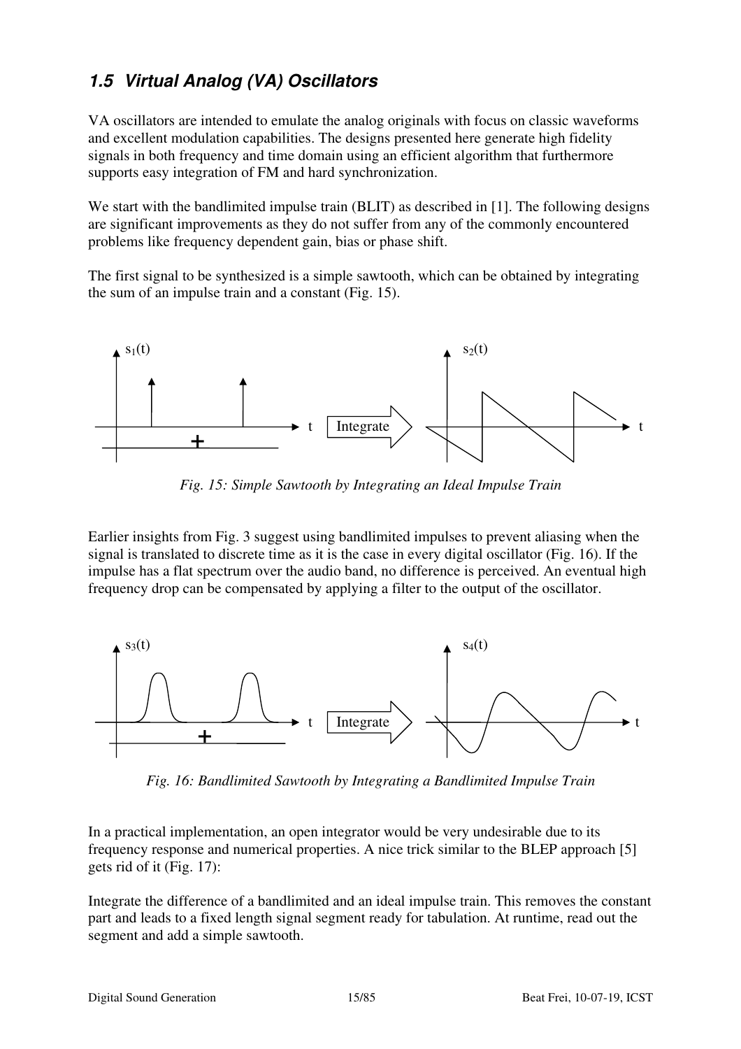## 1.5 Virtual Analog (VA) Oscillators

VA oscillators are intended to emulate the analog originals with focus on classic waveforms and excellent modulation capabilities. The designs presented here generate high fidelity signals in both frequency and time domain using an efficient algorithm that furthermore supports easy integration of FM and hard synchronization.

We start with the bandlimited impulse train (BLIT) as described in [1]. The following designs are significant improvements as they do not suffer from any of the commonly encountered problems like frequency dependent gain, bias or phase shift.

The first signal to be synthesized is a simple sawtooth, which can be obtained by integrating the sum of an impulse train and a constant (Fig. 15).

*Fig. 15: Simple Sawtooth by Integrating an Ideal Impulse Train*

Earlier insights from Fig. 3 suggest using bandlimited impulses to prevent aliasing when the signal is translated to discrete time as it is the case in every digital oscillator (Fig. 16). If the impulse has a flat spectrum over the audio band, no difference is perceived. An eventual high frequency drop can be compensated by applying a filter to the output of the oscillator.

*Fig. 16: Bandlimited Sawtooth by Integrating a Bandlimited Impulse Train*

In a practical implementation, an open integrator would be very undesirable due to its frequency response and numerical properties. A nice trick similar to the BLEP approach [5] gets rid of it (Fig. 17):

Integrate the difference of a bandlimited and an ideal impulse train. This removes the constant part and leads to a fixed length signal segment ready for tabulation. At runtime, read out the segment and add a simple sawtooth.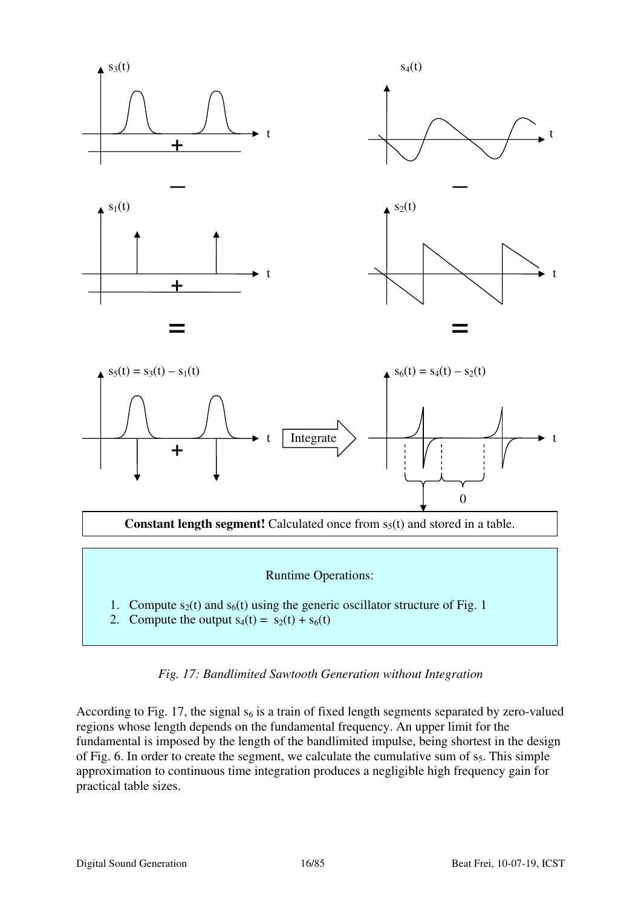$s_3(t)$ $s_4(t)$

$s_1(t)$ $s_2(t)$

$s_5(t) = s_3(t) - s_1(t)$ Integrate $s_6(t) = s_4(t) - s_2(t)$

0

**Constant length segment!** Calculated once from $s_5(t)$ and stored in a table.

Runtime Operations:

1. Compute $s_2(t)$ and $s_6(t)$ using the generic oscillator structure of Fig. 1
2. Compute the output $s_4(t) = s_2(t) + s_6(t)$

*Fig. 17: Bandlimited Sawtooth Generation without Integration*

According to Fig. 17, the signal $s_6$ is a train of fixed length segments separated by zero-valued regions whose length depends on the fundamental frequency. An upper limit for the fundamental is imposed by the length of the bandlimited impulse, being shortest in the design of Fig. 6. In order to create the segment, we calculate the cumulative sum of $s_5$. This simple approximation to continuous time integration produces a negligible high frequency gain for practical table sizes.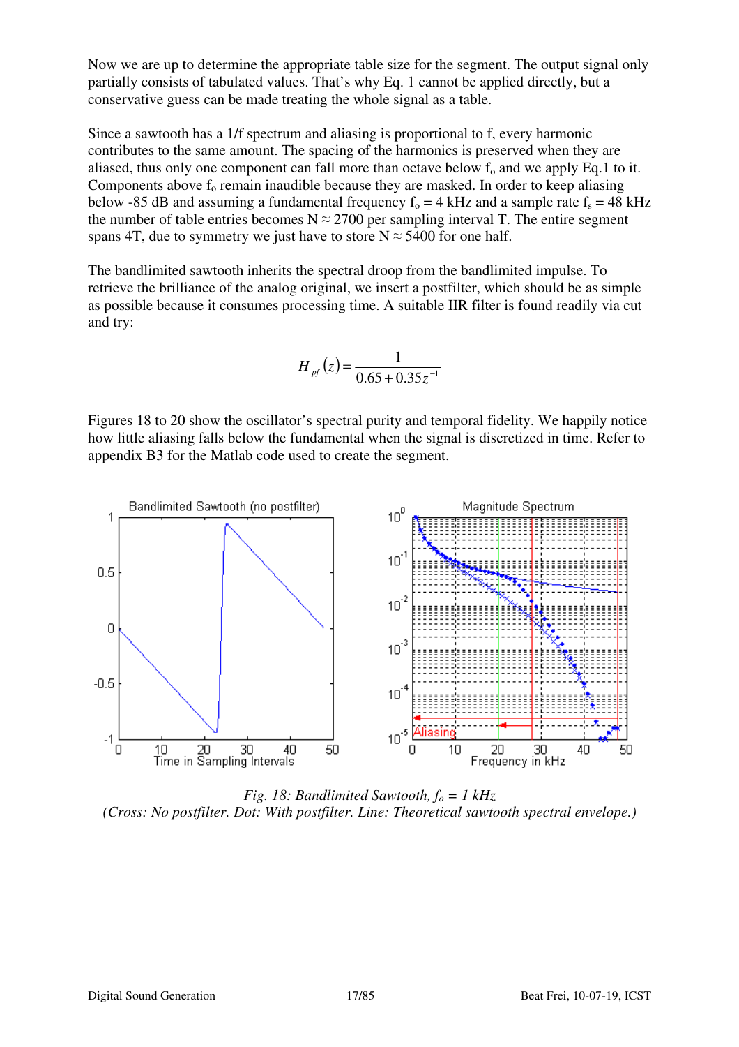Now we are up to determine the appropriate table size for the segment. The output signal only partially consists of tabulated values. That's why Eq. 1 cannot be applied directly, but a conservative guess can be made treating the whole signal as a table.

Since a sawtooth has a 1/f spectrum and aliasing is proportional to f, every harmonic contributes to the same amount. The spacing of the harmonics is preserved when they are aliased, thus only one component can fall more than octave below $f_o$ and we apply Eq.1 to it. Components above $f_o$ remain inaudible because they are masked. In order to keep aliasing below -85 dB and assuming a fundamental frequency $f_o = 4$ kHz and a sample rate $f_s = 48$ kHz the number of table entries becomes $N \approx 2700$ per sampling interval T. The entire segment spans 4T, due to symmetry we just have to store $N \approx 5400$ for one half.

The bandlimited sawtooth inherits the spectral droop from the bandlimited impulse. To retrieve the brilliance of the analog original, we insert a postfilter, which should be as simple as possible because it consumes processing time. A suitable IIR filter is found readily via cut and try:

$$H_{pf}(z) = \frac{1}{0.65 + 0.35z^{-1}}$$

Figures 18 to 20 show the oscillator's spectral purity and temporal fidelity. We happily notice how little aliasing falls below the fundamental when the signal is discretized in time. Refer to appendix B3 for the Matlab code used to create the segment.

*Fig. 18: Bandlimited Sawtooth, $f_o$ = 1 kHz*
*(Cross: No postfilter. Dot: With postfilter. Line: Theoretical sawtooth spectral envelope.)*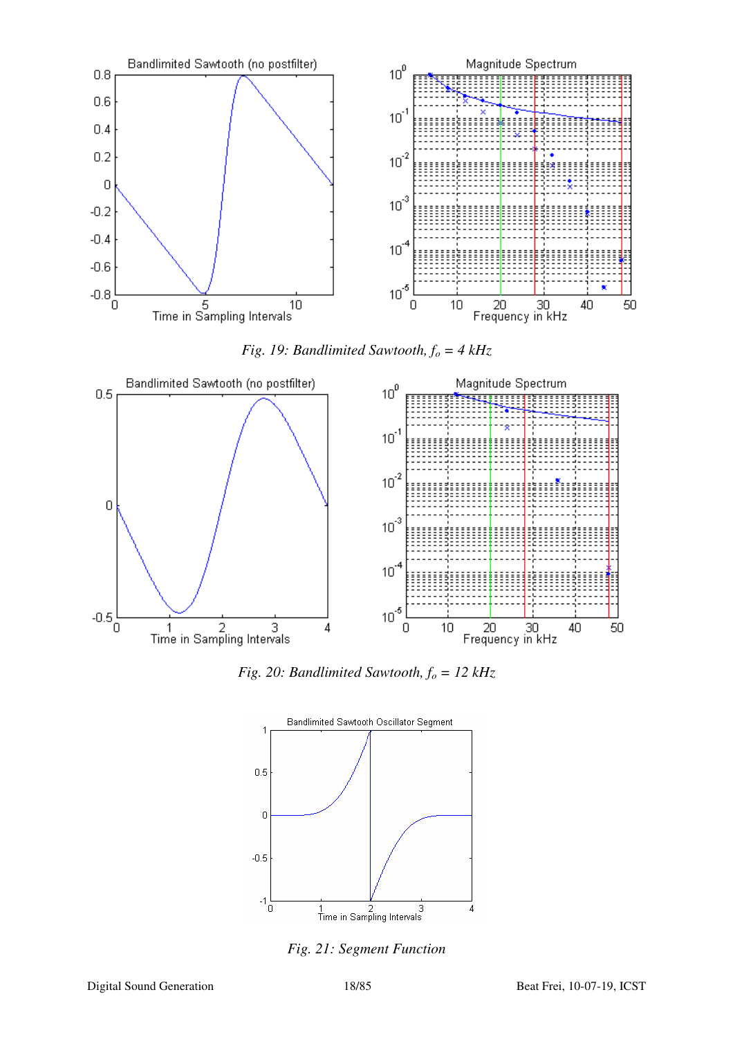*Fig. 19: Bandlimited Sawtooth, $f_o$ = 4 kHz*

*Fig. 20: Bandlimited Sawtooth, $f_o$ = 12 kHz*

*Fig. 21: Segment Function*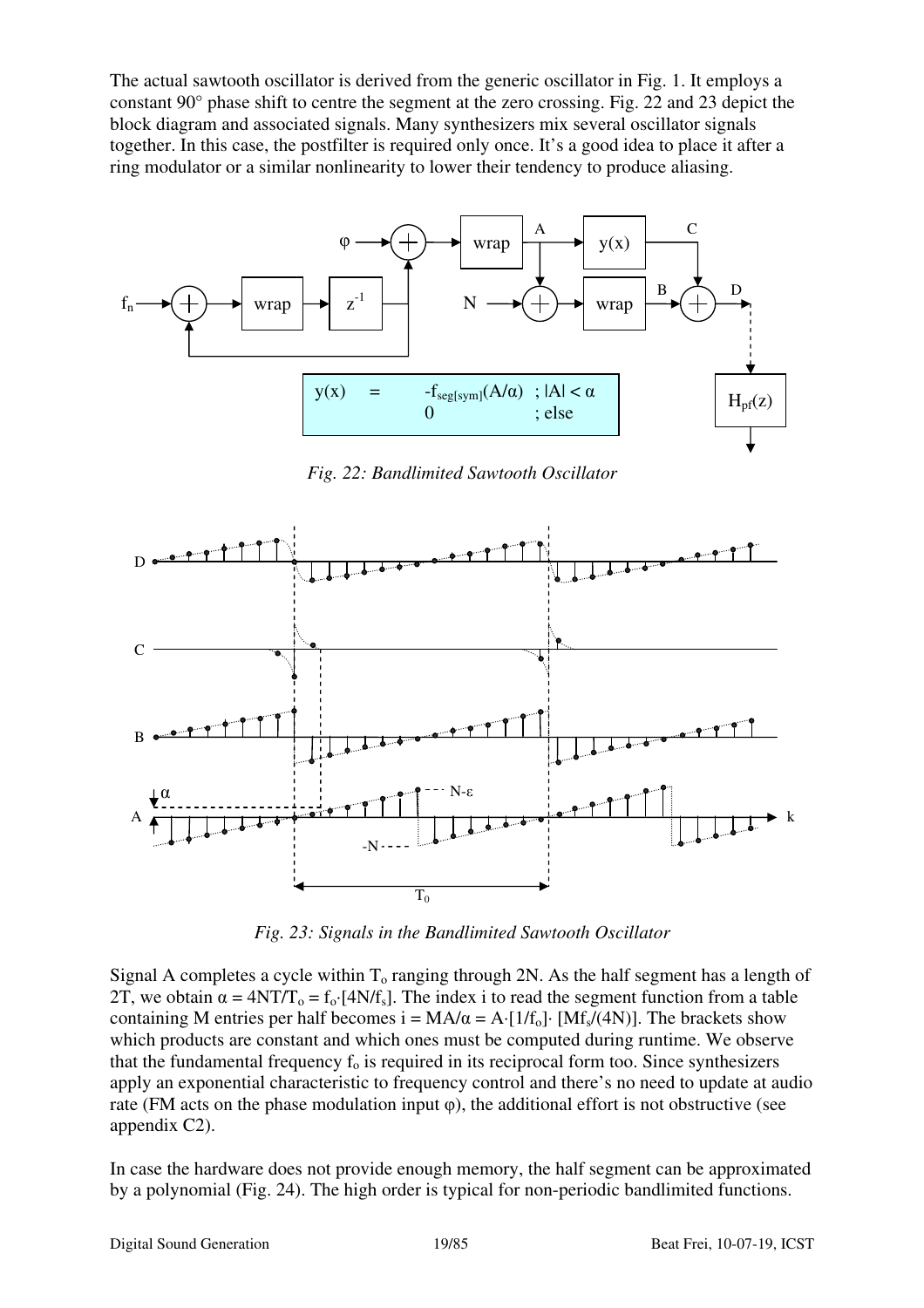The actual sawtooth oscillator is derived from the generic oscillator in Fig. 1. It employs a constant 90° phase shift to centre the segment at the zero crossing. Fig. 22 and 23 depict the block diagram and associated signals. Many synthesizers mix several oscillator signals together. In this case, the postfilter is required only once. It's a good idea to place it after a ring modulator or a similar nonlinearity to lower their tendency to produce aliasing.

*Fig. 22: Bandlimited Sawtooth Oscillator*

*Fig. 23: Signals in the Bandlimited Sawtooth Oscillator*

Signal A completes a cycle within $T_o$ ranging through 2N. As the half segment has a length of 2T, we obtain $\alpha = 4NT/T_o = f_o \cdot [4N/f_s]$. The index i to read the segment function from a table containing M entries per half becomes $i = MA/\alpha = A \cdot [1/f_o] \cdot [Mf_s/(4N)]$. The brackets show which products are constant and which ones must be computed during runtime. We observe that the fundamental frequency $f_o$ is required in its reciprocal form too. Since synthesizers apply an exponential characteristic to frequency control and there's no need to update at audio rate (FM acts on the phase modulation input φ), the additional effort is not obstructive (see appendix C2).

In case the hardware does not provide enough memory, the half segment can be approximated by a polynomial (Fig. 24). The high order is typical for non-periodic bandlimited functions.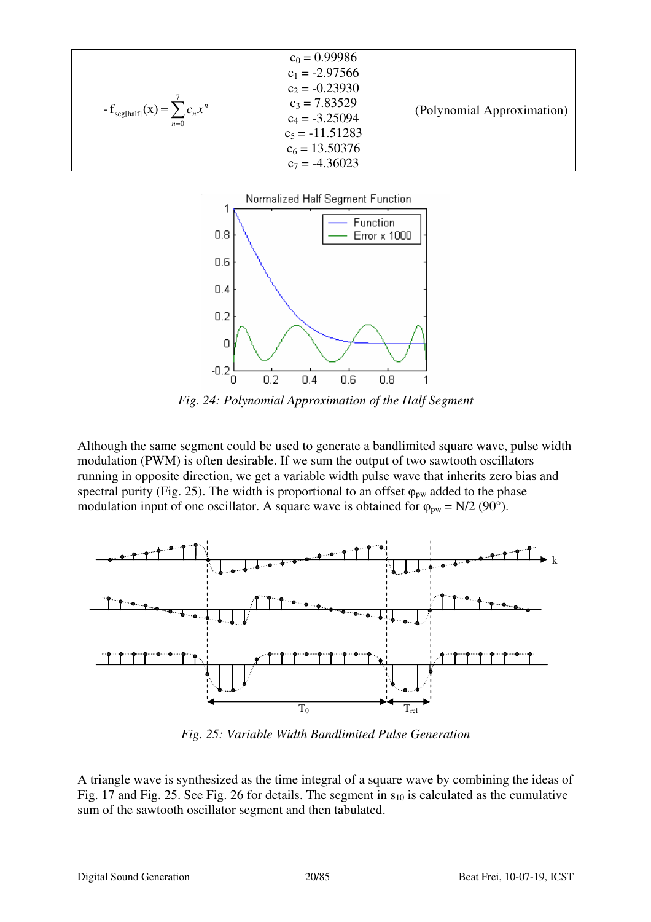| $-f_{seg[half]}(x) = \sum_{n=0}^{7} c_n x^n$ | $c_0 = 0.99986$<br>$c_1 = -2.97566$<br>$c_2 = -0.23930$<br>$c_3 = 7.83529$<br>$c_4 = -3.25094$<br>$c_5 = -11.51283$<br>$c_6 = 13.50376$<br>$c_7 = -4.36023$ | (Polynomial Approximation) |
|---|---|---|

*Fig. 24: Polynomial Approximation of the Half Segment*

Although the same segment could be used to generate a bandlimited square wave, pulse width modulation (PWM) is often desirable. If we sum the output of two sawtooth oscillators running in opposite direction, we get a variable width pulse wave that inherits zero bias and spectral purity (Fig. 25). The width is proportional to an offset $\varphi_{pw}$ added to the phase modulation input of one oscillator. A square wave is obtained for $\varphi_{pw} = N/2$ (90°).

*Fig. 25: Variable Width Bandlimited Pulse Generation*

A triangle wave is synthesized as the time integral of a square wave by combining the ideas of Fig. 17 and Fig. 25. See Fig. 26 for details. The segment in $s_{10}$ is calculated as the cumulative sum of the sawtooth oscillator segment and then tabulated.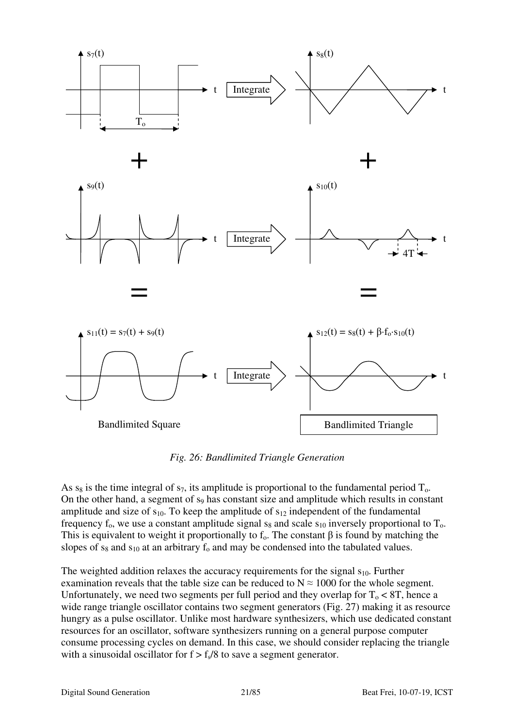*Fig. 26: Bandlimited Triangle Generation*

As $s_8$ is the time integral of $s_7$, its amplitude is proportional to the fundamental period $T_o$. On the other hand, a segment of $s_9$ has constant size and amplitude which results in constant amplitude and size of $s_{10}$. To keep the amplitude of $s_{12}$ independent of the fundamental frequency $f_o$, we use a constant amplitude signal $s_8$ and scale $s_{10}$ inversely proportional to $T_o$. This is equivalent to weight it proportionally to $f_o$. The constant $\beta$ is found by matching the slopes of $s_8$ and $s_{10}$ at an arbitrary $f_o$ and may be condensed into the tabulated values.

The weighted addition relaxes the accuracy requirements for the signal $s_{10}$. Further examination reveals that the table size can be reduced to $N \approx 1000$ for the whole segment. Unfortunately, we need two segments per full period and they overlap for $T_o < 8T$, hence a wide range triangle oscillator contains two segment generators (Fig. 27) making it as resource hungry as a pulse oscillator. Unlike most hardware synthesizers, which use dedicated constant resources for an oscillator, software synthesizers running on a general purpose computer consume processing cycles on demand. In this case, we should consider replacing the triangle with a sinusoidal oscillator for $f > f_s/8$ to save a segment generator.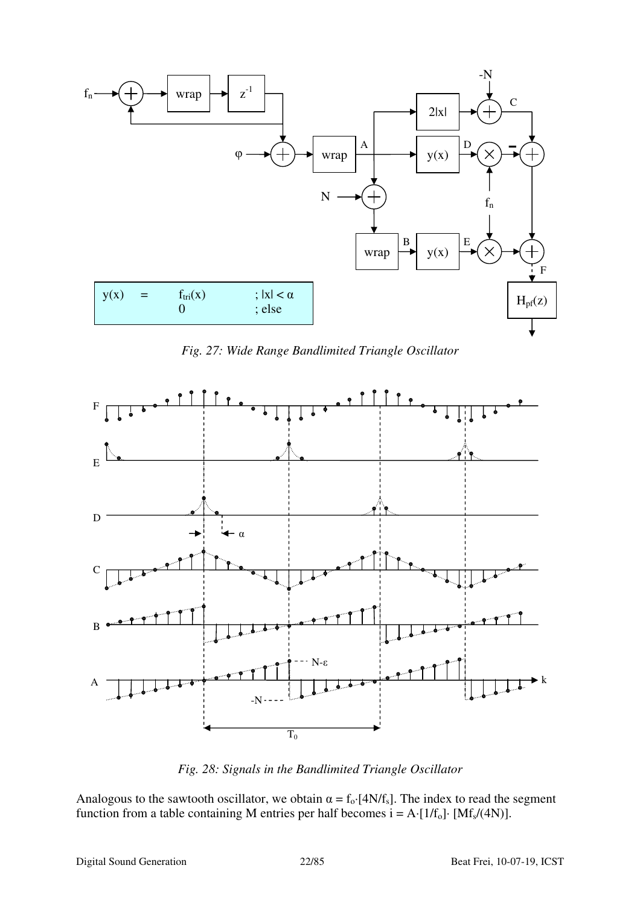*Fig. 27: Wide Range Bandlimited Triangle Oscillator*

*Fig. 28: Signals in the Bandlimited Triangle Oscillator*

Analogous to the sawtooth oscillator, we obtain $\alpha = f_o \cdot [4N/f_s]$. The index to read the segment function from a table containing M entries per half becomes $i = A \cdot [1/f_o] \cdot [Mf_s/(4N)]$.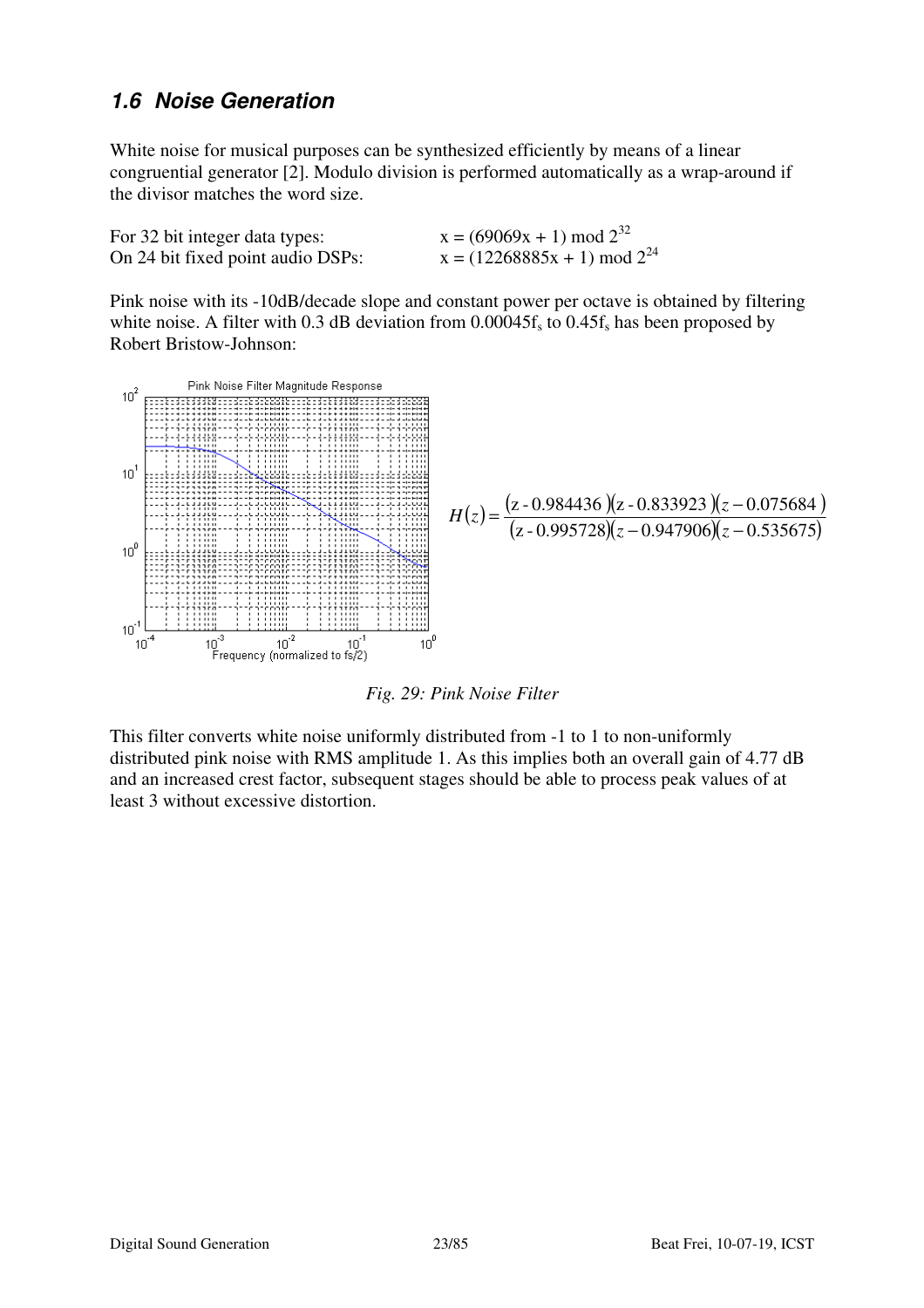## 1.6 Noise Generation

White noise for musical purposes can be synthesized efficiently by means of a linear congruential generator [2]. Modulo division is performed automatically as a wrap-around if the divisor matches the word size.

For 32 bit integer data types: $x = (69069x + 1) \bmod 2^{32}$

On 24 bit fixed point audio DSPs: $x = (12268885x + 1) \bmod 2^{24}$

Pink noise with its -10dB/decade slope and constant power per octave is obtained by filtering white noise. A filter with 0.3 dB deviation from $0.00045f_s$ to $0.45f_s$ has been proposed by Robert Bristow-Johnson:

$$H(z) = \frac{(z - 0.984436)(z - 0.833923)(z - 0.075684)}{(z - 0.995728)(z - 0.947906)(z - 0.535675)}$$

*Fig. 29: Pink Noise Filter*

This filter converts white noise uniformly distributed from -1 to 1 to non-uniformly distributed pink noise with RMS amplitude 1. As this implies both an overall gain of 4.77 dB and an increased crest factor, subsequent stages should be able to process peak values of at least 3 without excessive distortion.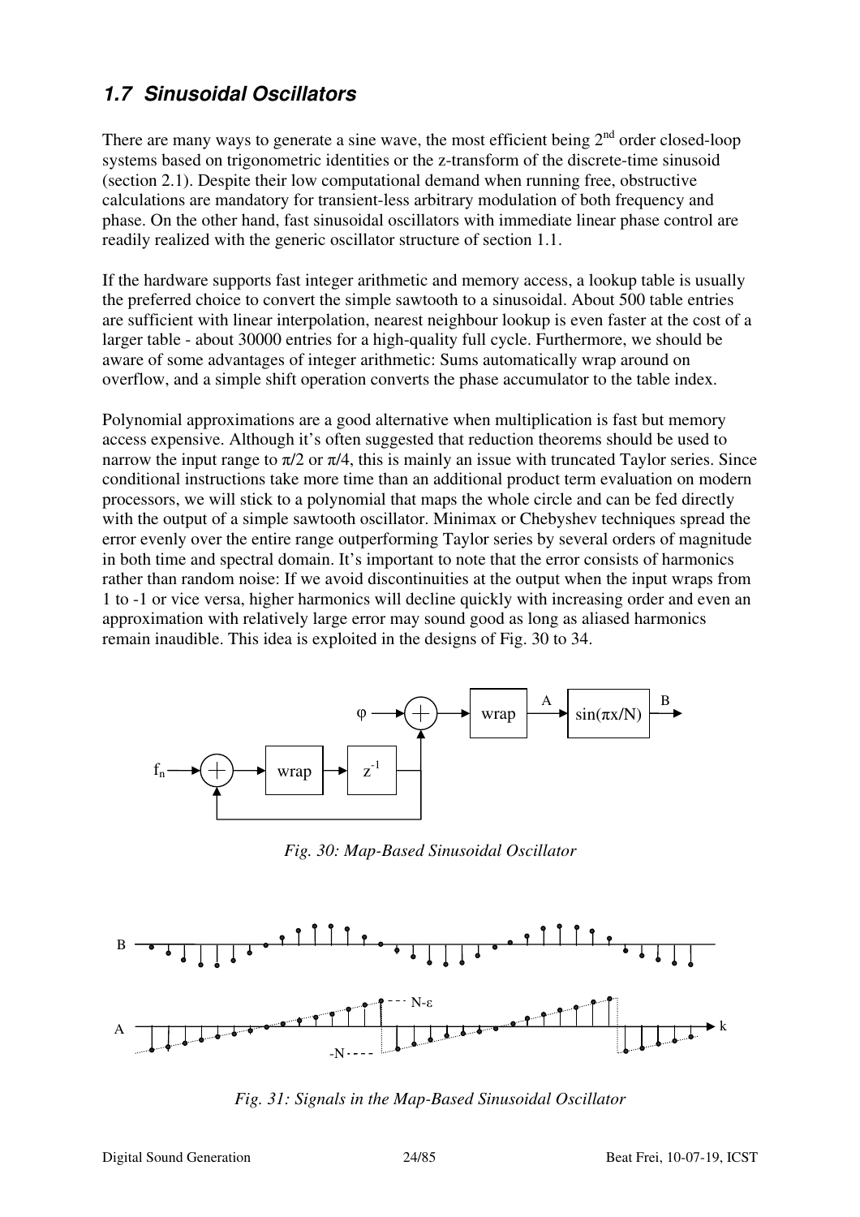## 1.7 Sinusoidal Oscillators

There are many ways to generate a sine wave, the most efficient being 2nd order closed-loop systems based on trigonometric identities or the z-transform of the discrete-time sinusoid (section 2.1). Despite their low computational demand when running free, obstructive calculations are mandatory for transient-less arbitrary modulation of both frequency and phase. On the other hand, fast sinusoidal oscillators with immediate linear phase control are readily realized with the generic oscillator structure of section 1.1.

If the hardware supports fast integer arithmetic and memory access, a lookup table is usually the preferred choice to convert the simple sawtooth to a sinusoidal. About 500 table entries are sufficient with linear interpolation, nearest neighbour lookup is even faster at the cost of a larger table - about 30000 entries for a high-quality full cycle. Furthermore, we should be aware of some advantages of integer arithmetic: Sums automatically wrap around on overflow, and a simple shift operation converts the phase accumulator to the table index.

Polynomial approximations are a good alternative when multiplication is fast but memory access expensive. Although it's often suggested that reduction theorems should be used to narrow the input range to $\pi/2$ or $\pi/4$, this is mainly an issue with truncated Taylor series. Since conditional instructions take more time than an additional product term evaluation on modern processors, we will stick to a polynomial that maps the whole circle and can be fed directly with the output of a simple sawtooth oscillator. Minimax or Chebyshev techniques spread the error evenly over the entire range outperforming Taylor series by several orders of magnitude in both time and spectral domain. It's important to note that the error consists of harmonics rather than random noise: If we avoid discontinuities at the output when the input wraps from 1 to -1 or vice versa, higher harmonics will decline quickly with increasing order and even an approximation with relatively large error may sound good as long as aliased harmonics remain inaudible. This idea is exploited in the designs of Fig. 30 to 34.

*Fig. 30: Map-Based Sinusoidal Oscillator*

*Fig. 31: Signals in the Map-Based Sinusoidal Oscillator*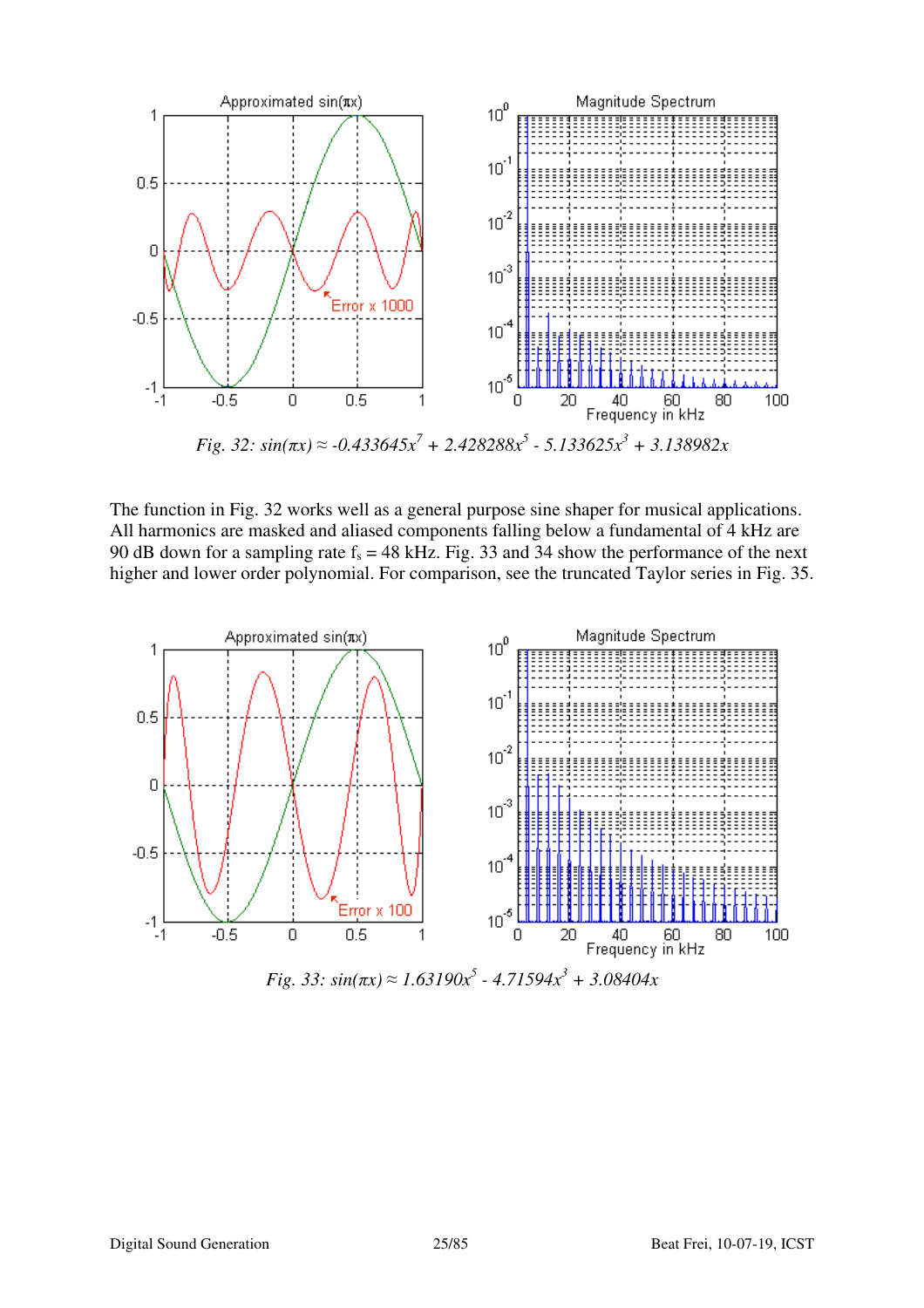*Fig. 32: $\sin(\pi x) \approx -0.433645x^7 + 2.428288x^5 - 5.133625x^3 + 3.138982x$*

The function in Fig. 32 works well as a general purpose sine shaper for musical applications. All harmonics are masked and aliased components falling below a fundamental of 4 kHz are 90 dB down for a sampling rate $f_s = 48$ kHz. Fig. 33 and 34 show the performance of the next higher and lower order polynomial. For comparison, see the truncated Taylor series in Fig. 35.

*Fig. 33: $\sin(\pi x) \approx 1.63190x^5 - 4.71594x^3 + 3.08404x$*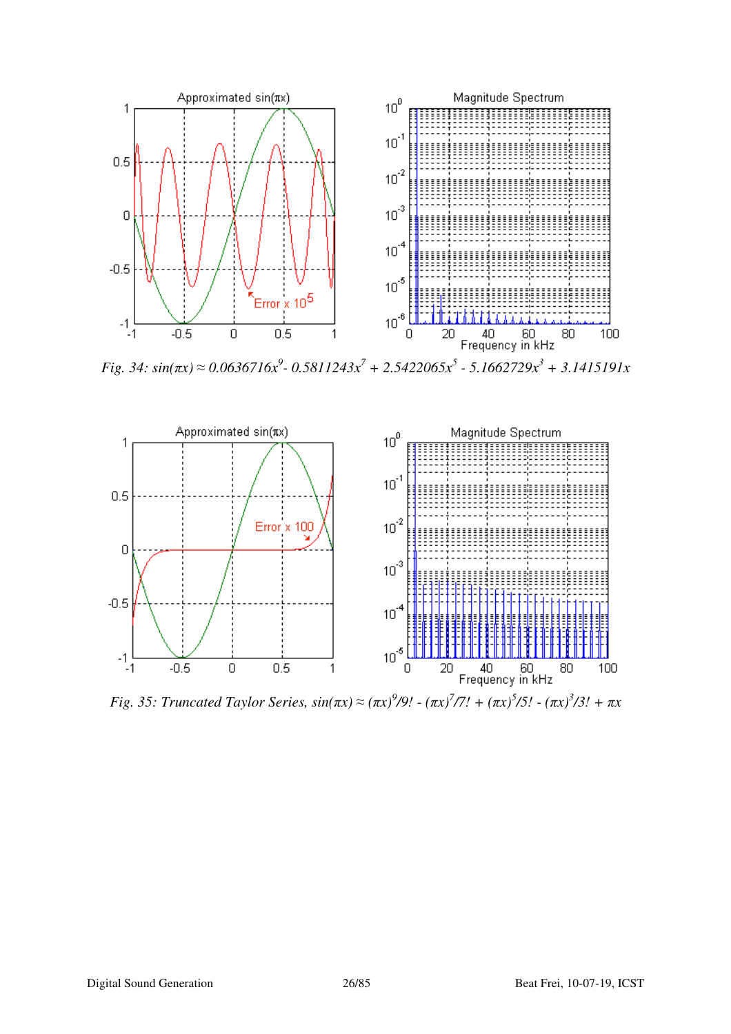*Fig. 34:* $\sin(\pi x) \approx 0.0636716x^9 - 0.5811243x^7 + 2.5422065x^5 - 5.1662729x^3 + 3.1415191x$

*Fig. 35: Truncated Taylor Series,* $\sin(\pi x) \approx (\pi x)^9/9! - (\pi x)^7/7! + (\pi x)^5/5! - (\pi x)^3/3! + \pi x$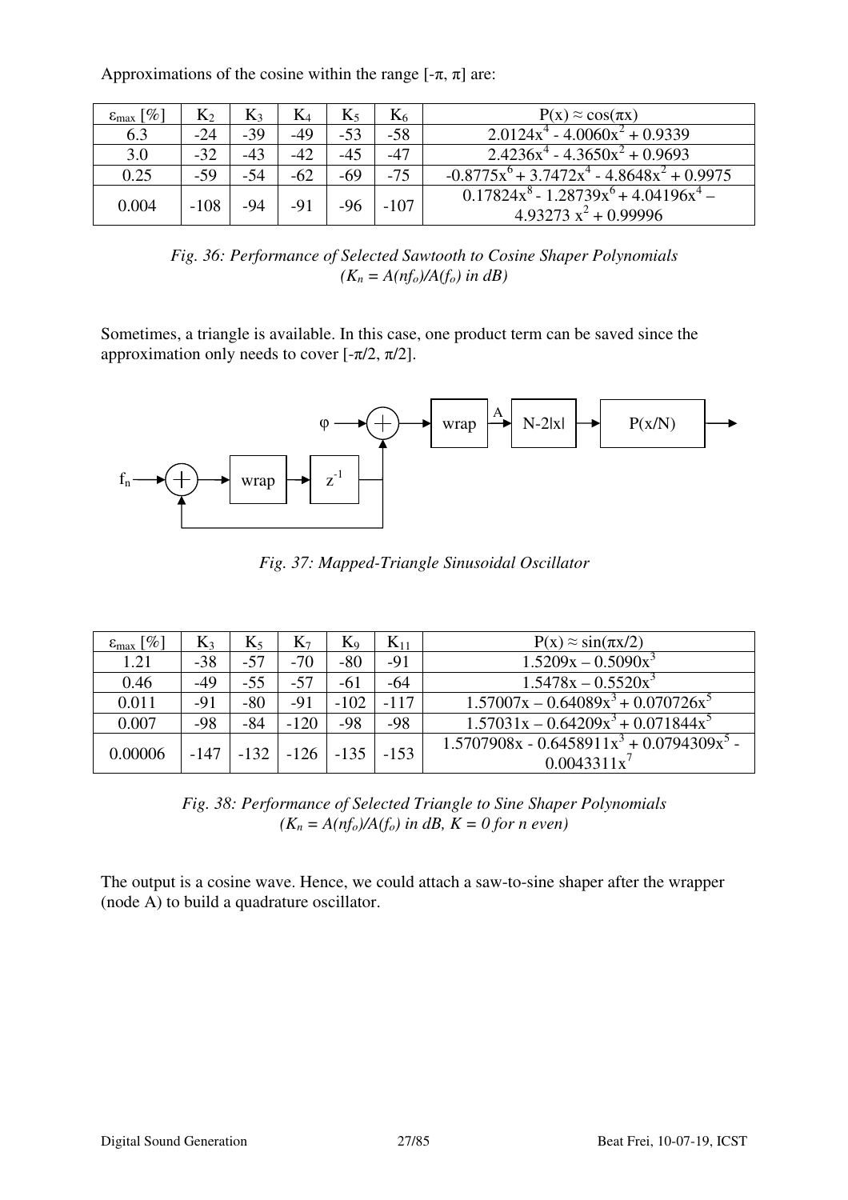Approximations of the cosine within the range [-π, π] are:

| $\varepsilon_{max}$ [%] | $K_2$ | $K_3$ | $K_4$ | $K_5$ | $K_6$ | $P(x) \approx \cos(\pi x)$ |
|---|---|---|---|---|---|---|
| 6.3 | -24 | -39 | -49 | -53 | -58 | $2.0124x^4 - 4.0060x^2 + 0.9339$ |
| 3.0 | -32 | -43 | -42 | -45 | -47 | $2.4236x^4 - 4.3650x^2 + 0.9693$ |
| 0.25 | -59 | -54 | -62 | -69 | -75 | $-0.8775x^6 + 3.7472x^4 - 4.8648x^2 + 0.9975$ |
| 0.004 | -108 | -94 | -91 | -96 | -107 | $0.17824x^8 - 1.28739x^6 + 4.04196x^4 - 4.93273x^2 + 0.99996$ |

*Fig. 36: Performance of Selected Sawtooth to Cosine Shaper Polynomials ($K_n = A(nf_o)/A(f_o)$ in dB)*

Sometimes, a triangle is available. In this case, one product term can be saved since the approximation only needs to cover [-π/2, π/2].

*Fig. 37: Mapped-Triangle Sinusoidal Oscillator*

| $\varepsilon_{max}$ [%] | $K_3$ | $K_5$ | $K_7$ | $K_9$ | $K_{11}$ | $P(x) \approx \sin(\pi x/2)$ |
|---|---|---|---|---|---|---|
| 1.21 | -38 | -57 | -70 | -80 | -91 | $1.5209x - 0.5090x^3$ |
| 0.46 | -49 | -55 | -57 | -61 | -64 | $1.5478x - 0.5520x^3$ |
| 0.011 | -91 | -80 | -91 | -102 | -117 | $1.57007x - 0.64089x^3 + 0.070726x^5$ |
| 0.007 | -98 | -84 | -120 | -98 | -98 | $1.57031x - 0.64209x^3 + 0.071844x^5$ |
| 0.00006 | -147 | -132 | -126 | -135 | -153 | $1.5707908x - 0.6458911x^3 + 0.0794309x^5 - 0.0043311x^7$ |

*Fig. 38: Performance of Selected Triangle to Sine Shaper Polynomials ($K_n = A(nf_o)/A(f_o)$ in dB, $K = 0$ for n even)*

The output is a cosine wave. Hence, we could attach a saw-to-sine shaper after the wrapper (node A) to build a quadrature oscillator.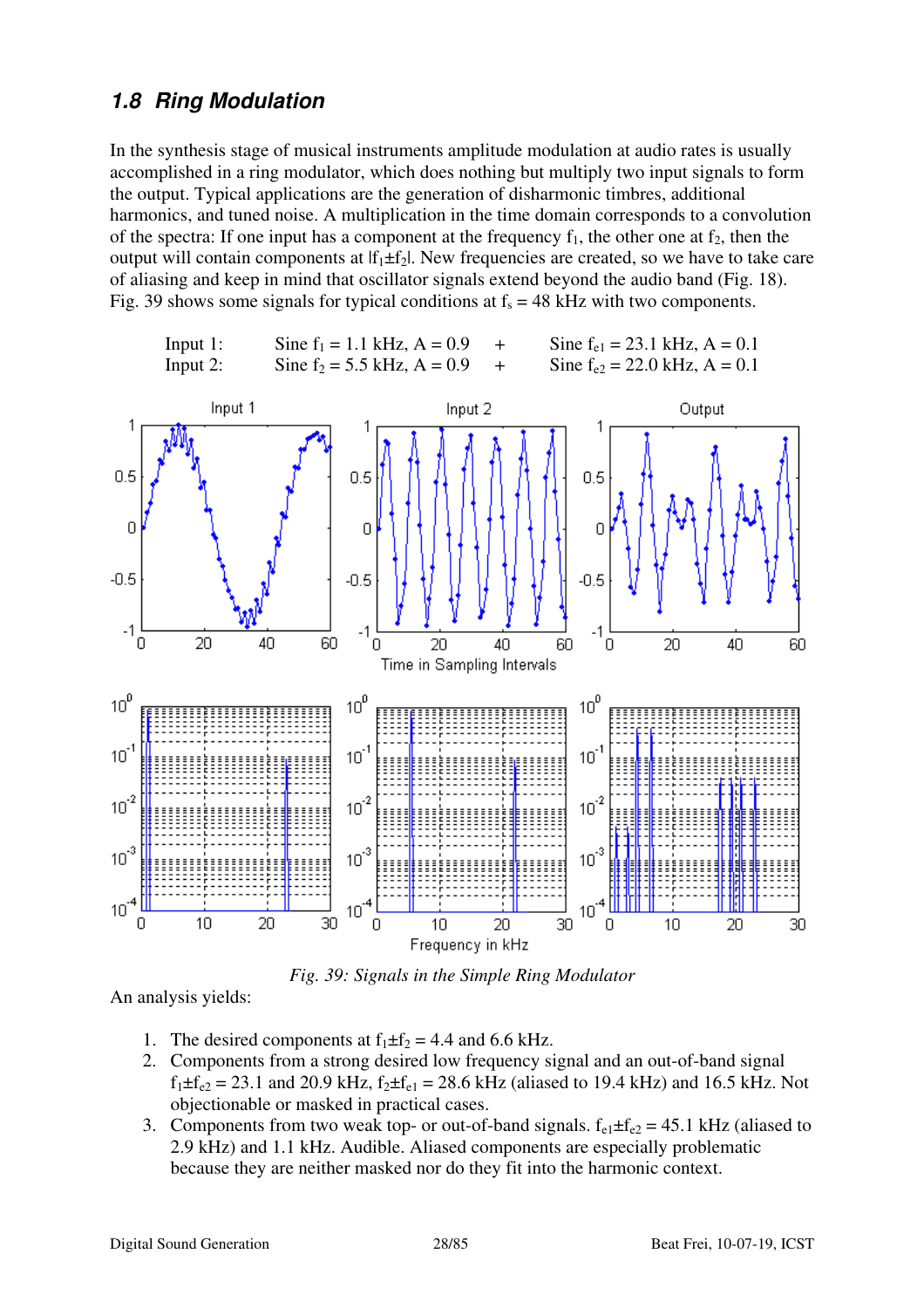### 1.8 Ring Modulation

In the synthesis stage of musical instruments amplitude modulation at audio rates is usually accomplished in a ring modulator, which does nothing but multiply two input signals to form the output. Typical applications are the generation of disharmonic timbres, additional harmonics, and tuned noise. A multiplication in the time domain corresponds to a convolution of the spectra: If one input has a component at the frequency $f_1$, the other one at $f_2$, then the output will contain components at $|f_1 \pm f_2|$. New frequencies are created, so we have to take care of aliasing and keep in mind that oscillator signals extend beyond the audio band (Fig. 18). Fig. 39 shows some signals for typical conditions at $f_s$ = 48 kHz with two components.

| | | | |
|---|---|---|---|
| Input 1: | Sine $f_1$ = 1.1 kHz, A = 0.9 | + | Sine $f_{e1}$ = 23.1 kHz, A = 0.1 |
| Input 2: | Sine $f_2$ = 5.5 kHz, A = 0.9 | + | Sine $f_{e2}$ = 22.0 kHz, A = 0.1 |

*Fig. 39: Signals in the Simple Ring Modulator*

An analysis yields:

1. The desired components at $f_1 \pm f_2$ = 4.4 and 6.6 kHz.
2. Components from a strong desired low frequency signal and an out-of-band signal $f_1 \pm f_{e2}$ = 23.1 and 20.9 kHz, $f_2 \pm f_{e1}$ = 28.6 kHz (aliased to 19.4 kHz) and 16.5 kHz. Not objectionable or masked in practical cases.
3. Components from two weak top- or out-of-band signals. $f_{e1} \pm f_{e2}$ = 45.1 kHz (aliased to 2.9 kHz) and 1.1 kHz. Audible. Aliased components are especially problematic because they are neither masked nor do they fit into the harmonic context.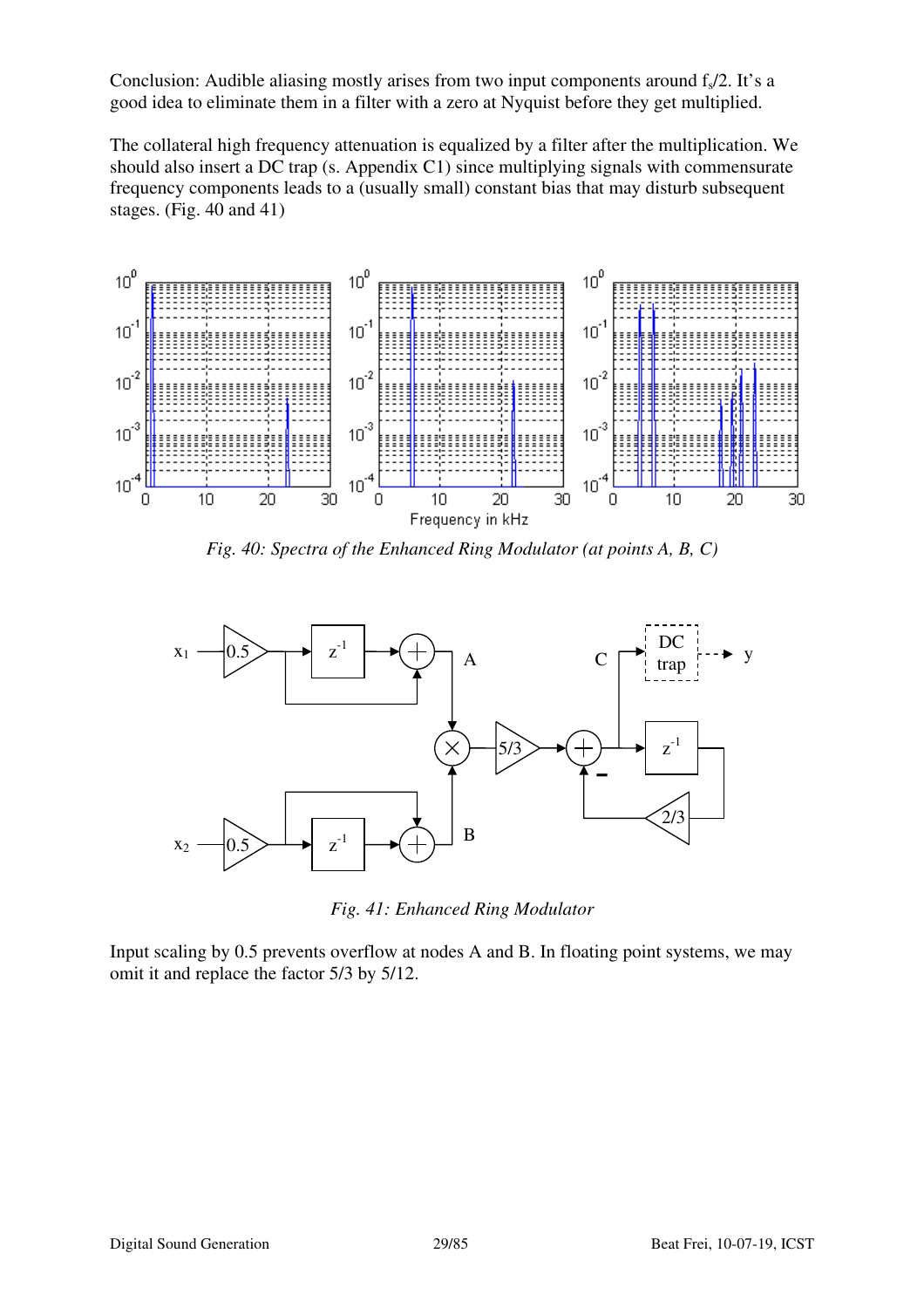Conclusion: Audible aliasing mostly arises from two input components around $f_s/2$. It's a good idea to eliminate them in a filter with a zero at Nyquist before they get multiplied.

The collateral high frequency attenuation is equalized by a filter after the multiplication. We should also insert a DC trap (s. Appendix C1) since multiplying signals with commensurate frequency components leads to a (usually small) constant bias that may disturb subsequent stages. (Fig. 40 and 41)

*Fig. 40: Spectra of the Enhanced Ring Modulator (at points A, B, C)*

*Fig. 41: Enhanced Ring Modulator*

Input scaling by 0.5 prevents overflow at nodes A and B. In floating point systems, we may omit it and replace the factor 5/3 by 5/12.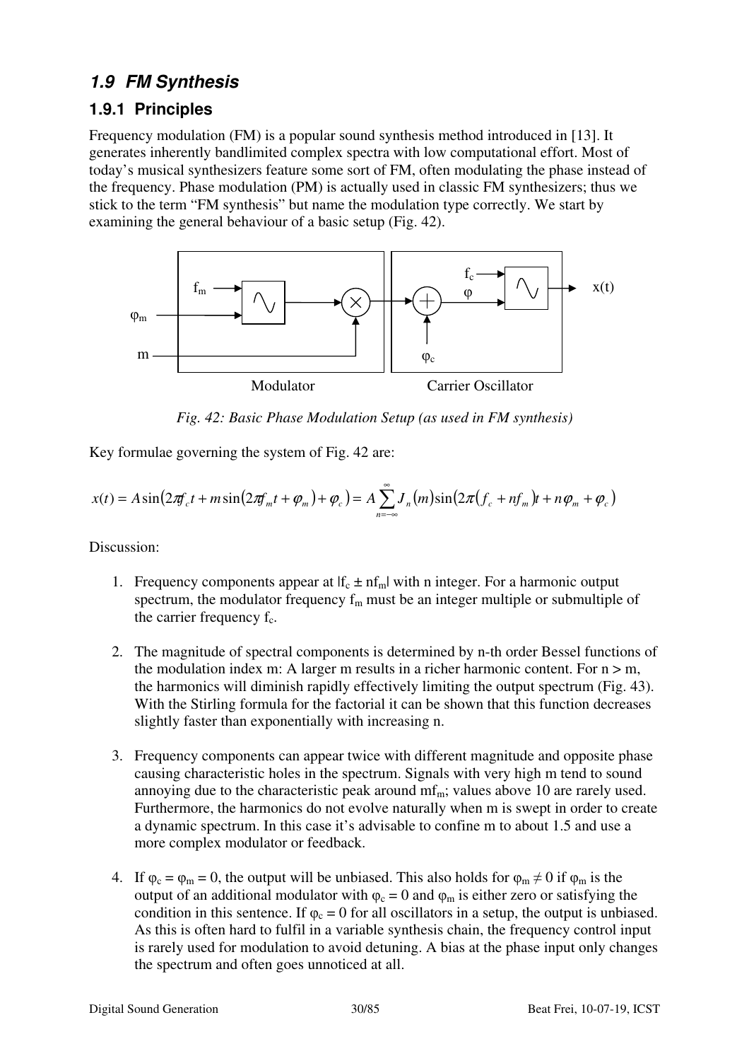## 1.9 FM Synthesis

### 1.9.1 Principles

Frequency modulation (FM) is a popular sound synthesis method introduced in [13]. It generates inherently bandlimited complex spectra with low computational effort. Most of today's musical synthesizers feature some sort of FM, often modulating the phase instead of the frequency. Phase modulation (PM) is actually used in classic FM synthesizers; thus we stick to the term "FM synthesis" but name the modulation type correctly. We start by examining the general behaviour of a basic setup (Fig. 42).

*Fig. 42: Basic Phase Modulation Setup (as used in FM synthesis)*

Key formulae governing the system of Fig. 42 are:

$$x(t) = A\sin\left(2\pi f_c t + m\sin\left(2\pi f_m t + \varphi_m\right) + \varphi_c\right) = A\sum_{n=-\infty}^{\infty} J_n(m)\sin\left(2\pi\left(f_c + nf_m\right)t + n\varphi_m + \varphi_c\right)$$

Discussion:

1. Frequency components appear at $|f_c \pm nf_m|$ with n integer. For a harmonic output spectrum, the modulator frequency $f_m$ must be an integer multiple or submultiple of the carrier frequency $f_c$.

2. The magnitude of spectral components is determined by n-th order Bessel functions of the modulation index m: A larger m results in a richer harmonic content. For $n > m$, the harmonics will diminish rapidly effectively limiting the output spectrum (Fig. 43). With the Stirling formula for the factorial it can be shown that this function decreases slightly faster than exponentially with increasing n.

3. Frequency components can appear twice with different magnitude and opposite phase causing characteristic holes in the spectrum. Signals with very high m tend to sound annoying due to the characteristic peak around $mf_m$; values above 10 are rarely used. Furthermore, the harmonics do not evolve naturally when m is swept in order to create a dynamic spectrum. In this case it's advisable to confine m to about 1.5 and use a more complex modulator or feedback.

4. If $\varphi_c = \varphi_m = 0$, the output will be unbiased. This also holds for $\varphi_m \neq 0$ if $\varphi_m$ is the output of an additional modulator with $\varphi_c = 0$ and $\varphi_m$ is either zero or satisfying the condition in this sentence. If $\varphi_c = 0$ for all oscillators in a setup, the output is unbiased. As this is often hard to fulfil in a variable synthesis chain, the frequency control input is rarely used for modulation to avoid detuning. A bias at the phase input only changes the spectrum and often goes unnoticed at all.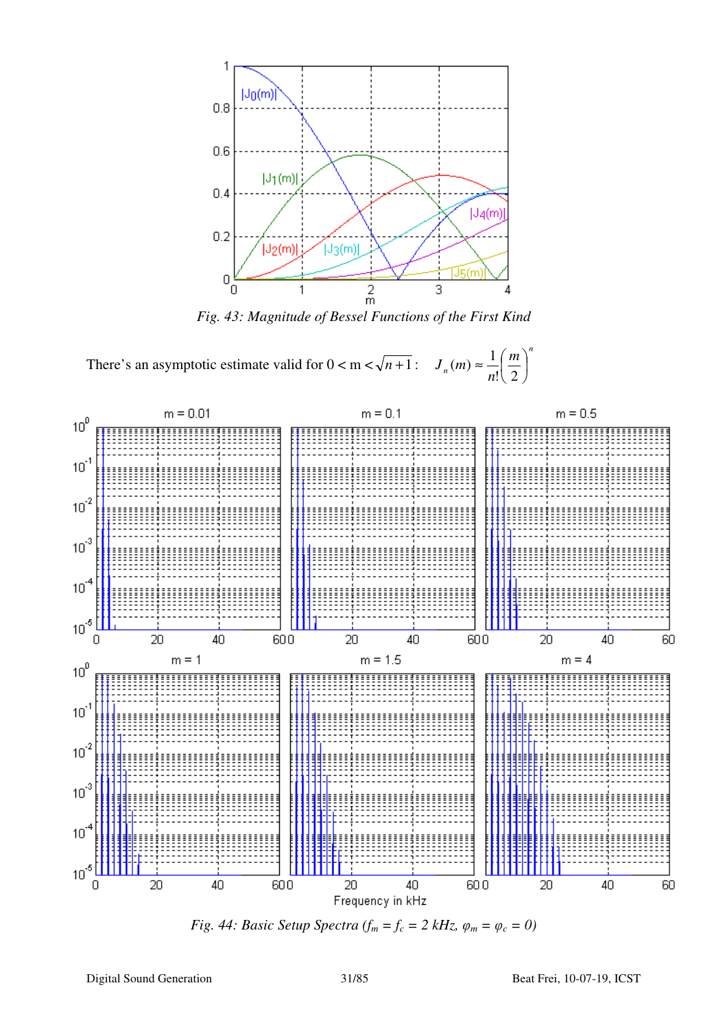*Fig. 43: Magnitude of Bessel Functions of the First Kind*

There's an asymptotic estimate valid for $0 < m < \sqrt{n+1}$ : $\quad J_n(m) \approx \frac{1}{n!}\left(\frac{m}{2}\right)^n$

*Fig. 44: Basic Setup Spectra ($f_m = f_c = 2$ kHz, $\varphi_m = \varphi_c = 0$)*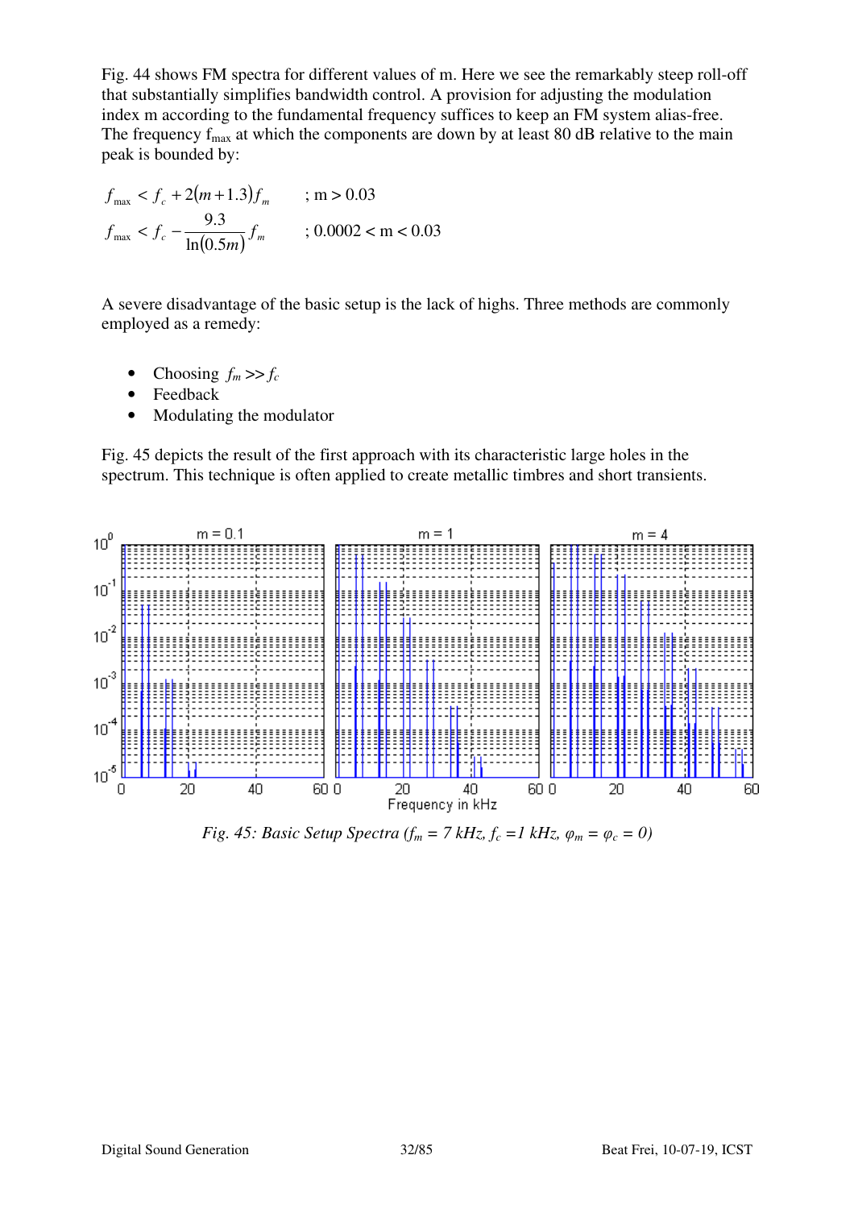Fig. 44 shows FM spectra for different values of m. Here we see the remarkably steep roll-off that substantially simplifies bandwidth control. A provision for adjusting the modulation index m according to the fundamental frequency suffices to keep an FM system alias-free. The frequency $f_{max}$ at which the components are down by at least 80 dB relative to the main peak is bounded by:

$$f_{max} < f_c + 2(m + 1.3) f_m \qquad ; m > 0.03$$

$$f_{max} < f_c - \frac{9.3}{\ln(0.5m)} f_m \qquad ; 0.0002 < m < 0.03$$

A severe disadvantage of the basic setup is the lack of highs. Three methods are commonly employed as a remedy:

- Choosing $f_m >> f_c$
- Feedback
- Modulating the modulator

Fig. 45 depicts the result of the first approach with its characteristic large holes in the spectrum. This technique is often applied to create metallic timbres and short transients.

*Fig. 45: Basic Setup Spectra ($f_m$ = 7 kHz, $f_c$ =1 kHz, $\varphi_m = \varphi_c = 0$)*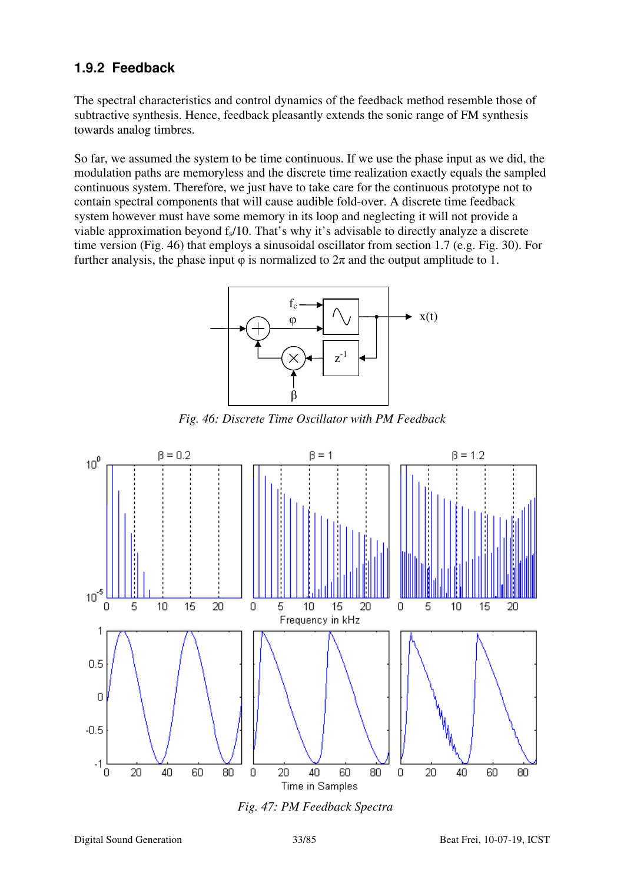### 1.9.2 Feedback

The spectral characteristics and control dynamics of the feedback method resemble those of subtractive synthesis. Hence, feedback pleasantly extends the sonic range of FM synthesis towards analog timbres.

So far, we assumed the system to be time continuous. If we use the phase input as we did, the modulation paths are memoryless and the discrete time realization exactly equals the sampled continuous system. Therefore, we just have to take care for the continuous prototype not to contain spectral components that will cause audible fold-over. A discrete time feedback system however must have some memory in its loop and neglecting it will not provide a viable approximation beyond $f_s/10$. That's why it's advisable to directly analyze a discrete time version (Fig. 46) that employs a sinusoidal oscillator from section 1.7 (e.g. Fig. 30). For further analysis, the phase input φ is normalized to 2π and the output amplitude to 1.

*Fig. 46: Discrete Time Oscillator with PM Feedback*

*Fig. 47: PM Feedback Spectra*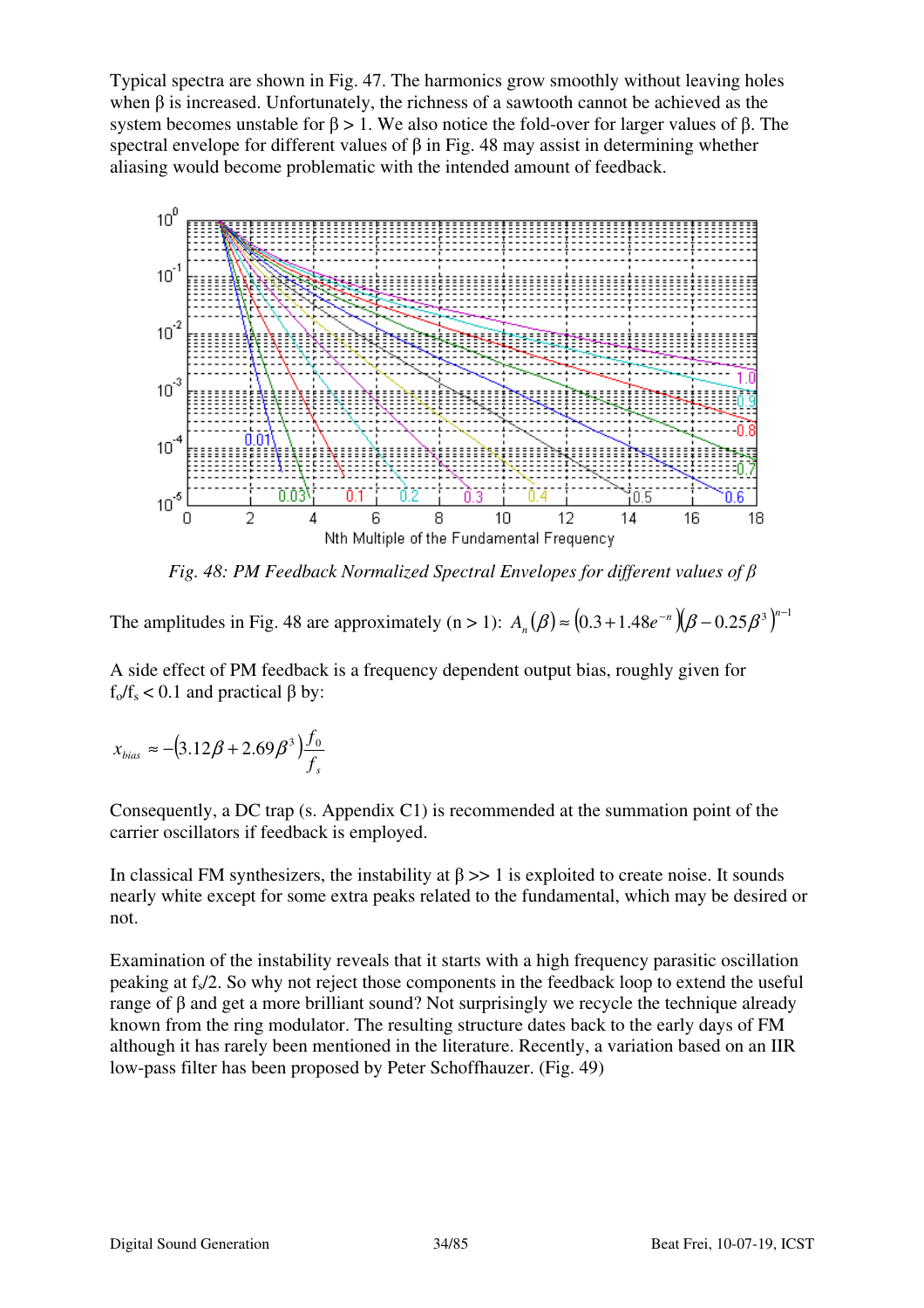Typical spectra are shown in Fig. 47. The harmonics grow smoothly without leaving holes when β is increased. Unfortunately, the richness of a sawtooth cannot be achieved as the system becomes unstable for $\beta > 1$. We also notice the fold-over for larger values of β. The spectral envelope for different values of β in Fig. 48 may assist in determining whether aliasing would become problematic with the intended amount of feedback.

*Fig. 48: PM Feedback Normalized Spectral Envelopes for different values of β*

The amplitudes in Fig. 48 are approximately (n > 1): $A_n(\beta) \approx \left(0.3 + 1.48e^{-n}\right)\left(\beta - 0.25\beta^3\right)^{n-1}$

A side effect of PM feedback is a frequency dependent output bias, roughly given for $f_o/f_s < 0.1$ and practical β by:

$$x_{bias} \approx -\left(3.12\beta + 2.69\beta^3\right)\frac{f_0}{f_s}$$

Consequently, a DC trap (s. Appendix C1) is recommended at the summation point of the carrier oscillators if feedback is employed.

In classical FM synthesizers, the instability at $\beta >> 1$ is exploited to create noise. It sounds nearly white except for some extra peaks related to the fundamental, which may be desired or not.

Examination of the instability reveals that it starts with a high frequency parasitic oscillation peaking at $f_s/2$. So why not reject those components in the feedback loop to extend the useful range of β and get a more brilliant sound? Not surprisingly we recycle the technique already known from the ring modulator. The resulting structure dates back to the early days of FM although it has rarely been mentioned in the literature. Recently, a variation based on an IIR low-pass filter has been proposed by Peter Schoffhauzer. (Fig. 49)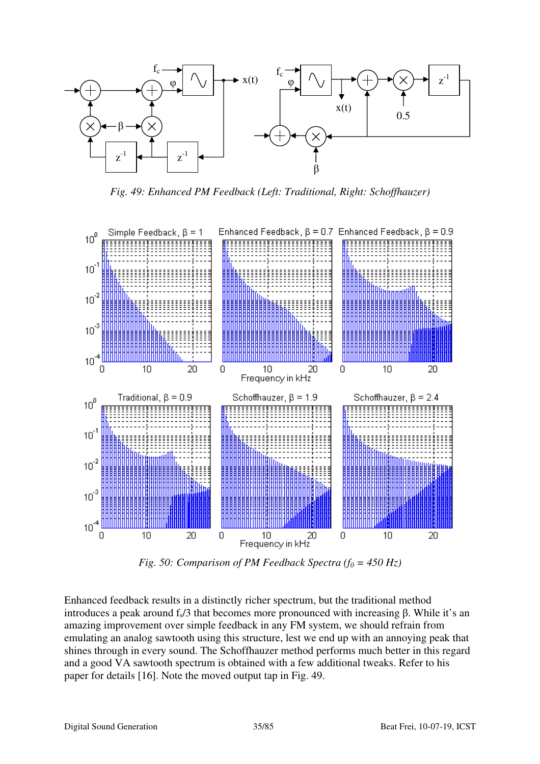*Fig. 49: Enhanced PM Feedback (Left: Traditional, Right: Schoffhauzer)*

*Fig. 50: Comparison of PM Feedback Spectra ($f_0$ = 450 Hz)*

Enhanced feedback results in a distinctly richer spectrum, but the traditional method introduces a peak around $f_s/3$ that becomes more pronounced with increasing β. While it's an amazing improvement over simple feedback in any FM system, we should refrain from emulating an analog sawtooth using this structure, lest we end up with an annoying peak that shines through in every sound. The Schoffhauzer method performs much better in this regard and a good VA sawtooth spectrum is obtained with a few additional tweaks. Refer to his paper for details [16]. Note the moved output tap in Fig. 49.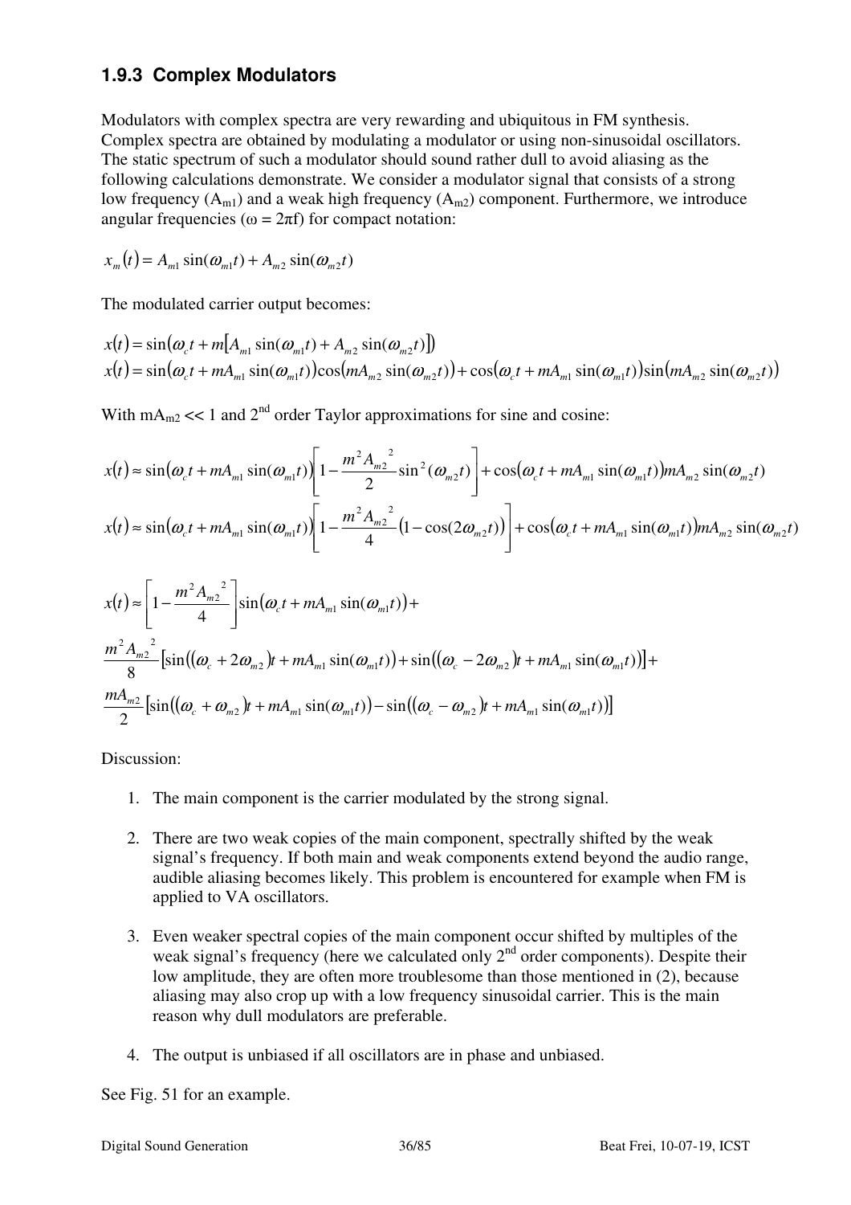### 1.9.3 Complex Modulators

Modulators with complex spectra are very rewarding and ubiquitous in FM synthesis. Complex spectra are obtained by modulating a modulator or using non-sinusoidal oscillators. The static spectrum of such a modulator should sound rather dull to avoid aliasing as the following calculations demonstrate. We consider a modulator signal that consists of a strong low frequency ($A_{m1}$) and a weak high frequency ($A_{m2}$) component. Furthermore, we introduce angular frequencies ($\omega = 2\pi f$) for compact notation:

$$x_m(t) = A_{m1}\sin(\omega_{m1}t) + A_{m2}\sin(\omega_{m2}t)$$

The modulated carrier output becomes:

$$x(t) = \sin\left(\omega_c t + m\left[A_{m1}\sin(\omega_{m1}t) + A_{m2}\sin(\omega_{m2}t)\right]\right)$$

$$x(t) = \sin\left(\omega_c t + mA_{m1}\sin(\omega_{m1}t)\right)\cos\left(mA_{m2}\sin(\omega_{m2}t)\right) + \cos\left(\omega_c t + mA_{m1}\sin(\omega_{m1}t)\right)\sin\left(mA_{m2}\sin(\omega_{m2}t)\right)$$

With $mA_{m2} << 1$ and 2[nd] order Taylor approximations for sine and cosine:

$$x(t) \approx \sin\left(\omega_c t + mA_{m1}\sin(\omega_{m1}t)\right)\left[1 - \frac{m^2 A_{m2}^{\ 2}}{2}\sin^2(\omega_{m2}t)\right] + \cos\left(\omega_c t + mA_{m1}\sin(\omega_{m1}t)\right)mA_{m2}\sin(\omega_{m2}t)$$

$$x(t) \approx \sin\left(\omega_c t + mA_{m1}\sin(\omega_{m1}t)\right)\left[1 - \frac{m^2 A_{m2}^{\ 2}}{4}\left(1 - \cos(2\omega_{m2}t)\right)\right] + \cos\left(\omega_c t + mA_{m1}\sin(\omega_{m1}t)\right)mA_{m2}\sin(\omega_{m2}t)$$

$$x(t) \approx \left[1 - \frac{m^2 A_{m2}^{\ 2}}{4}\right]\sin\left(\omega_c t + mA_{m1}\sin(\omega_{m1}t)\right) +$$

$$\frac{m^2 A_{m2}^{\ 2}}{8}\left[\sin\left((\omega_c + 2\omega_{m2})t + mA_{m1}\sin(\omega_{m1}t)\right) + \sin\left((\omega_c - 2\omega_{m2})t + mA_{m1}\sin(\omega_{m1}t)\right)\right] +$$

$$\frac{mA_{m2}}{2}\left[\sin\left((\omega_c + \omega_{m2})t + mA_{m1}\sin(\omega_{m1}t)\right) - \sin\left((\omega_c - \omega_{m2})t + mA_{m1}\sin(\omega_{m1}t)\right)\right]$$

Discussion:

1. The main component is the carrier modulated by the strong signal.

2. There are two weak copies of the main component, spectrally shifted by the weak signal's frequency. If both main and weak components extend beyond the audio range, audible aliasing becomes likely. This problem is encountered for example when FM is applied to VA oscillators.

3. Even weaker spectral copies of the main component occur shifted by multiples of the weak signal's frequency (here we calculated only 2[nd] order components). Despite their low amplitude, they are often more troublesome than those mentioned in (2), because aliasing may also crop up with a low frequency sinusoidal carrier. This is the main reason why dull modulators are preferable.

4. The output is unbiased if all oscillators are in phase and unbiased.

See Fig. 51 for an example.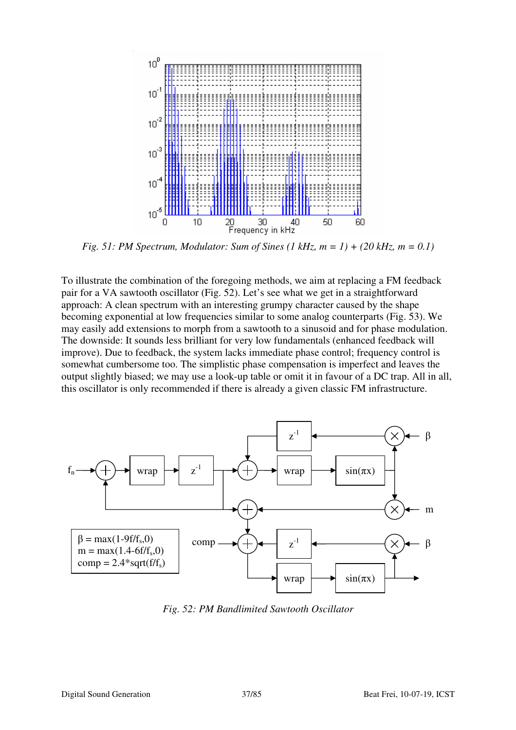*Fig. 51: PM Spectrum, Modulator: Sum of Sines (1 kHz, m = 1) + (20 kHz, m = 0.1)*

To illustrate the combination of the foregoing methods, we aim at replacing a FM feedback pair for a VA sawtooth oscillator (Fig. 52). Let's see what we get in a straightforward approach: A clean spectrum with an interesting grumpy character caused by the shape becoming exponential at low frequencies similar to some analog counterparts (Fig. 53). We may easily add extensions to morph from a sawtooth to a sinusoid and for phase modulation. The downside: It sounds less brilliant for very low fundamentals (enhanced feedback will improve). Due to feedback, the system lacks immediate phase control; frequency control is somewhat cumbersome too. The simplistic phase compensation is imperfect and leaves the output slightly biased; we may use a look-up table or omit it in favour of a DC trap. All in all, this oscillator is only recommended if there is already a given classic FM infrastructure.

$\beta = \max(1-9f/f_s,0)$
$m = \max(1.4-6f/f_s,0)$
$comp = 2.4*\sqrt{f/f_s}$

*Fig. 52: PM Bandlimited Sawtooth Oscillator*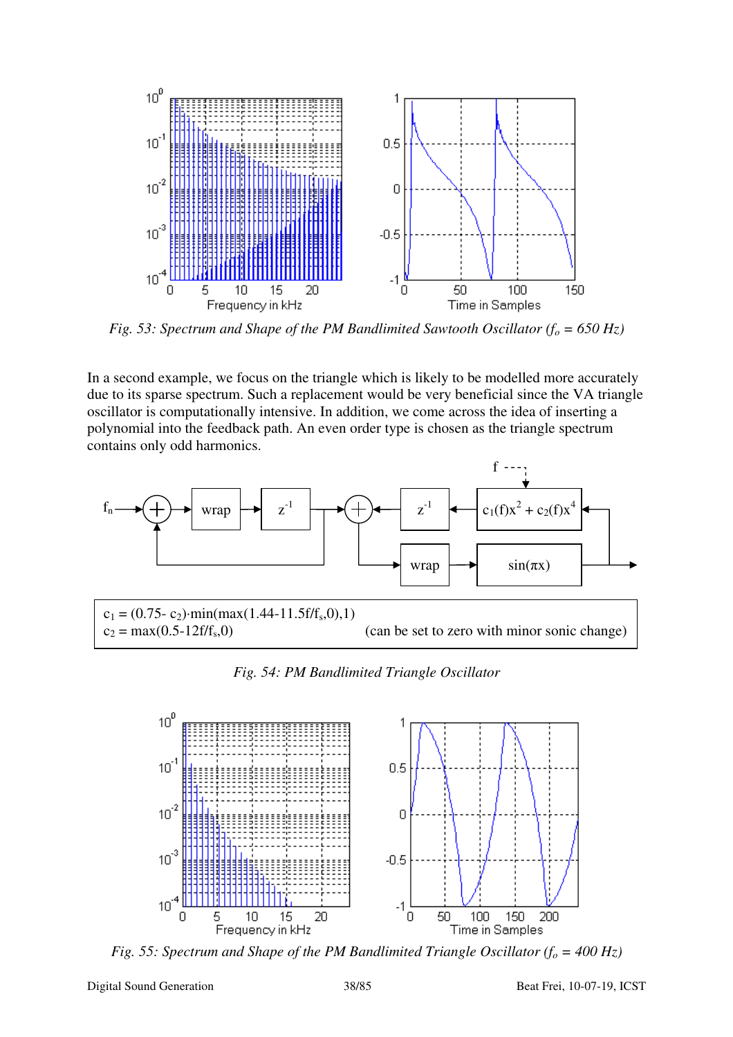*Fig. 53: Spectrum and Shape of the PM Bandlimited Sawtooth Oscillator ($f_o$ = 650 Hz)*

In a second example, we focus on the triangle which is likely to be modelled more accurately due to its sparse spectrum. Such a replacement would be very beneficial since the VA triangle oscillator is computationally intensive. In addition, we come across the idea of inserting a polynomial into the feedback path. An even order type is chosen as the triangle spectrum contains only odd harmonics.

$c_1 = (0.75 - c_2)\cdot\min(\max(1.44 - 11.5f/f_s, 0), 1)$
$c_2 = \max(0.5 - 12f/f_s, 0)$ (can be set to zero with minor sonic change)

*Fig. 54: PM Bandlimited Triangle Oscillator*

*Fig. 55: Spectrum and Shape of the PM Bandlimited Triangle Oscillator ($f_o$ = 400 Hz)*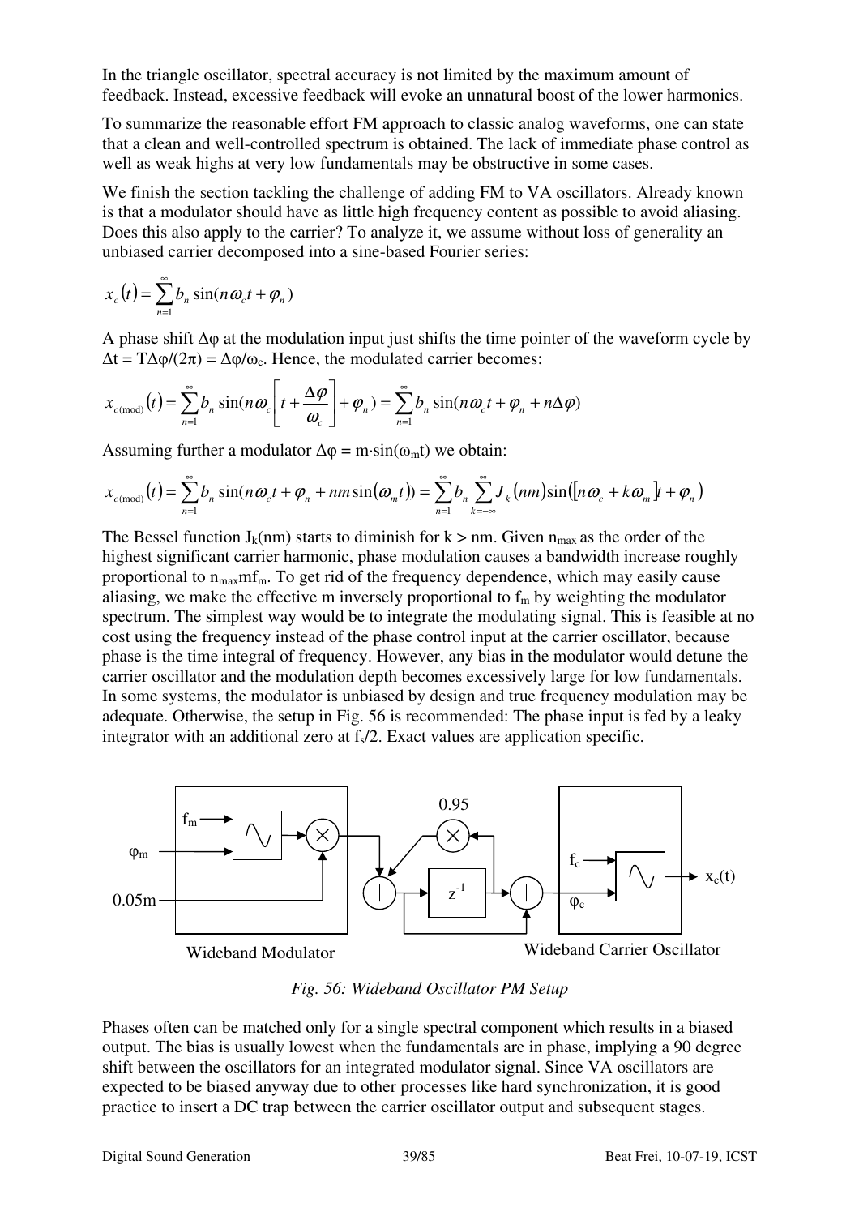In the triangle oscillator, spectral accuracy is not limited by the maximum amount of feedback. Instead, excessive feedback will evoke an unnatural boost of the lower harmonics.

To summarize the reasonable effort FM approach to classic analog waveforms, one can state that a clean and well-controlled spectrum is obtained. The lack of immediate phase control as well as weak highs at very low fundamentals may be obstructive in some cases.

We finish the section tackling the challenge of adding FM to VA oscillators. Already known is that a modulator should have as little high frequency content as possible to avoid aliasing. Does this also apply to the carrier? To analyze it, we assume without loss of generality an unbiased carrier decomposed into a sine-based Fourier series:

$$x_c(t) = \sum_{n=1}^{\infty} b_n \sin(n\omega_c t + \varphi_n)$$

A phase shift $\Delta\varphi$ at the modulation input just shifts the time pointer of the waveform cycle by $\Delta t = T\Delta\varphi/(2\pi) = \Delta\varphi/\omega_c$. Hence, the modulated carrier becomes:

$$x_{c(\mathrm{mod})}(t) = \sum_{n=1}^{\infty} b_n \sin(n\omega_c\left[t + \frac{\Delta\varphi}{\omega_c}\right] + \varphi_n) = \sum_{n=1}^{\infty} b_n \sin(n\omega_c t + \varphi_n + n\Delta\varphi)$$

Assuming further a modulator $\Delta\varphi = m \cdot \sin(\omega_m t)$ we obtain:

$$x_{c(\mathrm{mod})}(t) = \sum_{n=1}^{\infty} b_n \sin(n\omega_c t + \varphi_n + nm\sin(\omega_m t)) = \sum_{n=1}^{\infty} b_n \sum_{k=-\infty}^{\infty} J_k(nm)\sin([n\omega_c + k\omega_m]t + \varphi_n)$$

The Bessel function $J_k(nm)$ starts to diminish for $k > nm$. Given $n_{max}$ as the order of the highest significant carrier harmonic, phase modulation causes a bandwidth increase roughly proportional to $n_{max}mf_m$. To get rid of the frequency dependence, which may easily cause aliasing, we make the effective m inversely proportional to $f_m$ by weighting the modulator spectrum. The simplest way would be to integrate the modulating signal. This is feasible at no cost using the frequency instead of the phase control input at the carrier oscillator, because phase is the time integral of frequency. However, any bias in the modulator would detune the carrier oscillator and the modulation depth becomes excessively large for low fundamentals. In some systems, the modulator is unbiased by design and true frequency modulation may be adequate. Otherwise, the setup in Fig. 56 is recommended: The phase input is fed by a leaky integrator with an additional zero at $f_s/2$. Exact values are application specific.

*Fig. 56: Wideband Oscillator PM Setup*

Phases often can be matched only for a single spectral component which results in a biased output. The bias is usually lowest when the fundamentals are in phase, implying a 90 degree shift between the oscillators for an integrated modulator signal. Since VA oscillators are expected to be biased anyway due to other processes like hard synchronization, it is good practice to insert a DC trap between the carrier oscillator output and subsequent stages.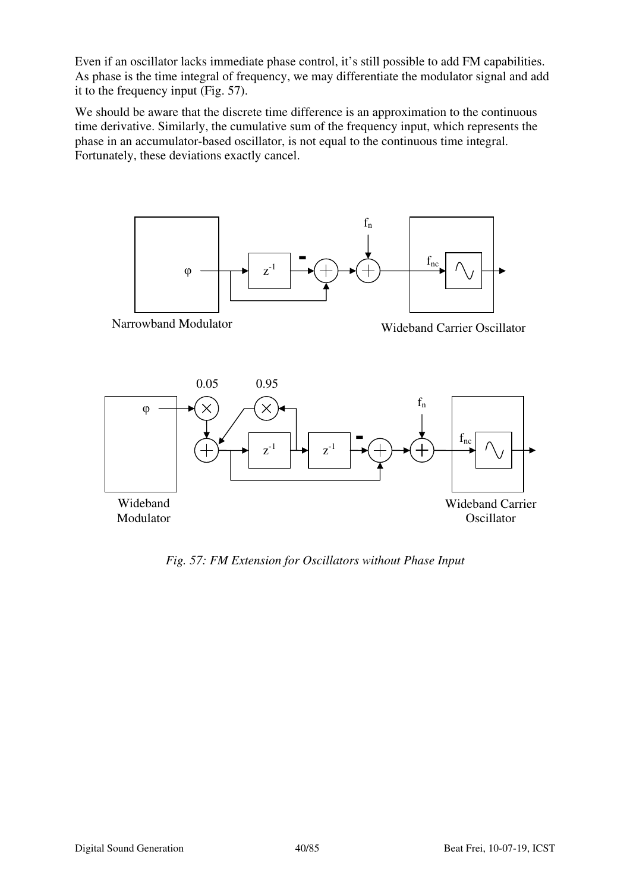Even if an oscillator lacks immediate phase control, it's still possible to add FM capabilities. As phase is the time integral of frequency, we may differentiate the modulator signal and add it to the frequency input (Fig. 57).

We should be aware that the discrete time difference is an approximation to the continuous time derivative. Similarly, the cumulative sum of the frequency input, which represents the phase in an accumulator-based oscillator, is not equal to the continuous time integral. Fortunately, these deviations exactly cancel.

*Fig. 57: FM Extension for Oscillators without Phase Input*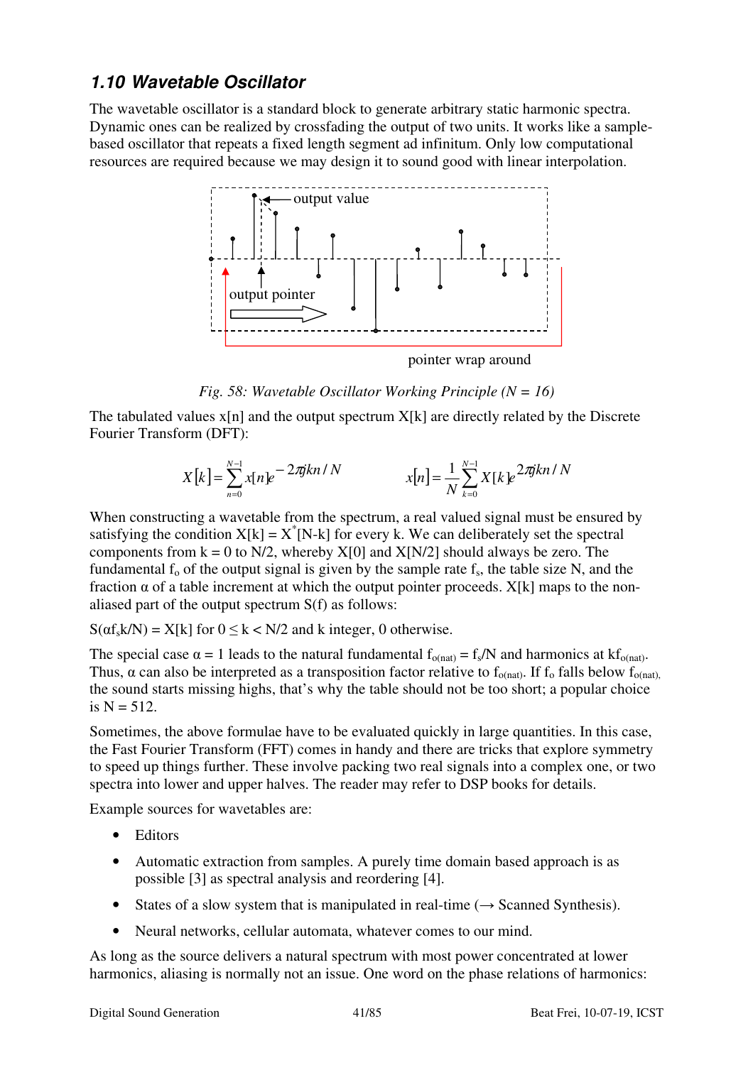## 1.10 Wavetable Oscillator

The wavetable oscillator is a standard block to generate arbitrary static harmonic spectra. Dynamic ones can be realized by crossfading the output of two units. It works like a sample-based oscillator that repeats a fixed length segment ad infinitum. Only low computational resources are required because we may design it to sound good with linear interpolation.

*Fig. 58: Wavetable Oscillator Working Principle (N = 16)*

The tabulated values x[n] and the output spectrum X[k] are directly related by the Discrete Fourier Transform (DFT):

$$X[k] = \sum_{n=0}^{N-1} x[n] e^{-2\pi jkn/N} \qquad\qquad x[n] = \frac{1}{N}\sum_{k=0}^{N-1} X[k] e^{2\pi jkn/N}$$

When constructing a wavetable from the spectrum, a real valued signal must be ensured by satisfying the condition $X[k] = X^*[N-k]$ for every k. We can deliberately set the spectral components from k = 0 to N/2, whereby X[0] and X[N/2] should always be zero. The fundamental $f_o$ of the output signal is given by the sample rate $f_s$, the table size N, and the fraction α of a table increment at which the output pointer proceeds. X[k] maps to the non-aliased part of the output spectrum S(f) as follows:

$S(\alpha f_s k/N) = X[k]$ for $0 \leq k < N/2$ and k integer, 0 otherwise.

The special case α = 1 leads to the natural fundamental $f_{o(nat)} = f_s/N$ and harmonics at $kf_{o(nat)}$. Thus, α can also be interpreted as a transposition factor relative to $f_{o(nat)}$. If $f_o$ falls below $f_{o(nat)}$, the sound starts missing highs, that's why the table should not be too short; a popular choice is N = 512.

Sometimes, the above formulae have to be evaluated quickly in large quantities. In this case, the Fast Fourier Transform (FFT) comes in handy and there are tricks that explore symmetry to speed up things further. These involve packing two real signals into a complex one, or two spectra into lower and upper halves. The reader may refer to DSP books for details.

Example sources for wavetables are:

- Editors
- Automatic extraction from samples. A purely time domain based approach is as possible [3] as spectral analysis and reordering [4].
- States of a slow system that is manipulated in real-time (→ Scanned Synthesis).
- Neural networks, cellular automata, whatever comes to our mind.

As long as the source delivers a natural spectrum with most power concentrated at lower harmonics, aliasing is normally not an issue. One word on the phase relations of harmonics: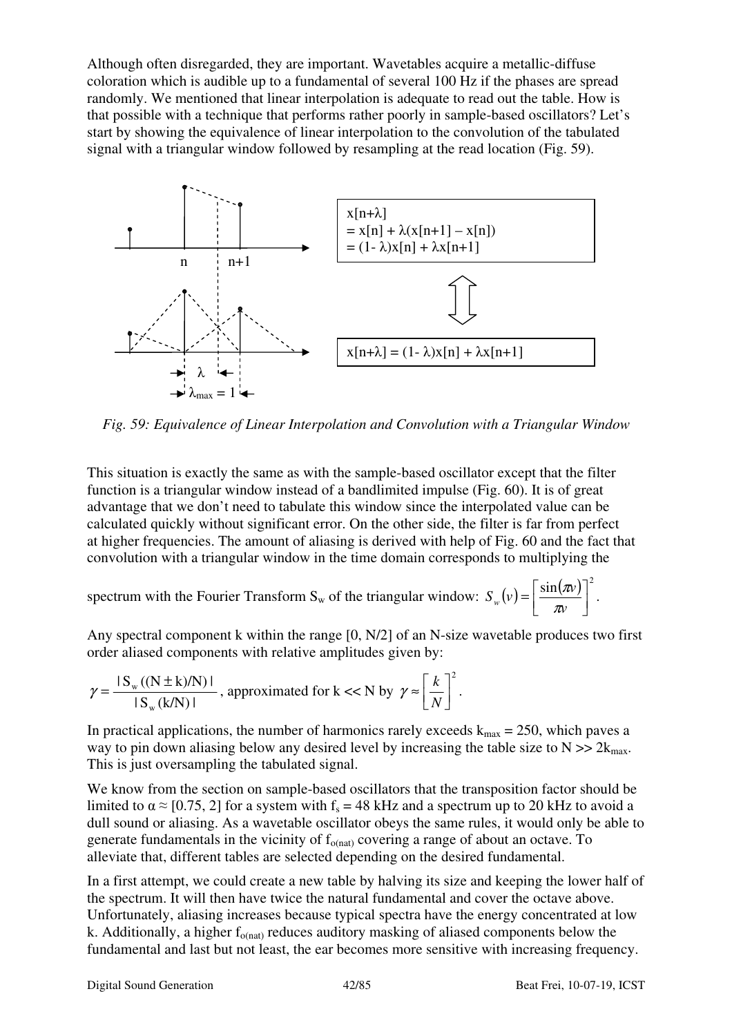Although often disregarded, they are important. Wavetables acquire a metallic-diffuse coloration which is audible up to a fundamental of several 100 Hz if the phases are spread randomly. We mentioned that linear interpolation is adequate to read out the table. How is that possible with a technique that performs rather poorly in sample-based oscillators? Let's start by showing the equivalence of linear interpolation to the convolution of the tabulated signal with a triangular window followed by resampling at the read location (Fig. 59).

$x[n+\lambda]$
$= x[n] + \lambda(x[n+1] - x[n])$
$= (1-\lambda)x[n] + \lambda x[n+1]$

$x[n+\lambda] = (1-\lambda)x[n] + \lambda x[n+1]$

*Fig. 59: Equivalence of Linear Interpolation and Convolution with a Triangular Window*

This situation is exactly the same as with the sample-based oscillator except that the filter function is a triangular window instead of a bandlimited impulse (Fig. 60). It is of great advantage that we don't need to tabulate this window since the interpolated value can be calculated quickly without significant error. On the other side, the filter is far from perfect at higher frequencies. The amount of aliasing is derived with help of Fig. 60 and the fact that convolution with a triangular window in the time domain corresponds to multiplying the spectrum with the Fourier Transform $S_w$ of the triangular window: $S_w(v) = \left[\frac{\sin(\pi v)}{\pi v}\right]^2$.

Any spectral component k within the range [0, N/2] of an N-size wavetable produces two first order aliased components with relative amplitudes given by:

$\gamma = \frac{|S_w((N \pm k)/N)|}{|S_w(k/N)|}$, approximated for k << N by $\gamma \approx \left[\frac{k}{N}\right]^2$.

In practical applications, the number of harmonics rarely exceeds $k_{max} = 250$, which paves a way to pin down aliasing below any desired level by increasing the table size to $N >> 2k_{max}$. This is just oversampling the tabulated signal.

We know from the section on sample-based oscillators that the transposition factor should be limited to $\alpha \approx [0.75, 2]$ for a system with $f_s = 48$ kHz and a spectrum up to 20 kHz to avoid a dull sound or aliasing. As a wavetable oscillator obeys the same rules, it would only be able to generate fundamentals in the vicinity of $f_{o(nat)}$ covering a range of about an octave. To alleviate that, different tables are selected depending on the desired fundamental.

In a first attempt, we could create a new table by halving its size and keeping the lower half of the spectrum. It will then have twice the natural fundamental and cover the octave above. Unfortunately, aliasing increases because typical spectra have the energy concentrated at low k. Additionally, a higher $f_{o(nat)}$ reduces auditory masking of aliased components below the fundamental and last but not least, the ear becomes more sensitive with increasing frequency.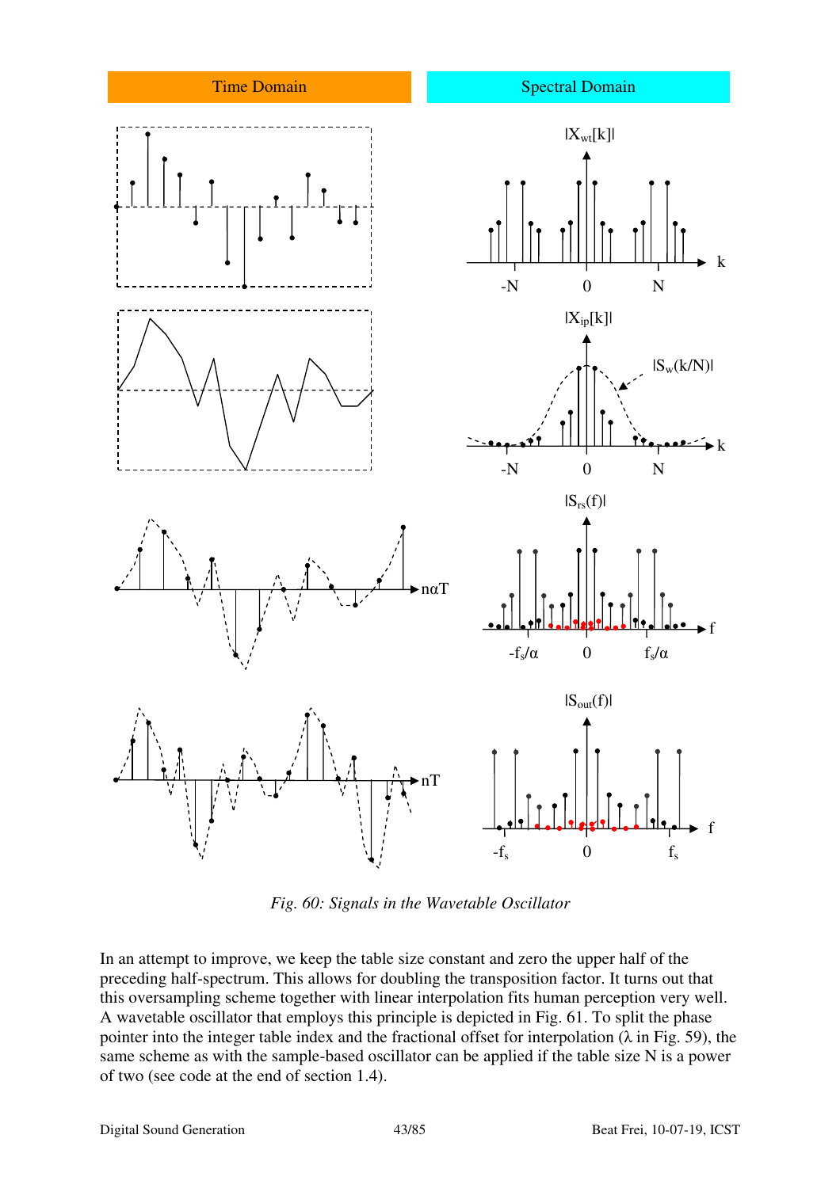*Fig. 60: Signals in the Wavetable Oscillator*

In an attempt to improve, we keep the table size constant and zero the upper half of the preceding half-spectrum. This allows for doubling the transposition factor. It turns out that this oversampling scheme together with linear interpolation fits human perception very well. A wavetable oscillator that employs this principle is depicted in Fig. 61. To split the phase pointer into the integer table index and the fractional offset for interpolation ($\lambda$ in Fig. 59), the same scheme as with the sample-based oscillator can be applied if the table size N is a power of two (see code at the end of section 1.4).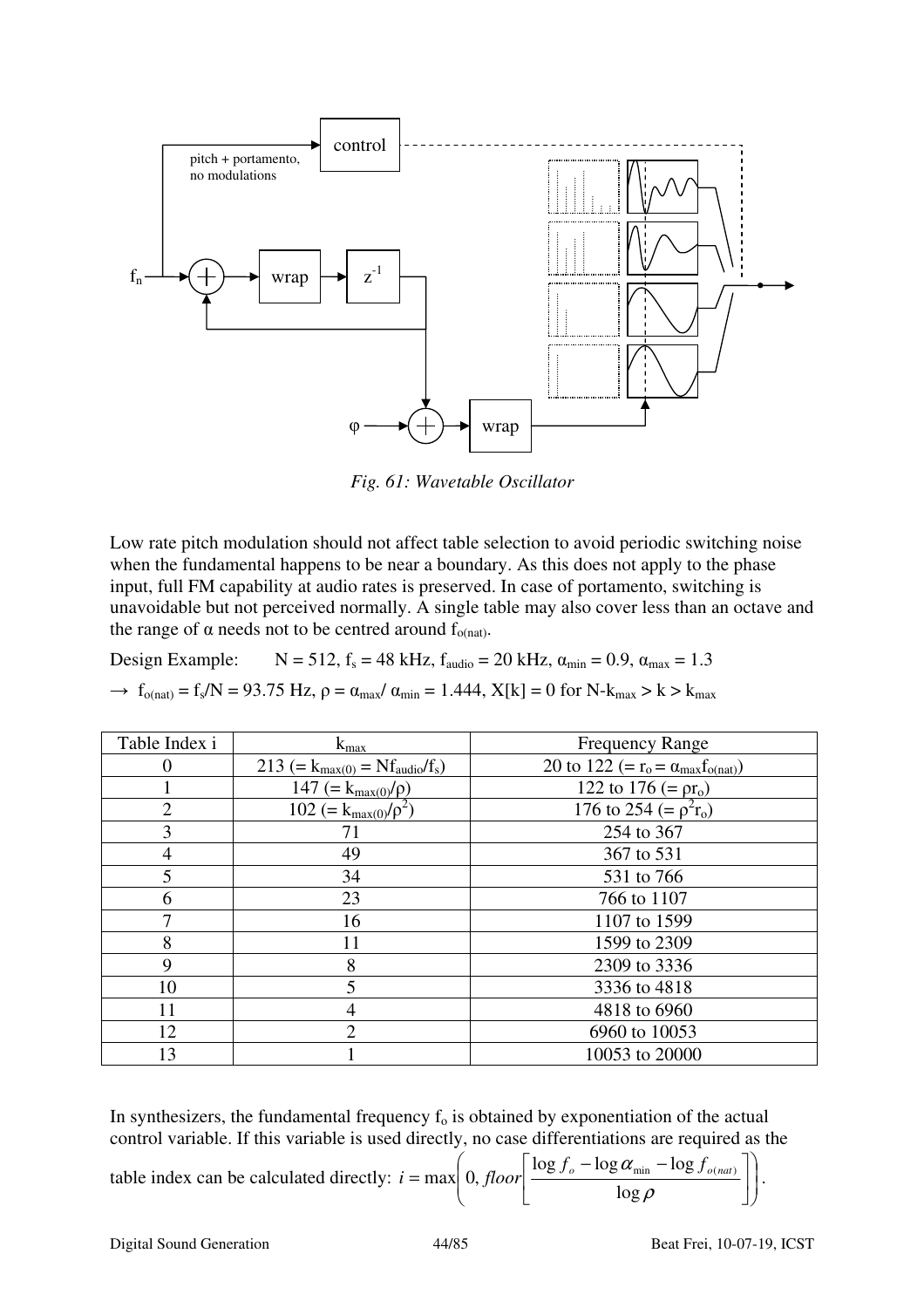*Fig. 61: Wavetable Oscillator*

Low rate pitch modulation should not affect table selection to avoid periodic switching noise when the fundamental happens to be near a boundary. As this does not apply to the phase input, full FM capability at audio rates is preserved. In case of portamento, switching is unavoidable but not perceived normally. A single table may also cover less than an octave and the range of $\alpha$ needs not to be centred around $f_{o(nat)}$.

Design Example: $N = 512$, $f_s = 48$ kHz, $f_{audio} = 20$ kHz, $\alpha_{min} = 0.9$, $\alpha_{max} = 1.3$

$\rightarrow$ $f_{o(nat)} = f_s/N = 93.75$ Hz, $\rho = \alpha_{max}/\alpha_{min} = 1.444$, $X[k] = 0$ for $N\text{-}k_{max} > k > k_{max}$

| Table Index i | $k_{max}$ | Frequency Range |
|---|---|---|
| 0 | 213 (= $k_{max(0)} = Nf_{audio}/f_s$) | 20 to 122 (= $r_o = \alpha_{max}f_{o(nat)}$) |
| 1 | 147 (= $k_{max(0)}/\rho$) | 122 to 176 (= $\rho r_o$) |
| 2 | 102 (= $k_{max(0)}/\rho^2$) | 176 to 254 (= $\rho^2 r_o$) |
| 3 | 71 | 254 to 367 |
| 4 | 49 | 367 to 531 |
| 5 | 34 | 531 to 766 |
| 6 | 23 | 766 to 1107 |
| 7 | 16 | 1107 to 1599 |
| 8 | 11 | 1599 to 2309 |
| 9 | 8 | 2309 to 3336 |
| 10 | 5 | 3336 to 4818 |
| 11 | 4 | 4818 to 6960 |
| 12 | 2 | 6960 to 10053 |
| 13 | 1 | 10053 to 20000 |

In synthesizers, the fundamental frequency $f_o$ is obtained by exponentiation of the actual control variable. If this variable is used directly, no case differentiations are required as the table index can be calculated directly: $i = \max\left(0, floor\left[\frac{\log f_o - \log \alpha_{min} - \log f_{o(nat)}}{\log \rho}\right]\right)$.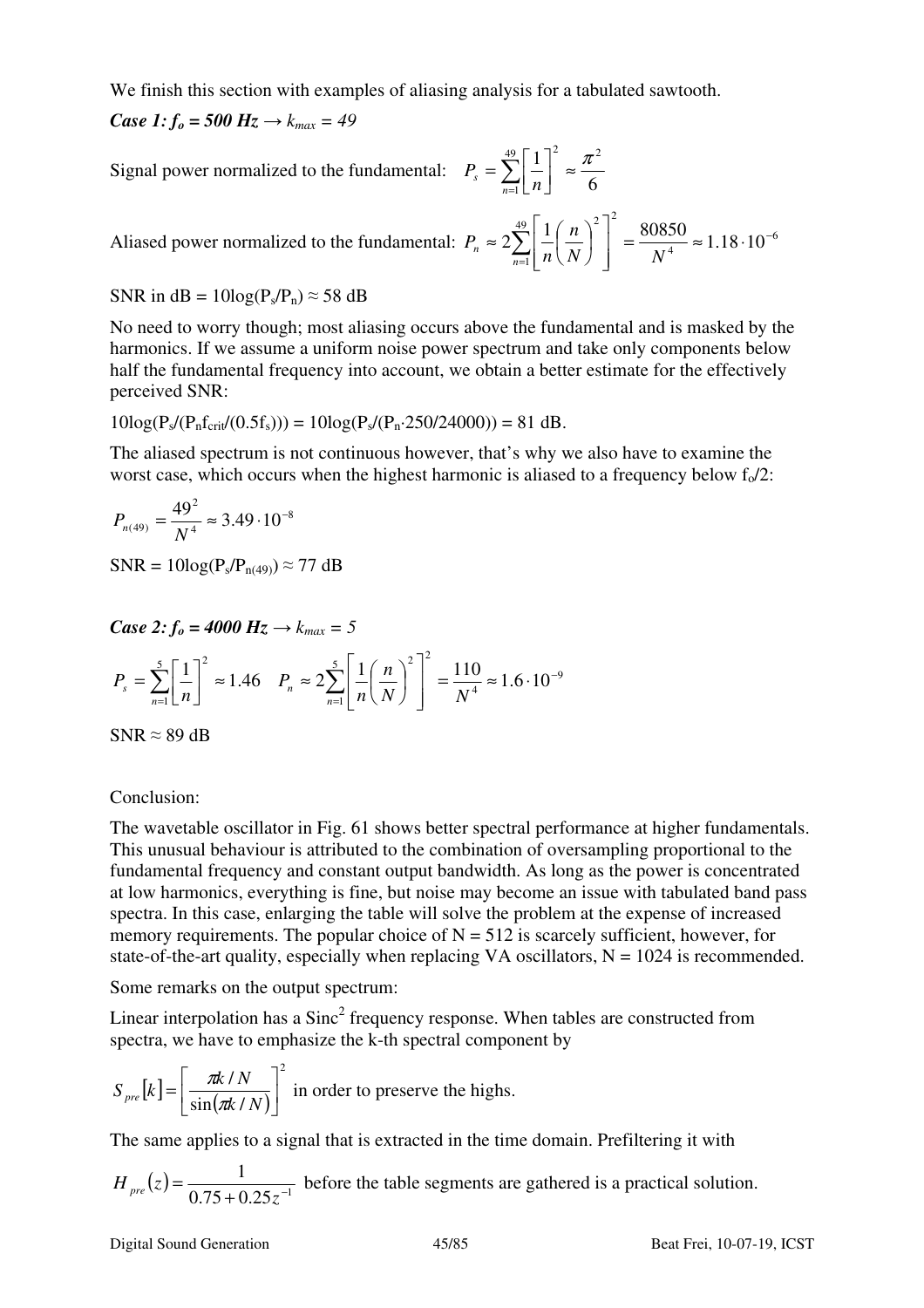We finish this section with examples of aliasing analysis for a tabulated sawtooth.

***Case 1: $f_o$ = 500 Hz → $k_{max}$ = 49***

Signal power normalized to the fundamental: $P_s = \sum_{n=1}^{49}\left[\frac{1}{n}\right]^2 \approx \frac{\pi^2}{6}$

Aliased power normalized to the fundamental: $P_n \approx 2\sum_{n=1}^{49}\left[\frac{1}{n}\left(\frac{n}{N}\right)^2\right]^2 = \frac{80850}{N^4} \approx 1.18\cdot 10^{-6}$

SNR in dB = $10\log(P_s/P_n) \approx 58$ dB

No need to worry though; most aliasing occurs above the fundamental and is masked by the harmonics. If we assume a uniform noise power spectrum and take only components below half the fundamental frequency into account, we obtain a better estimate for the effectively perceived SNR:

$10\log(P_s/(P_n f_{crit}/(0.5f_s))) = 10\log(P_s/(P_n\cdot 250/24000)) = 81$ dB.

The aliased spectrum is not continuous however, that's why we also have to examine the worst case, which occurs when the highest harmonic is aliased to a frequency below $f_o/2$:

$$P_{n(49)} = \frac{49^2}{N^4} \approx 3.49\cdot 10^{-8}$$

SNR = $10\log(P_s/P_{n(49)}) \approx 77$ dB

***Case 2: $f_o$ = 4000 Hz → $k_{max}$ = 5***

$$P_s = \sum_{n=1}^{5}\left[\frac{1}{n}\right]^2 \approx 1.46 \quad P_n \approx 2\sum_{n=1}^{5}\left[\frac{1}{n}\left(\frac{n}{N}\right)^2\right]^2 = \frac{110}{N^4} \approx 1.6\cdot 10^{-9}$$

SNR ≈ 89 dB

Conclusion:

The wavetable oscillator in Fig. 61 shows better spectral performance at higher fundamentals. This unusual behaviour is attributed to the combination of oversampling proportional to the fundamental frequency and constant output bandwidth. As long as the power is concentrated at low harmonics, everything is fine, but noise may become an issue with tabulated band pass spectra. In this case, enlarging the table will solve the problem at the expense of increased memory requirements. The popular choice of N = 512 is scarcely sufficient, however, for state-of-the-art quality, especially when replacing VA oscillators, N = 1024 is recommended.

Some remarks on the output spectrum:

Linear interpolation has a $\text{Sinc}^2$ frequency response. When tables are constructed from spectra, we have to emphasize the k-th spectral component by

$S_{pre}[k] = \left[\frac{\pi k/N}{\sin(\pi k/N)}\right]^2$ in order to preserve the highs.

The same applies to a signal that is extracted in the time domain. Prefiltering it with

$H_{pre}(z) = \frac{1}{0.75 + 0.25z^{-1}}$ before the table segments are gathered is a practical solution.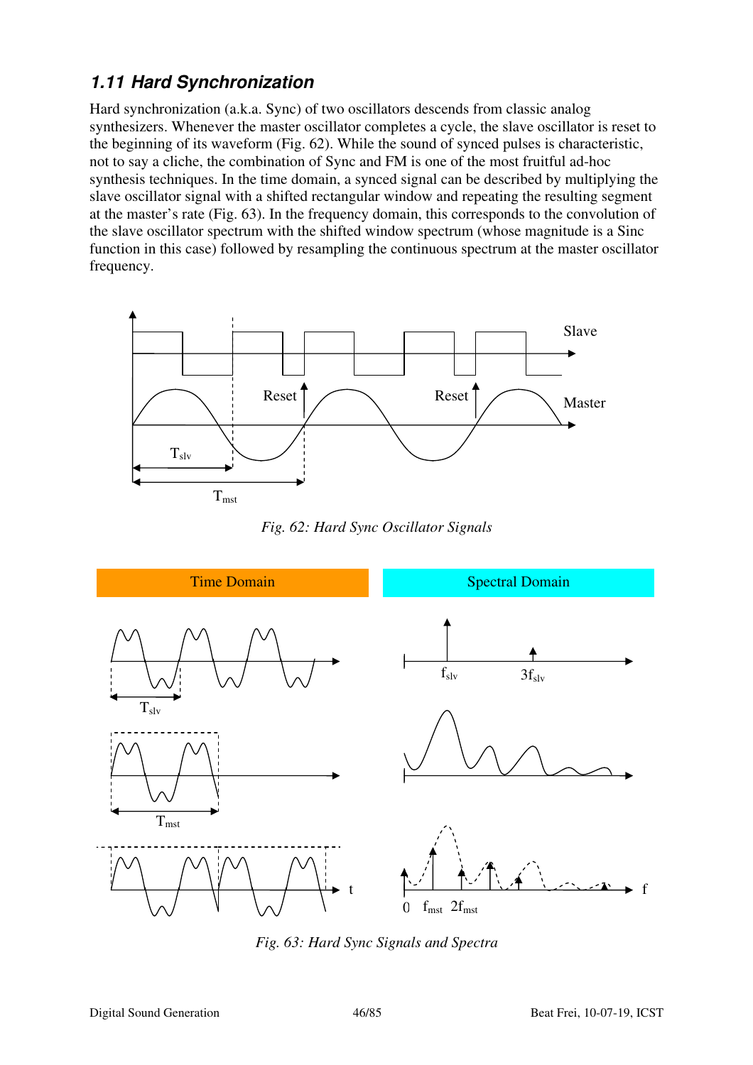### *1.11 Hard Synchronization*

Hard synchronization (a.k.a. Sync) of two oscillators descends from classic analog synthesizers. Whenever the master oscillator completes a cycle, the slave oscillator is reset to the beginning of its waveform (Fig. 62). While the sound of synced pulses is characteristic, not to say a cliche, the combination of Sync and FM is one of the most fruitful ad-hoc synthesis techniques. In the time domain, a synced signal can be described by multiplying the slave oscillator signal with a shifted rectangular window and repeating the resulting segment at the master's rate (Fig. 63). In the frequency domain, this corresponds to the convolution of the slave oscillator spectrum with the shifted window spectrum (whose magnitude is a Sinc function in this case) followed by resampling the continuous spectrum at the master oscillator frequency.

*Fig. 62: Hard Sync Oscillator Signals*

*Fig. 63: Hard Sync Signals and Spectra*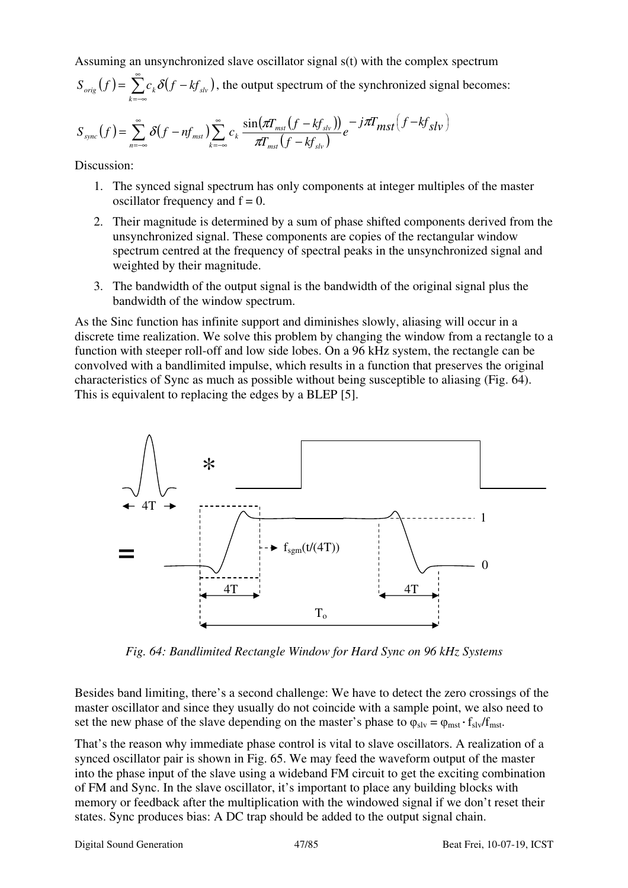Assuming an unsynchronized slave oscillator signal s(t) with the complex spectrum $S_{orig}(f) = \sum_{k=-\infty}^{\infty} c_k \delta(f - kf_{slv})$, the output spectrum of the synchronized signal becomes:

$$S_{sync}(f) = \sum_{n=-\infty}^{\infty} \delta(f - nf_{mst}) \sum_{k=-\infty}^{\infty} c_k \frac{\sin(\pi T_{mst}(f - kf_{slv}))}{\pi T_{mst}(f - kf_{slv})} e^{-j\pi T_{mst}(f - kf_{slv})}$$

Discussion:

1. The synced signal spectrum has only components at integer multiples of the master oscillator frequency and f = 0.
2. Their magnitude is determined by a sum of phase shifted components derived from the unsynchronized signal. These components are copies of the rectangular window spectrum centred at the frequency of spectral peaks in the unsynchronized signal and weighted by their magnitude.
3. The bandwidth of the output signal is the bandwidth of the original signal plus the bandwidth of the window spectrum.

As the Sinc function has infinite support and diminishes slowly, aliasing will occur in a discrete time realization. We solve this problem by changing the window from a rectangle to a function with steeper roll-off and low side lobes. On a 96 kHz system, the rectangle can be convolved with a bandlimited impulse, which results in a function that preserves the original characteristics of Sync as much as possible without being susceptible to aliasing (Fig. 64). This is equivalent to replacing the edges by a BLEP [5].

*Fig. 64: Bandlimited Rectangle Window for Hard Sync on 96 kHz Systems*

Besides band limiting, there's a second challenge: We have to detect the zero crossings of the master oscillator and since they usually do not coincide with a sample point, we also need to set the new phase of the slave depending on the master's phase to $\varphi_{slv} = \varphi_{mst} \cdot f_{slv}/f_{mst}$.

That's the reason why immediate phase control is vital to slave oscillators. A realization of a synced oscillator pair is shown in Fig. 65. We may feed the waveform output of the master into the phase input of the slave using a wideband FM circuit to get the exciting combination of FM and Sync. In the slave oscillator, it's important to place any building blocks with memory or feedback after the multiplication with the windowed signal if we don't reset their states. Sync produces bias: A DC trap should be added to the output signal chain.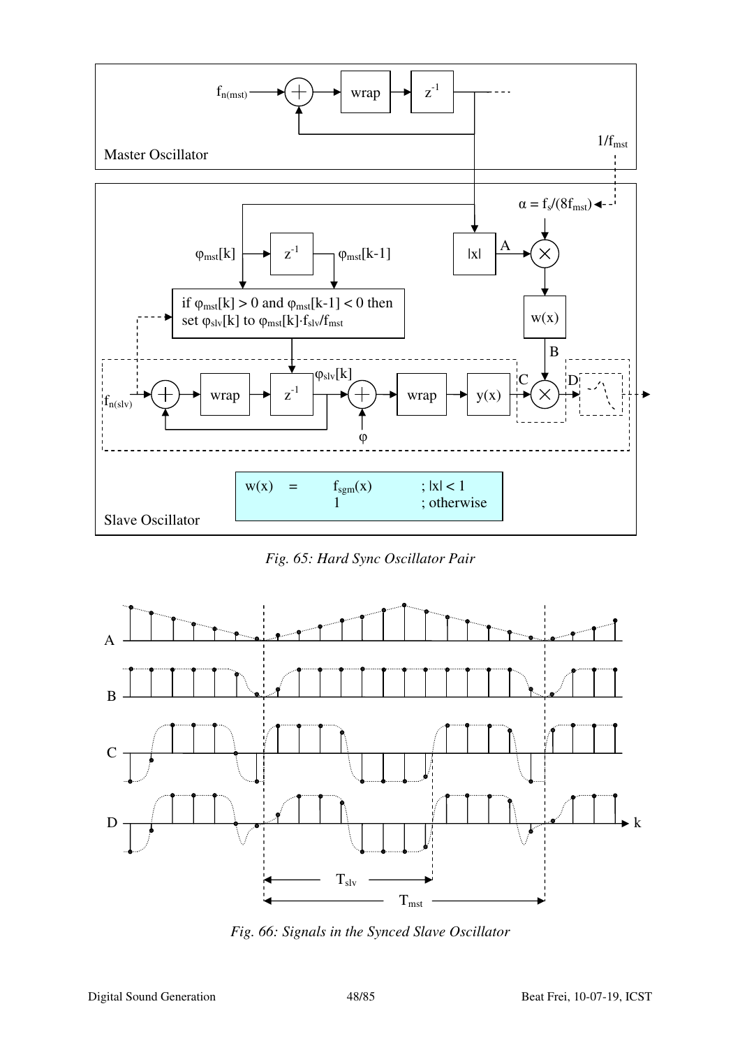*Fig. 65: Hard Sync Oscillator Pair*

*Fig. 66: Signals in the Synced Slave Oscillator*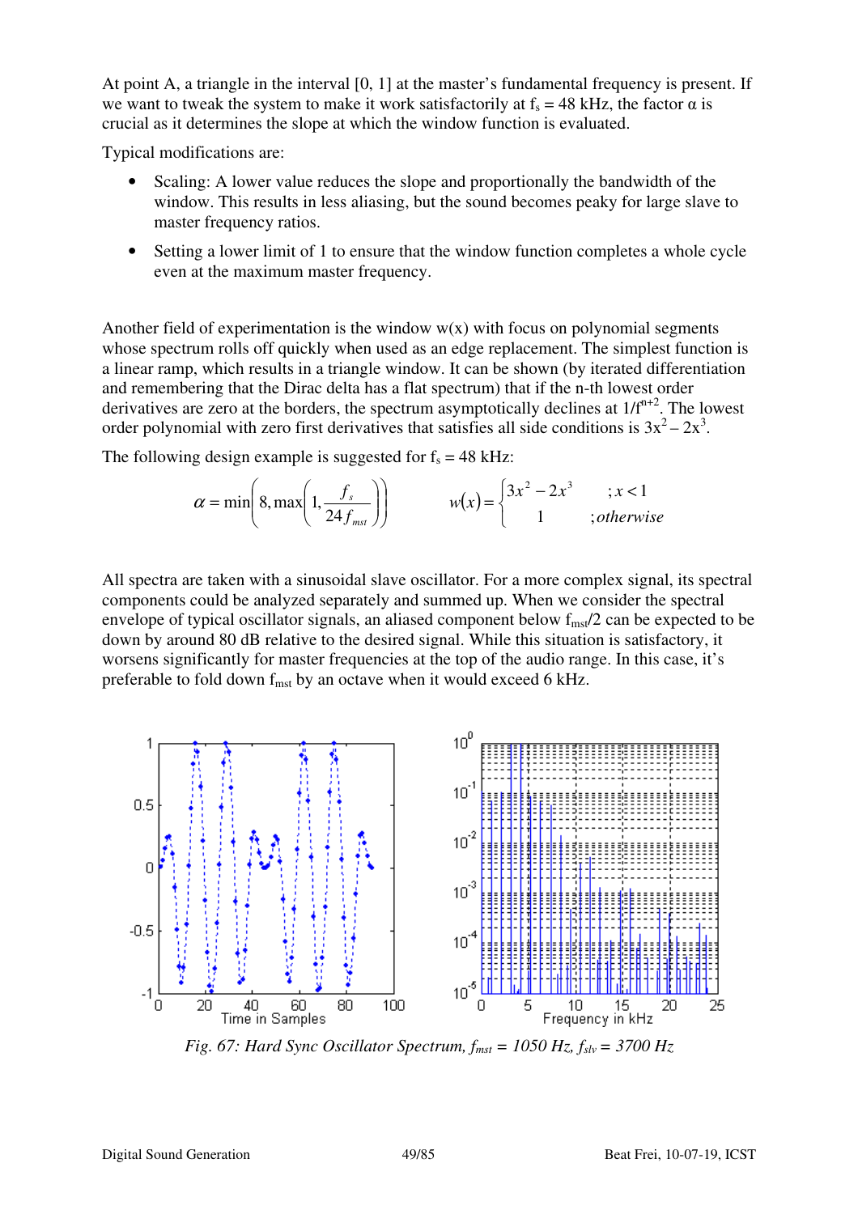At point A, a triangle in the interval [0, 1] at the master's fundamental frequency is present. If we want to tweak the system to make it work satisfactorily at $f_s = 48$ kHz, the factor $\alpha$ is crucial as it determines the slope at which the window function is evaluated.

Typical modifications are:

- Scaling: A lower value reduces the slope and proportionally the bandwidth of the window. This results in less aliasing, but the sound becomes peaky for large slave to master frequency ratios.
- Setting a lower limit of 1 to ensure that the window function completes a whole cycle even at the maximum master frequency.

Another field of experimentation is the window $w(x)$ with focus on polynomial segments whose spectrum rolls off quickly when used as an edge replacement. The simplest function is a linear ramp, which results in a triangle window. It can be shown (by iterated differentiation and remembering that the Dirac delta has a flat spectrum) that if the n-th lowest order derivatives are zero at the borders, the spectrum asymptotically declines at $1/f^{n+2}$. The lowest order polynomial with zero first derivatives that satisfies all side conditions is $3x^2 - 2x^3$.

The following design example is suggested for $f_s = 48$ kHz:

$$\alpha = \min\left(8, \max\left(1, \frac{f_s}{24 f_{mst}}\right)\right) \qquad w(x) = \begin{cases} 3x^2 - 2x^3 & ; x < 1 \\ 1 & ; otherwise \end{cases}$$

All spectra are taken with a sinusoidal slave oscillator. For a more complex signal, its spectral components could be analyzed separately and summed up. When we consider the spectral envelope of typical oscillator signals, an aliased component below $f_{mst}/2$ can be expected to be down by around 80 dB relative to the desired signal. While this situation is satisfactory, it worsens significantly for master frequencies at the top of the audio range. In this case, it's preferable to fold down $f_{mst}$ by an octave when it would exceed 6 kHz.

*Fig. 67: Hard Sync Oscillator Spectrum, $f_{mst}$ = 1050 Hz, $f_{slv}$ = 3700 Hz*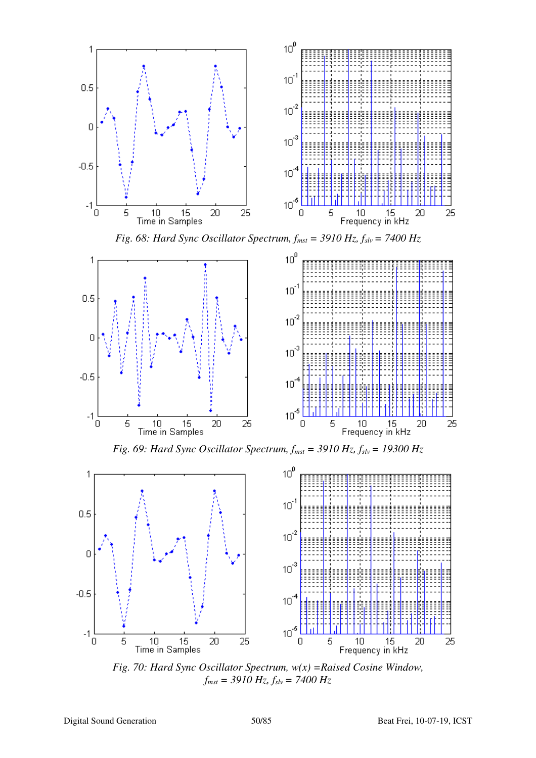Fig. 68: Hard Sync Oscillator Spectrum, $f_{mst}$ = 3910 Hz, $f_{slv}$ = 7400 Hz

Fig. 69: Hard Sync Oscillator Spectrum, $f_{mst}$ = 3910 Hz, $f_{slv}$ = 19300 Hz

Fig. 70: Hard Sync Oscillator Spectrum, $w(x)$ =Raised Cosine Window, $f_{mst}$ = 3910 Hz, $f_{slv}$ = 7400 Hz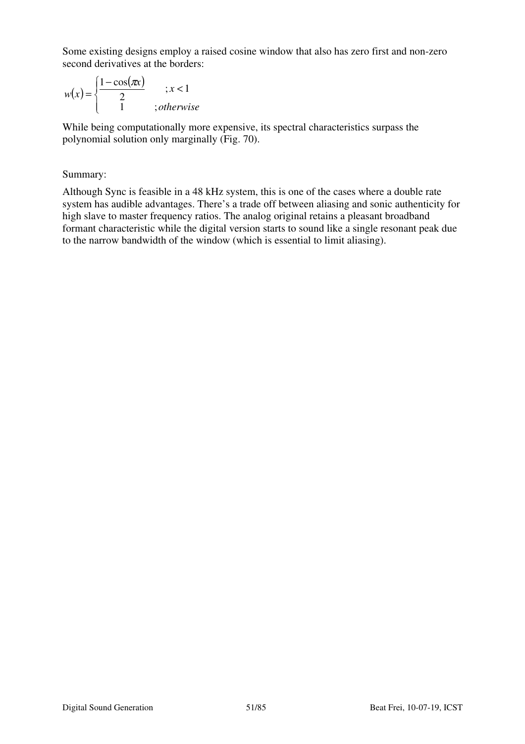Some existing designs employ a raised cosine window that also has zero first and non-zero second derivatives at the borders:

$$w(x) = \begin{cases} \dfrac{1-\cos(\pi x)}{2} & ; x < 1 \\ 1 & ; otherwise \end{cases}$$

While being computationally more expensive, its spectral characteristics surpass the polynomial solution only marginally (Fig. 70).

Summary:

Although Sync is feasible in a 48 kHz system, this is one of the cases where a double rate system has audible advantages. There's a trade off between aliasing and sonic authenticity for high slave to master frequency ratios. The analog original retains a pleasant broadband formant characteristic while the digital version starts to sound like a single resonant peak due to the narrow bandwidth of the window (which is essential to limit aliasing).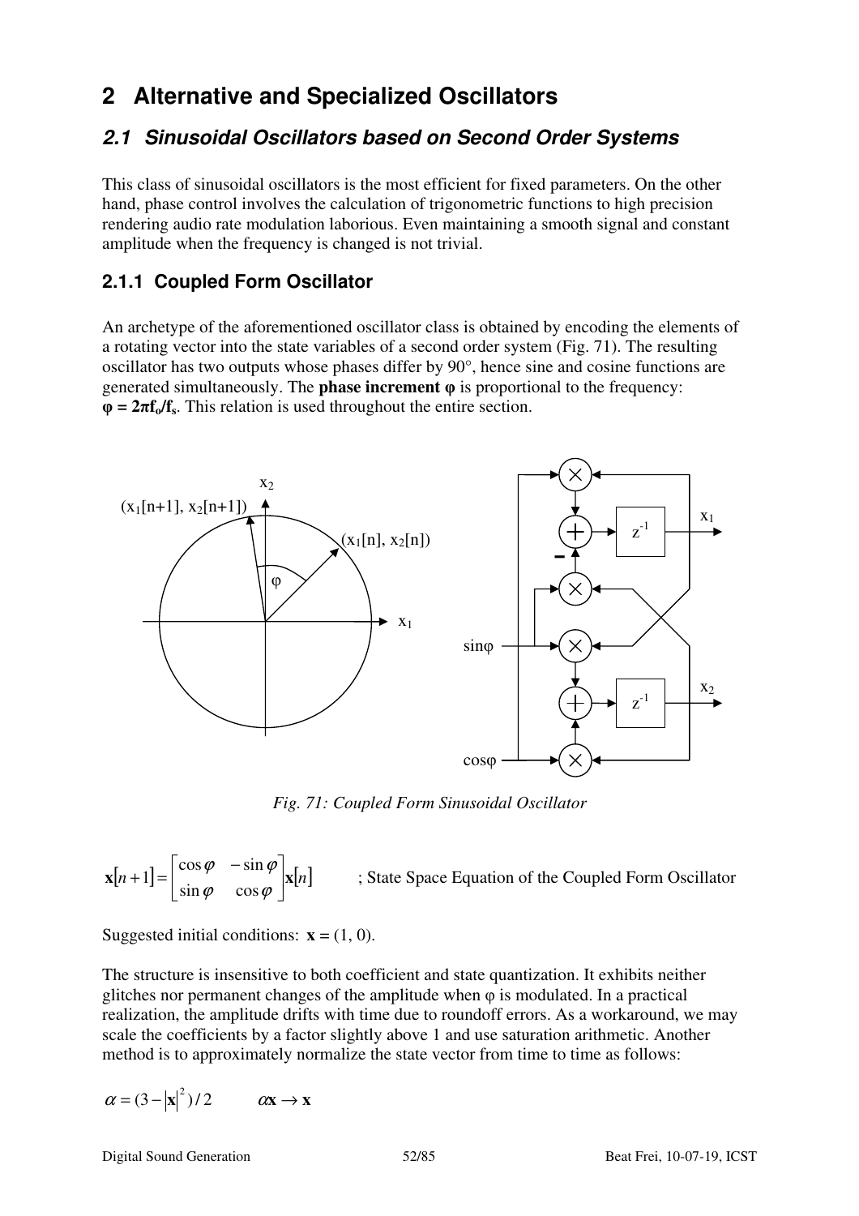# 2 Alternative and Specialized Oscillators

## 2.1 Sinusoidal Oscillators based on Second Order Systems

This class of sinusoidal oscillators is the most efficient for fixed parameters. On the other hand, phase control involves the calculation of trigonometric functions to high precision rendering audio rate modulation laborious. Even maintaining a smooth signal and constant amplitude when the frequency is changed is not trivial.

### 2.1.1 Coupled Form Oscillator

An archetype of the aforementioned oscillator class is obtained by encoding the elements of a rotating vector into the state variables of a second order system (Fig. 71). The resulting oscillator has two outputs whose phases differ by 90°, hence sine and cosine functions are generated simultaneously. The **phase increment φ** is proportional to the frequency: **$\varphi = 2\pi f_o/f_s$**. This relation is used throughout the entire section.

*Fig. 71: Coupled Form Sinusoidal Oscillator*

$$\mathbf{x}[n+1] = \begin{bmatrix} \cos\varphi & -\sin\varphi \\ \sin\varphi & \cos\varphi \end{bmatrix} \mathbf{x}[n] \qquad \text{; State Space Equation of the Coupled Form Oscillator}$$

Suggested initial conditions: $\mathbf{x} = (1, 0)$.

The structure is insensitive to both coefficient and state quantization. It exhibits neither glitches nor permanent changes of the amplitude when φ is modulated. In a practical realization, the amplitude drifts with time due to roundoff errors. As a workaround, we may scale the coefficients by a factor slightly above 1 and use saturation arithmetic. Another method is to approximately normalize the state vector from time to time as follows:

$$\alpha = (3 - |\mathbf{x}|^2)/2 \qquad \alpha\mathbf{x} \rightarrow \mathbf{x}$$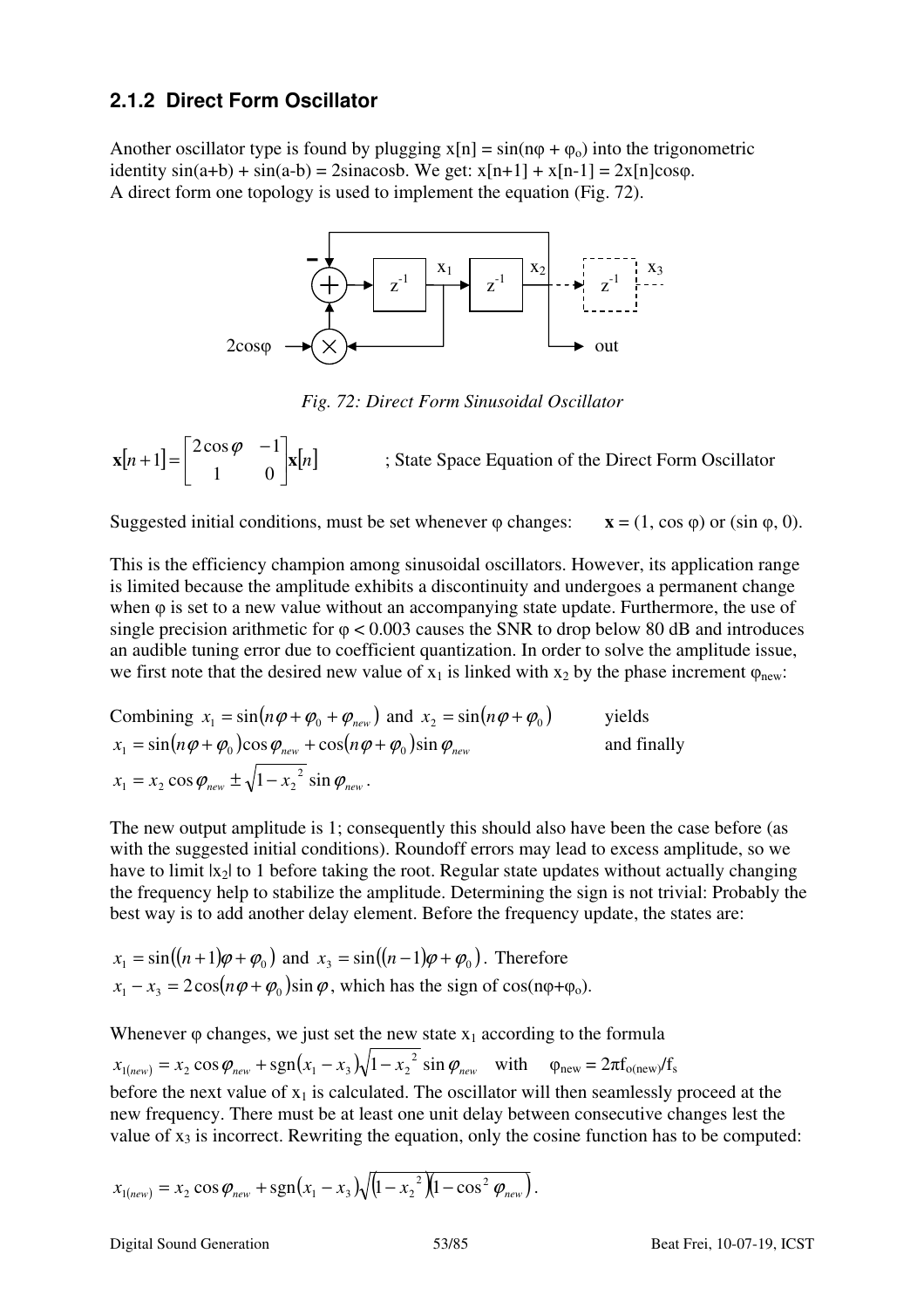### 2.1.2 Direct Form Oscillator

Another oscillator type is found by plugging $x[n] = \sin(n\varphi + \varphi_o)$ into the trigonometric identity $\sin(a+b) + \sin(a-b) = 2\sin a\cos b$. We get: $x[n+1] + x[n-1] = 2x[n]\cos\varphi$.
A direct form one topology is used to implement the equation (Fig. 72).

*Fig. 72: Direct Form Sinusoidal Oscillator*

$$\mathbf{x}[n+1] = \begin{bmatrix} 2\cos\varphi & -1 \\ 1 & 0 \end{bmatrix} \mathbf{x}[n]$$

; State Space Equation of the Direct Form Oscillator

Suggested initial conditions, must be set whenever $\varphi$ changes: $\mathbf{x} = (1, \cos\varphi)$ or $(\sin\varphi, 0)$.

This is the efficiency champion among sinusoidal oscillators. However, its application range is limited because the amplitude exhibits a discontinuity and undergoes a permanent change when $\varphi$ is set to a new value without an accompanying state update. Furthermore, the use of single precision arithmetic for $\varphi < 0.003$ causes the SNR to drop below 80 dB and introduces an audible tuning error due to coefficient quantization. In order to solve the amplitude issue, we first note that the desired new value of $x_1$ is linked with $x_2$ by the phase increment $\varphi_{new}$:

Combining $x_1 = \sin(n\varphi + \varphi_0 + \varphi_{new})$ and $x_2 = \sin(n\varphi + \varphi_0)$ yields

$x_1 = \sin(n\varphi + \varphi_0)\cos\varphi_{new} + \cos(n\varphi + \varphi_0)\sin\varphi_{new}$ and finally

$x_1 = x_2 \cos\varphi_{new} \pm \sqrt{1 - x_2^{\,2}}\sin\varphi_{new}$.

The new output amplitude is 1; consequently this should also have been the case before (as with the suggested initial conditions). Roundoff errors may lead to excess amplitude, so we have to limit $|x_2|$ to 1 before taking the root. Regular state updates without actually changing the frequency help to stabilize the amplitude. Determining the sign is not trivial: Probably the best way is to add another delay element. Before the frequency update, the states are:

$x_1 = \sin((n+1)\varphi + \varphi_0)$ and $x_3 = \sin((n-1)\varphi + \varphi_0)$. Therefore

$x_1 - x_3 = 2\cos(n\varphi + \varphi_0)\sin\varphi$, which has the sign of $\cos(n\varphi + \varphi_o)$.

Whenever $\varphi$ changes, we just set the new state $x_1$ according to the formula

$x_{1(new)} = x_2 \cos\varphi_{new} + \operatorname{sgn}(x_1 - x_3)\sqrt{1 - x_2^{\,2}}\sin\varphi_{new}$ with $\varphi_{new} = 2\pi f_{o(new)}/f_s$

before the next value of $x_1$ is calculated. The oscillator will then seamlessly proceed at the new frequency. There must be at least one unit delay between consecutive changes lest the value of $x_3$ is incorrect. Rewriting the equation, only the cosine function has to be computed:

$$x_{1(new)} = x_2 \cos\varphi_{new} + \operatorname{sgn}(x_1 - x_3)\sqrt{\left(1 - x_2^{\,2}\right)\left(1 - \cos^2\varphi_{new}\right)}.$$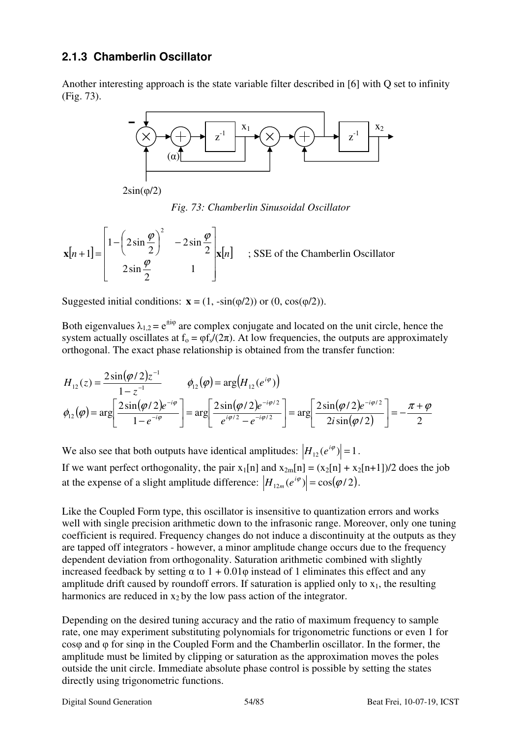### 2.1.3 Chamberlin Oscillator

Another interesting approach is the state variable filter described in [6] with Q set to infinity (Fig. 73).

*Fig. 73: Chamberlin Sinusoidal Oscillator*

$$\mathbf{x}[n+1] = \begin{bmatrix} 1-\left(2\sin\frac{\varphi}{2}\right)^2 & -2\sin\frac{\varphi}{2} \\ 2\sin\frac{\varphi}{2} & 1 \end{bmatrix} \mathbf{x}[n] \quad \text{; SSE of the Chamberlin Oscillator}$$

Suggested initial conditions: $\mathbf{x} = (1, -\sin(\varphi/2))$ or $(0, \cos(\varphi/2))$.

Both eigenvalues $\lambda_{1,2} = e^{\pm i\varphi}$ are complex conjugate and located on the unit circle, hence the system actually oscillates at $f_o = \varphi f_s/(2\pi)$. At low frequencies, the outputs are approximately orthogonal. The exact phase relationship is obtained from the transfer function:

$$H_{12}(z) = \frac{2\sin(\varphi/2)z^{-1}}{1-z^{-1}} \qquad \phi_{12}(\varphi) = \arg\left(H_{12}(e^{i\varphi})\right)$$

$$\phi_{12}(\varphi) = \arg\left[\frac{2\sin(\varphi/2)e^{-i\varphi}}{1-e^{-i\varphi}}\right] = \arg\left[\frac{2\sin(\varphi/2)e^{-i\varphi/2}}{e^{i\varphi/2}-e^{-i\varphi/2}}\right] = \arg\left[\frac{2\sin(\varphi/2)e^{-i\varphi/2}}{2i\sin(\varphi/2)}\right] = -\frac{\pi+\varphi}{2}$$

We also see that both outputs have identical amplitudes: $\left|H_{12}(e^{i\varphi})\right| = 1$.

If we want perfect orthogonality, the pair $x_1[n]$ and $x_{2m}[n] = (x_2[n] + x_2[n+1])/2$ does the job at the expense of a slight amplitude difference: $\left|H_{12m}(e^{i\varphi})\right| = \cos(\varphi/2)$.

Like the Coupled Form type, this oscillator is insensitive to quantization errors and works well with single precision arithmetic down to the infrasonic range. Moreover, only one tuning coefficient is required. Frequency changes do not induce a discontinuity at the outputs as they are tapped off integrators - however, a minor amplitude change occurs due to the frequency dependent deviation from orthogonality. Saturation arithmetic combined with slightly increased feedback by setting $\alpha$ to $1 + 0.01\varphi$ instead of 1 eliminates this effect and any amplitude drift caused by roundoff errors. If saturation is applied only to $x_1$, the resulting harmonics are reduced in $x_2$ by the low pass action of the integrator.

Depending on the desired tuning accuracy and the ratio of maximum frequency to sample rate, one may experiment substituting polynomials for trigonometric functions or even 1 for $\cos\varphi$ and $\varphi$ for $\sin\varphi$ in the Coupled Form and the Chamberlin oscillator. In the former, the amplitude must be limited by clipping or saturation as the approximation moves the poles outside the unit circle. Immediate absolute phase control is possible by setting the states directly using trigonometric functions.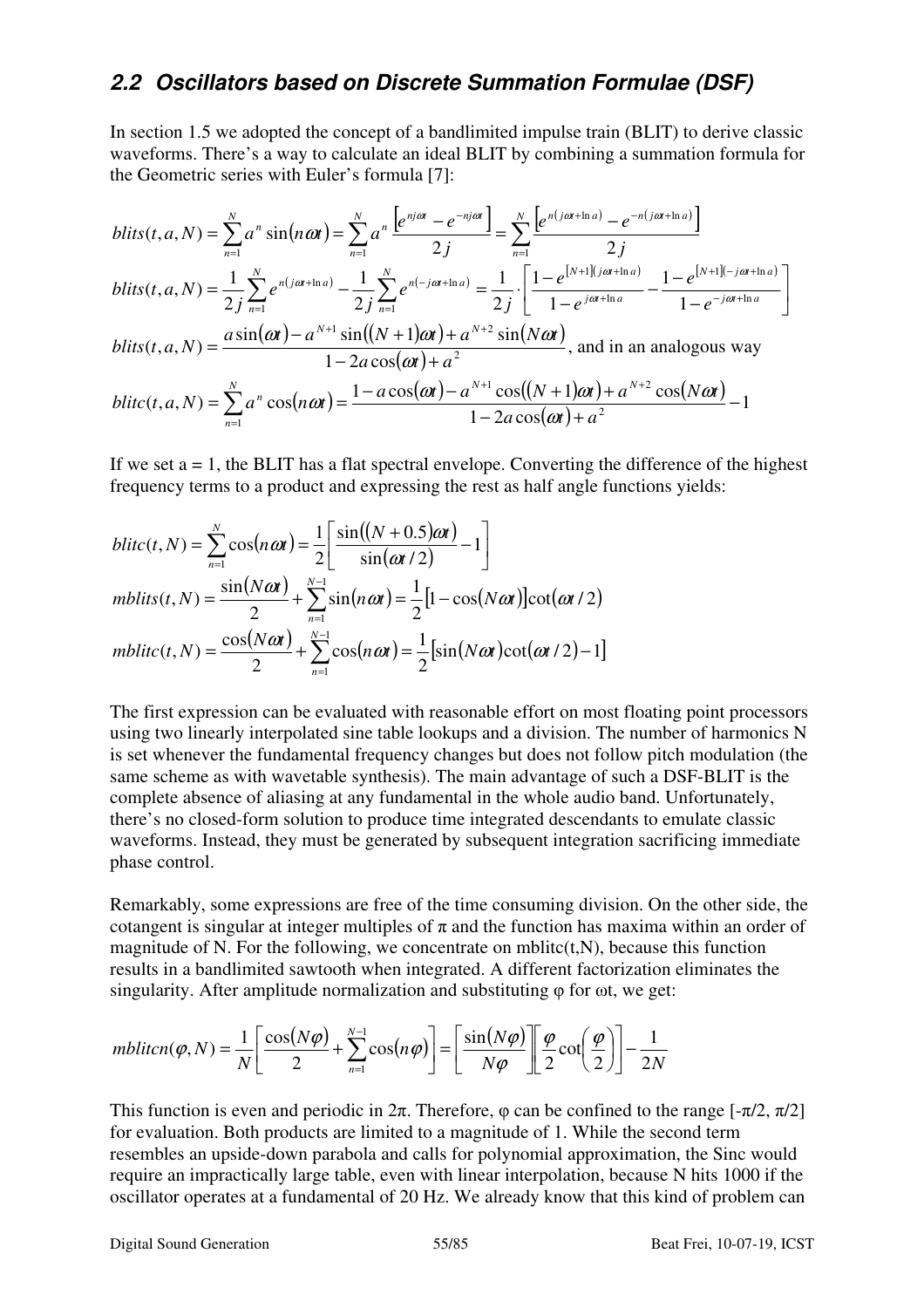## 2.2 Oscillators based on Discrete Summation Formulae (DSF)

In section 1.5 we adopted the concept of a bandlimited impulse train (BLIT) to derive classic waveforms. There's a way to calculate an ideal BLIT by combining a summation formula for the Geometric series with Euler's formula [7]:

$$blits(t,a,N) = \sum_{n=1}^{N} a^n \sin(n\omega t) = \sum_{n=1}^{N} a^n \frac{\left[e^{nj\omega t} - e^{-nj\omega t}\right]}{2j} = \sum_{n=1}^{N} \frac{\left[e^{n(j\omega t + \ln a)} - e^{-n(j\omega t + \ln a)}\right]}{2j}$$

$$blits(t,a,N) = \frac{1}{2j}\sum_{n=1}^{N} e^{n(j\omega t + \ln a)} - \frac{1}{2j}\sum_{n=1}^{N} e^{n(-j\omega t + \ln a)} = \frac{1}{2j} \cdot \left[\frac{1 - e^{[N+1](j\omega t + \ln a)}}{1 - e^{j\omega t + \ln a}} - \frac{1 - e^{[N+1](-j\omega t + \ln a)}}{1 - e^{-j\omega t + \ln a}}\right]$$

$$blits(t,a,N) = \frac{a\sin(\omega t) - a^{N+1}\sin((N+1)\omega t) + a^{N+2}\sin(N\omega t)}{1 - 2a\cos(\omega t) + a^2}$$, and in an analogous way

$$blitc(t,a,N) = \sum_{n=1}^{N} a^n \cos(n\omega t) = \frac{1 - a\cos(\omega t) - a^{N+1}\cos((N+1)\omega t) + a^{N+2}\cos(N\omega t)}{1 - 2a\cos(\omega t) + a^2} - 1$$

If we set a = 1, the BLIT has a flat spectral envelope. Converting the difference of the highest frequency terms to a product and expressing the rest as half angle functions yields:

$$blitc(t,N) = \sum_{n=1}^{N} \cos(n\omega t) = \frac{1}{2}\left[\frac{\sin((N+0.5)\omega t)}{\sin(\omega t/2)} - 1\right]$$

$$mblits(t,N) = \frac{\sin(N\omega t)}{2} + \sum_{n=1}^{N-1} \sin(n\omega t) = \frac{1}{2}\left[1 - \cos(N\omega t)\right]\cot(\omega t/2)$$

$$mblitc(t,N) = \frac{\cos(N\omega t)}{2} + \sum_{n=1}^{N-1} \cos(n\omega t) = \frac{1}{2}\left[\sin(N\omega t)\cot(\omega t/2) - 1\right]$$

The first expression can be evaluated with reasonable effort on most floating point processors using two linearly interpolated sine table lookups and a division. The number of harmonics N is set whenever the fundamental frequency changes but does not follow pitch modulation (the same scheme as with wavetable synthesis). The main advantage of such a DSF-BLIT is the complete absence of aliasing at any fundamental in the whole audio band. Unfortunately, there's no closed-form solution to produce time integrated descendants to emulate classic waveforms. Instead, they must be generated by subsequent integration sacrificing immediate phase control.

Remarkably, some expressions are free of the time consuming division. On the other side, the cotangent is singular at integer multiples of π and the function has maxima within an order of magnitude of N. For the following, we concentrate on mblitc(t,N), because this function results in a bandlimited sawtooth when integrated. A different factorization eliminates the singularity. After amplitude normalization and substituting φ for ωt, we get:

$$mblitcn(\varphi,N) = \frac{1}{N}\left[\frac{\cos(N\varphi)}{2} + \sum_{n=1}^{N-1}\cos(n\varphi)\right] = \left[\frac{\sin(N\varphi)}{N\varphi}\right]\left[\frac{\varphi}{2}\cot\left(\frac{\varphi}{2}\right)\right] - \frac{1}{2N}$$

This function is even and periodic in 2π. Therefore, φ can be confined to the range [-π/2, π/2] for evaluation. Both products are limited to a magnitude of 1. While the second term resembles an upside-down parabola and calls for polynomial approximation, the Sinc would require an impractically large table, even with linear interpolation, because N hits 1000 if the oscillator operates at a fundamental of 20 Hz. We already know that this kind of problem can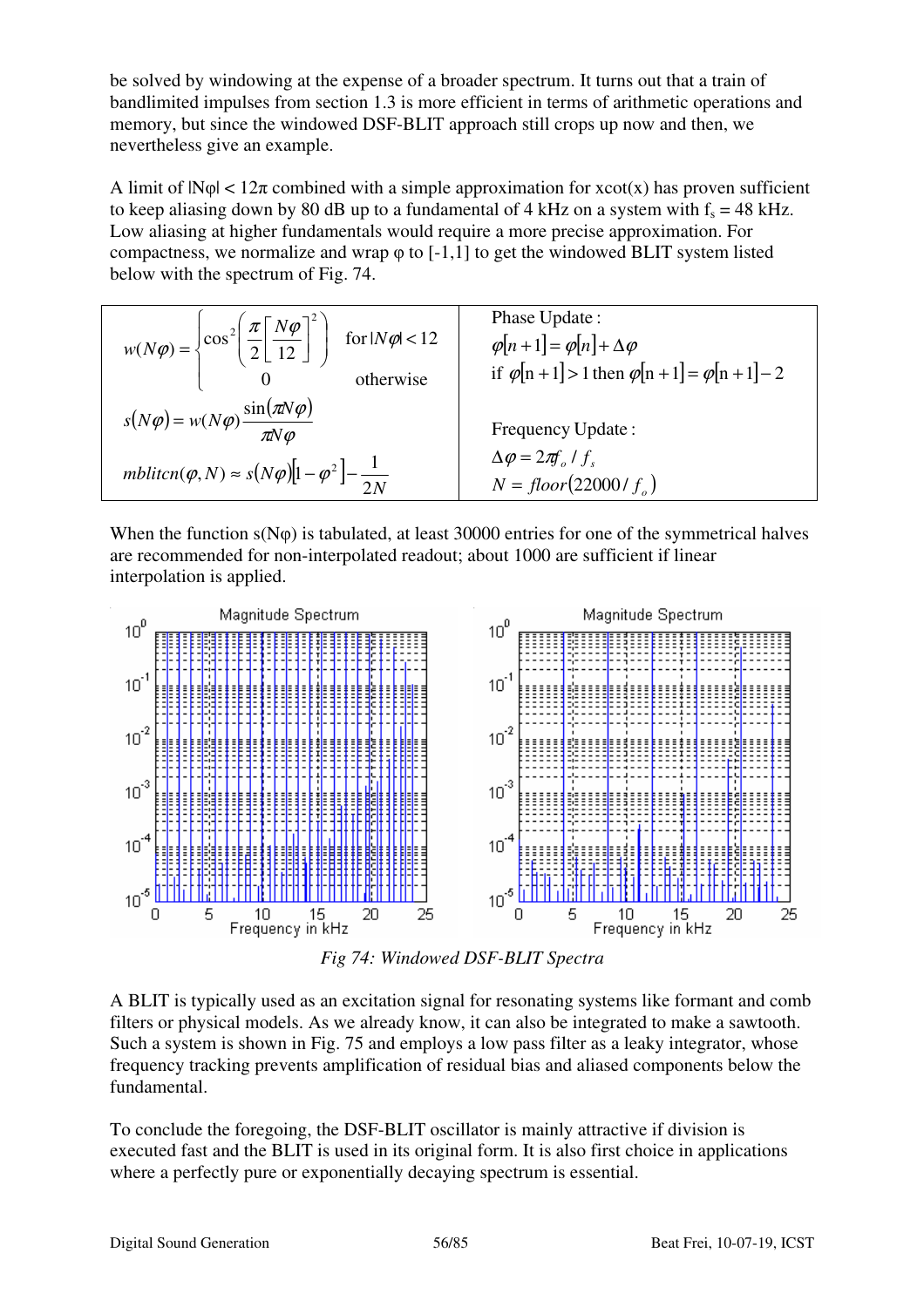be solved by windowing at the expense of a broader spectrum. It turns out that a train of bandlimited impulses from section 1.3 is more efficient in terms of arithmetic operations and memory, but since the windowed DSF-BLIT approach still crops up now and then, we nevertheless give an example.

A limit of $|N\varphi| < 12\pi$ combined with a simple approximation for xcot(x) has proven sufficient to keep aliasing down by 80 dB up to a fundamental of 4 kHz on a system with $f_s = 48$ kHz. Low aliasing at higher fundamentals would require a more precise approximation. For compactness, we normalize and wrap $\varphi$ to [-1,1] to get the windowed BLIT system listed below with the spectrum of Fig. 74.

| | |
|---|---|
| $w(N\varphi) = \begin{cases} \cos^2\left(\dfrac{\pi}{2}\left[\dfrac{N\varphi}{12}\right]^2\right) & \text{for } \lvert N\varphi \rvert < 12 \\ 0 & \text{otherwise} \end{cases}$ | Phase Update : $\varphi[n+1] = \varphi[n] + \Delta\varphi$ ; if $\varphi[n+1] > 1$ then $\varphi[n+1] = \varphi[n+1] - 2$ |
| $s(N\varphi) = w(N\varphi)\dfrac{\sin(\pi N\varphi)}{\pi N\varphi}$ ; $mblitcn(\varphi, N) \approx s(N\varphi)\left[1-\varphi^2\right] - \dfrac{1}{2N}$ | Frequency Update : $\Delta\varphi = 2\pi f_o / f_s$ ; $N = floor(22000 / f_o)$ |

When the function $s(N\varphi)$ is tabulated, at least 30000 entries for one of the symmetrical halves are recommended for non-interpolated readout; about 1000 are sufficient if linear interpolation is applied.

*Fig 74: Windowed DSF-BLIT Spectra*

A BLIT is typically used as an excitation signal for resonating systems like formant and comb filters or physical models. As we already know, it can also be integrated to make a sawtooth. Such a system is shown in Fig. 75 and employs a low pass filter as a leaky integrator, whose frequency tracking prevents amplification of residual bias and aliased components below the fundamental.

To conclude the foregoing, the DSF-BLIT oscillator is mainly attractive if division is executed fast and the BLIT is used in its original form. It is also first choice in applications where a perfectly pure or exponentially decaying spectrum is essential.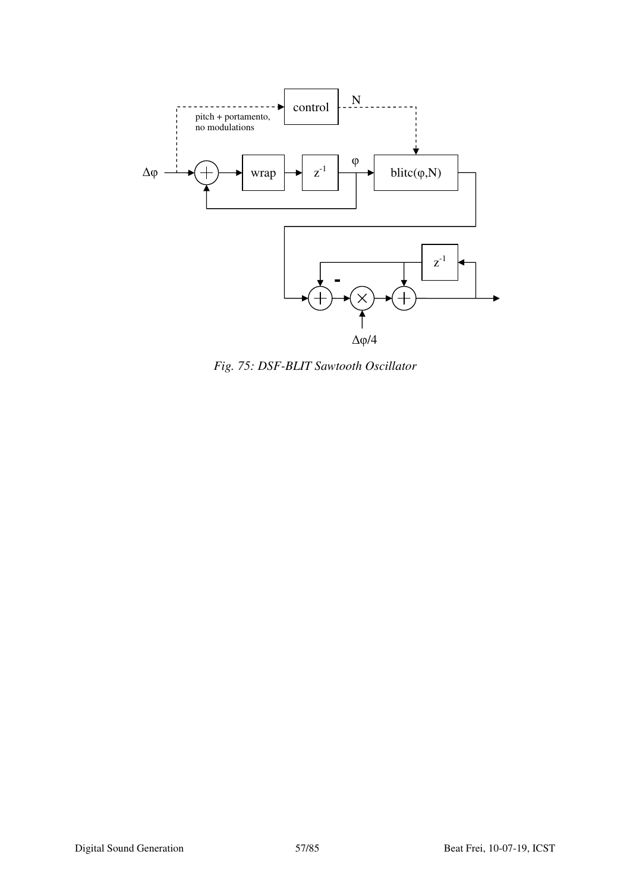*Fig. 75: DSF-BLIT Sawtooth Oscillator*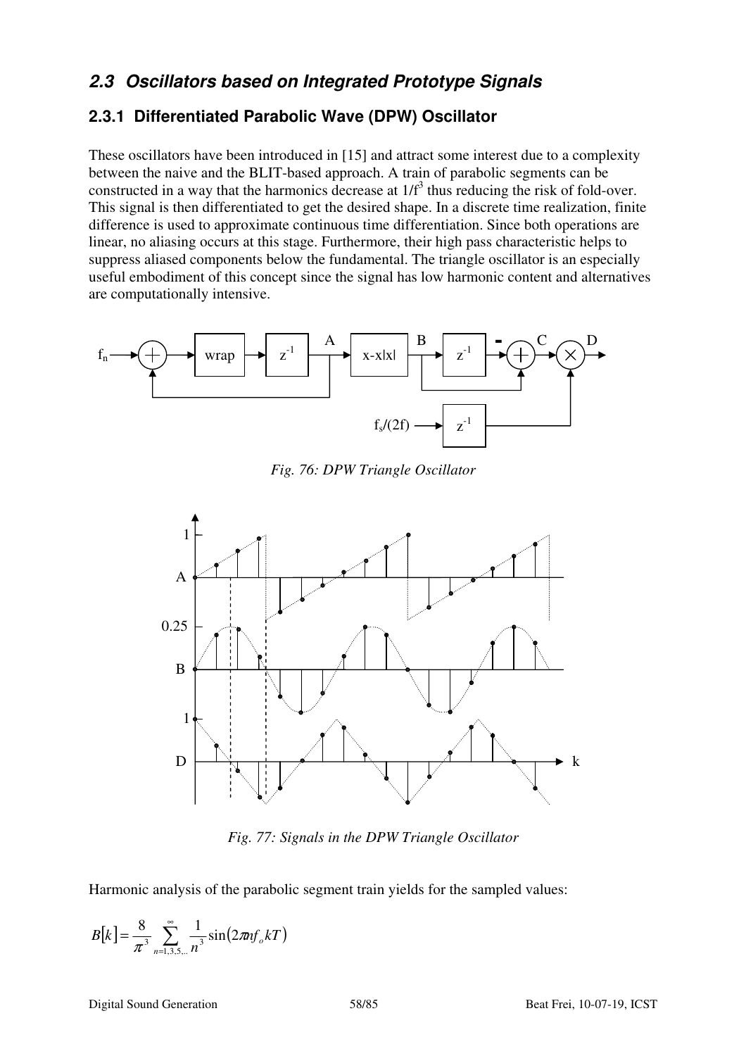## 2.3 Oscillators based on Integrated Prototype Signals

### 2.3.1 Differentiated Parabolic Wave (DPW) Oscillator

These oscillators have been introduced in [15] and attract some interest due to a complexity between the naive and the BLIT-based approach. A train of parabolic segments can be constructed in a way that the harmonics decrease at $1/f^3$ thus reducing the risk of fold-over. This signal is then differentiated to get the desired shape. In a discrete time realization, finite difference is used to approximate continuous time differentiation. Since both operations are linear, no aliasing occurs at this stage. Furthermore, their high pass characteristic helps to suppress aliased components below the fundamental. The triangle oscillator is an especially useful embodiment of this concept since the signal has low harmonic content and alternatives are computationally intensive.

*Fig. 76: DPW Triangle Oscillator*

*Fig. 77: Signals in the DPW Triangle Oscillator*

Harmonic analysis of the parabolic segment train yields for the sampled values:

$$B[k] = \frac{8}{\pi^3} \sum_{n=1,3,5,..}^{\infty} \frac{1}{n^3} \sin(2\pi n f_o kT)$$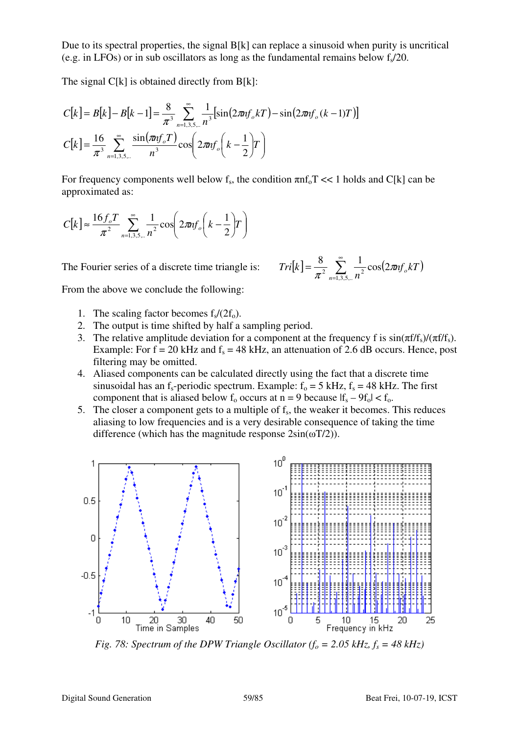Due to its spectral properties, the signal B[k] can replace a sinusoid when purity is uncritical (e.g. in LFOs) or in sub oscillators as long as the fundamental remains below $f_s/20$.

The signal C[k] is obtained directly from B[k]:

$$C[k] = B[k] - B[k-1] = \frac{8}{\pi^3} \sum_{n=1,3,5,..}^{\infty} \frac{1}{n^3} \left[ \sin(2\pi n f_o kT) - \sin(2\pi n f_o (k-1)T) \right]$$

$$C[k] = \frac{16}{\pi^3} \sum_{n=1,3,5,..}^{\infty} \frac{\sin(\pi n f_o T)}{n^3} \cos\left( 2\pi n f_o \left( k - \frac{1}{2} \right) T \right)$$

For frequency components well below $f_s$, the condition $\pi n f_o T << 1$ holds and C[k] can be approximated as:

$$C[k] \approx \frac{16 f_o T}{\pi^2} \sum_{n=1,3,5,..}^{\infty} \frac{1}{n^2} \cos\left( 2\pi n f_o \left( k - \frac{1}{2} \right) T \right)$$

The Fourier series of a discrete time triangle is: $Tri[k] = \frac{8}{\pi^2} \sum_{n=1,3,5,..}^{\infty} \frac{1}{n^2} \cos(2\pi n f_o kT)$

From the above we conclude the following:

1. The scaling factor becomes $f_s/(2f_o)$.
2. The output is time shifted by half a sampling period.
3. The relative amplitude deviation for a component at the frequency f is $\sin(\pi f/f_s)/(\pi f/f_s)$. Example: For f = 20 kHz and $f_s$ = 48 kHz, an attenuation of 2.6 dB occurs. Hence, post filtering may be omitted.
4. Aliased components can be calculated directly using the fact that a discrete time sinusoidal has an $f_s$-periodic spectrum. Example: $f_o$ = 5 kHz, $f_s$ = 48 kHz. The first component that is aliased below $f_o$ occurs at n = 9 because $|f_s - 9f_o| < f_o$.
5. The closer a component gets to a multiple of $f_s$, the weaker it becomes. This reduces aliasing to low frequencies and is a very desirable consequence of taking the time difference (which has the magnitude response $2\sin(\omega T/2)$).

*Fig. 78: Spectrum of the DPW Triangle Oscillator ($f_o$ = 2.05 kHz, $f_s$ = 48 kHz)*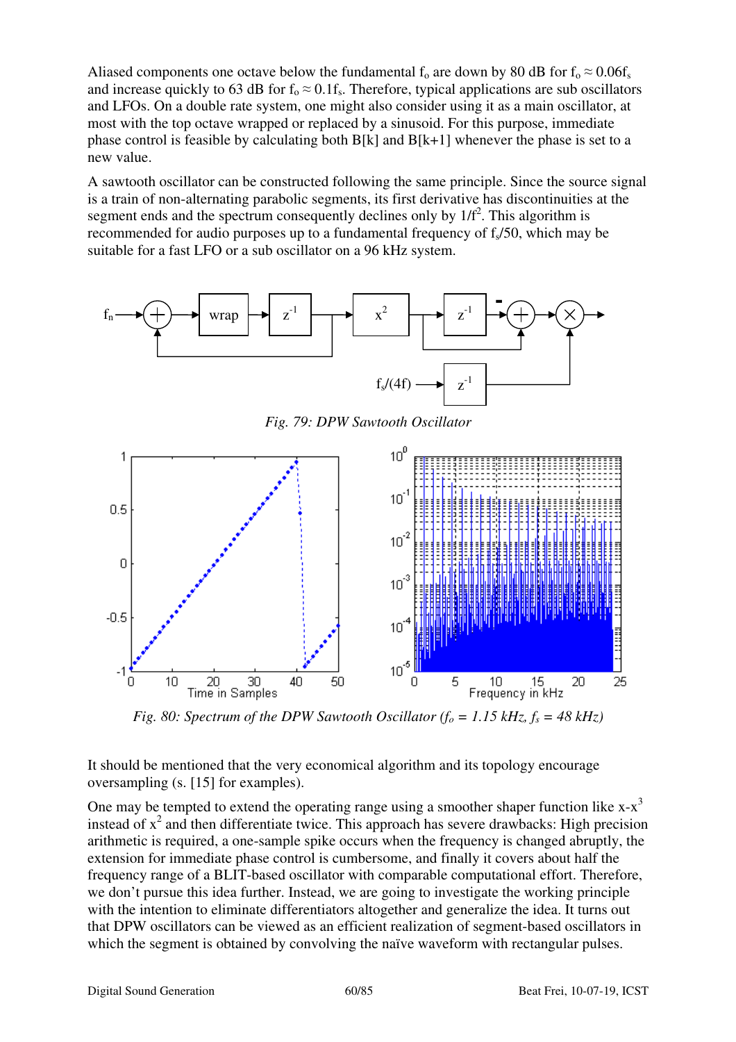Aliased components one octave below the fundamental $f_o$ are down by 80 dB for $f_o \approx 0.06f_s$ and increase quickly to 63 dB for $f_o \approx 0.1f_s$. Therefore, typical applications are sub oscillators and LFOs. On a double rate system, one might also consider using it as a main oscillator, at most with the top octave wrapped or replaced by a sinusoid. For this purpose, immediate phase control is feasible by calculating both B[k] and B[k+1] whenever the phase is set to a new value.

A sawtooth oscillator can be constructed following the same principle. Since the source signal is a train of non-alternating parabolic segments, its first derivative has discontinuities at the segment ends and the spectrum consequently declines only by $1/f^2$. This algorithm is recommended for audio purposes up to a fundamental frequency of $f_s/50$, which may be suitable for a fast LFO or a sub oscillator on a 96 kHz system.

*Fig. 79: DPW Sawtooth Oscillator*

*Fig. 80: Spectrum of the DPW Sawtooth Oscillator ($f_o$ = 1.15 kHz, $f_s$ = 48 kHz)*

It should be mentioned that the very economical algorithm and its topology encourage oversampling (s. [15] for examples).

One may be tempted to extend the operating range using a smoother shaper function like $x-x^3$ instead of $x^2$ and then differentiate twice. This approach has severe drawbacks: High precision arithmetic is required, a one-sample spike occurs when the frequency is changed abruptly, the extension for immediate phase control is cumbersome, and finally it covers about half the frequency range of a BLIT-based oscillator with comparable computational effort. Therefore, we don't pursue this idea further. Instead, we are going to investigate the working principle with the intention to eliminate differentiators altogether and generalize the idea. It turns out that DPW oscillators can be viewed as an efficient realization of segment-based oscillators in which the segment is obtained by convolving the naïve waveform with rectangular pulses.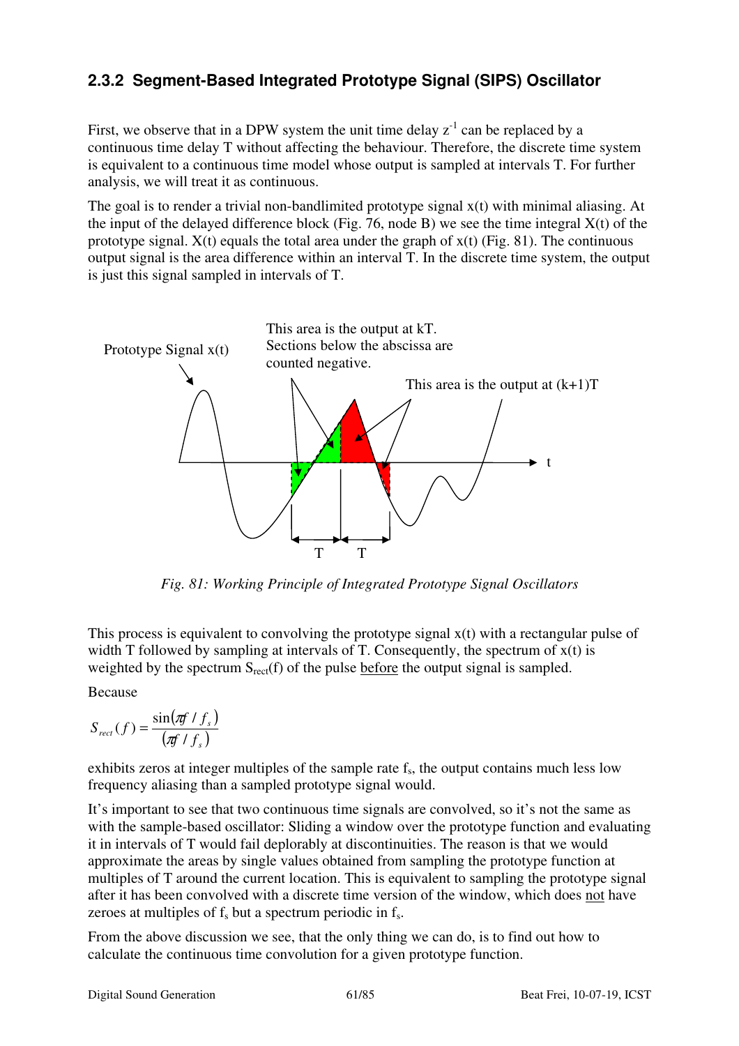### 2.3.2 Segment-Based Integrated Prototype Signal (SIPS) Oscillator

First, we observe that in a DPW system the unit time delay $z^{-1}$ can be replaced by a continuous time delay T without affecting the behaviour. Therefore, the discrete time system is equivalent to a continuous time model whose output is sampled at intervals T. For further analysis, we will treat it as continuous.

The goal is to render a trivial non-bandlimited prototype signal x(t) with minimal aliasing. At the input of the delayed difference block (Fig. 76, node B) we see the time integral X(t) of the prototype signal. X(t) equals the total area under the graph of x(t) (Fig. 81). The continuous output signal is the area difference within an interval T. In the discrete time system, the output is just this signal sampled in intervals of T.

*Fig. 81: Working Principle of Integrated Prototype Signal Oscillators*

This process is equivalent to convolving the prototype signal x(t) with a rectangular pulse of width T followed by sampling at intervals of T. Consequently, the spectrum of x(t) is weighted by the spectrum $S_{rect}(f)$ of the pulse before the output signal is sampled.

Because

$$S_{rect}(f) = \frac{\sin(\pi f / f_s)}{(\pi f / f_s)}$$

exhibits zeros at integer multiples of the sample rate $f_s$, the output contains much less low frequency aliasing than a sampled prototype signal would.

It's important to see that two continuous time signals are convolved, so it's not the same as with the sample-based oscillator: Sliding a window over the prototype function and evaluating it in intervals of T would fail deplorably at discontinuities. The reason is that we would approximate the areas by single values obtained from sampling the prototype function at multiples of T around the current location. This is equivalent to sampling the prototype signal after it has been convolved with a discrete time version of the window, which does not have zeroes at multiples of $f_s$ but a spectrum periodic in $f_s$.

From the above discussion we see, that the only thing we can do, is to find out how to calculate the continuous time convolution for a given prototype function.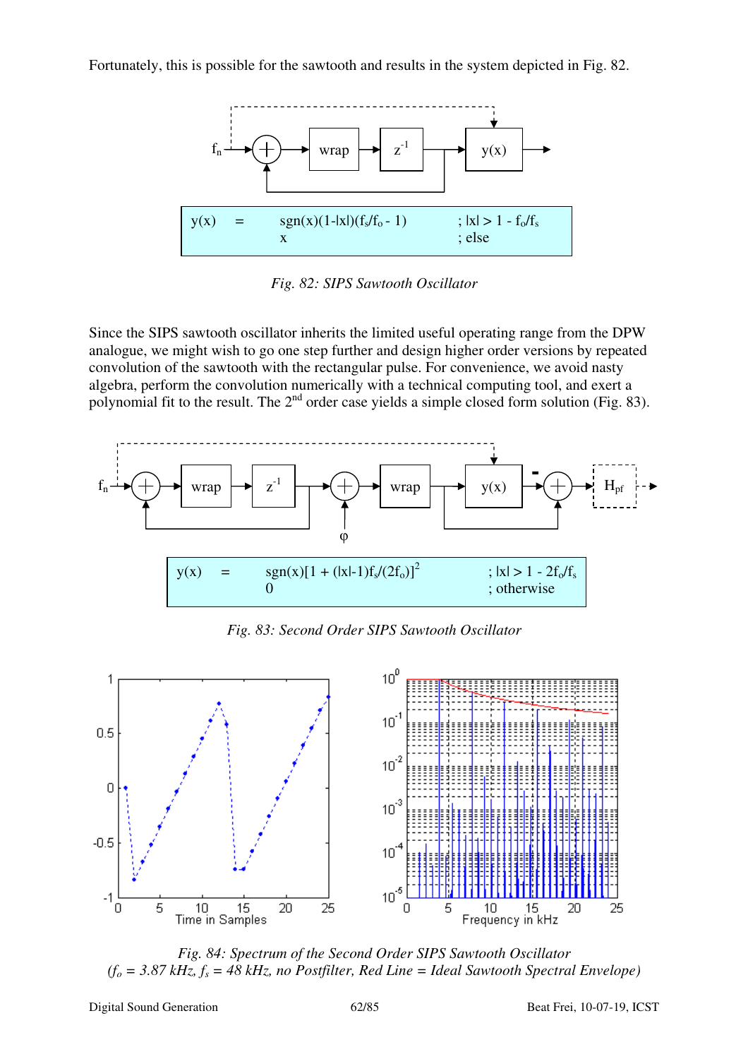Fortunately, this is possible for the sawtooth and results in the system depicted in Fig. 82.

$$y(x) = \begin{cases} \mathrm{sgn}(x)(1-|x|)(f_s/f_o - 1) & ; |x| > 1 - f_o/f_s \\ x & ; \text{else} \end{cases}$$

*Fig. 82: SIPS Sawtooth Oscillator*

Since the SIPS sawtooth oscillator inherits the limited useful operating range from the DPW analogue, we might wish to go one step further and design higher order versions by repeated convolution of the sawtooth with the rectangular pulse. For convenience, we avoid nasty algebra, perform the convolution numerically with a technical computing tool, and exert a polynomial fit to the result. The $2^{nd}$ order case yields a simple closed form solution (Fig. 83).

$$y(x) = \begin{cases} \mathrm{sgn}(x)[1 + (|x|-1)f_s/(2f_o)]^2 & ; |x| > 1 - 2f_o/f_s \\ 0 & ; \text{otherwise} \end{cases}$$

*Fig. 83: Second Order SIPS Sawtooth Oscillator*

*Fig. 84: Spectrum of the Second Order SIPS Sawtooth Oscillator*
*($f_o$ = 3.87 kHz, $f_s$ = 48 kHz, no Postfilter, Red Line = Ideal Sawtooth Spectral Envelope)*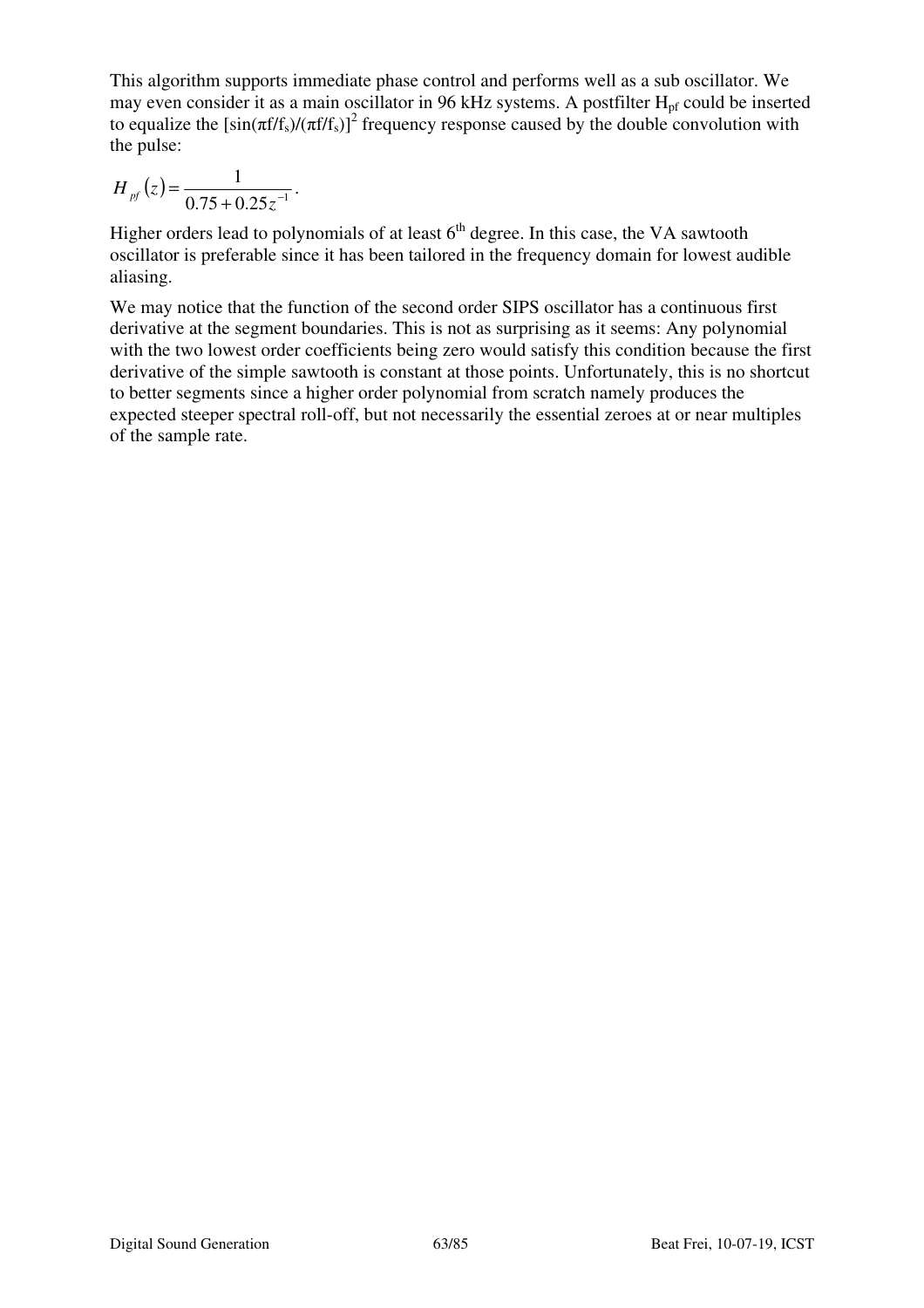This algorithm supports immediate phase control and performs well as a sub oscillator. We may even consider it as a main oscillator in 96 kHz systems. A postfilter $H_{pf}$ could be inserted to equalize the $[\sin(\pi f/f_s)/(\pi f/f_s)]^2$ frequency response caused by the double convolution with the pulse:

$$H_{pf}(z) = \frac{1}{0.75 + 0.25z^{-1}}.$$

Higher orders lead to polynomials of at least $6^{th}$ degree. In this case, the VA sawtooth oscillator is preferable since it has been tailored in the frequency domain for lowest audible aliasing.

We may notice that the function of the second order SIPS oscillator has a continuous first derivative at the segment boundaries. This is not as surprising as it seems: Any polynomial with the two lowest order coefficients being zero would satisfy this condition because the first derivative of the simple sawtooth is constant at those points. Unfortunately, this is no shortcut to better segments since a higher order polynomial from scratch namely produces the expected steeper spectral roll-off, but not necessarily the essential zeroes at or near multiples of the sample rate.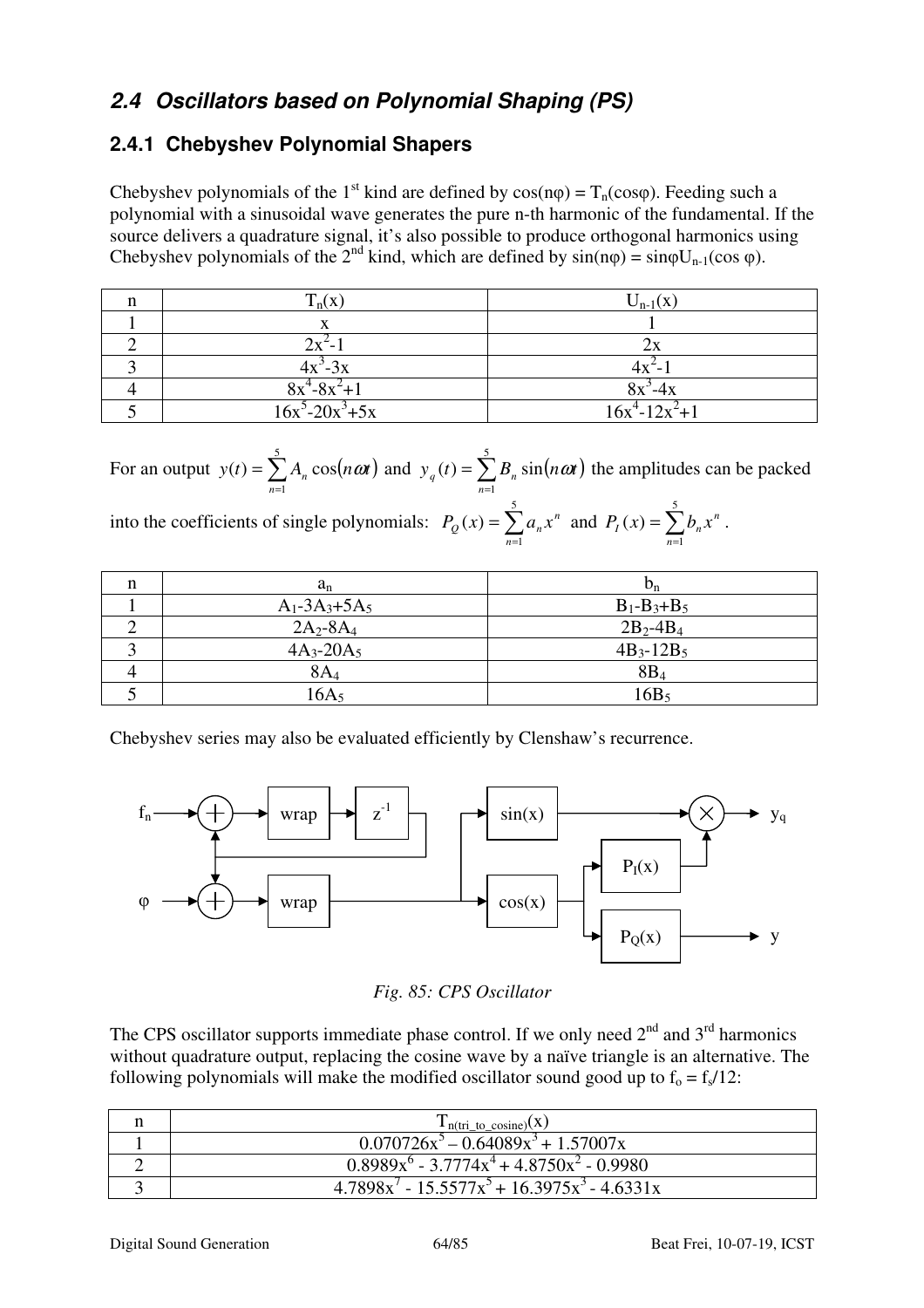## 2.4 Oscillators based on Polynomial Shaping (PS)

### 2.4.1 Chebyshev Polynomial Shapers

Chebyshev polynomials of the 1st kind are defined by $\cos(n\varphi) = T_n(\cos\varphi)$. Feeding such a polynomial with a sinusoidal wave generates the pure n-th harmonic of the fundamental. If the source delivers a quadrature signal, it's also possible to produce orthogonal harmonics using Chebyshev polynomials of the 2nd kind, which are defined by $\sin(n\varphi) = \sin\varphi U_{n-1}(\cos\varphi)$.

| n | $T_n(x)$ | $U_{n-1}(x)$ |
|---|---|---|
| 1 | $x$ | $1$ |
| 2 | $2x^2-1$ | $2x$ |
| 3 | $4x^3-3x$ | $4x^2-1$ |
| 4 | $8x^4-8x^2+1$ | $8x^3-4x$ |
| 5 | $16x^5-20x^3+5x$ | $16x^4-12x^2+1$ |

For an output $y(t) = \sum_{n=1}^{5} A_n \cos(n\omega t)$ and $y_q(t) = \sum_{n=1}^{5} B_n \sin(n\omega t)$ the amplitudes can be packed into the coefficients of single polynomials: $P_Q(x) = \sum_{n=1}^{5} a_n x^n$ and $P_I(x) = \sum_{n=1}^{5} b_n x^n$.

| n | $a_n$ | $b_n$ |
|---|---|---|
| 1 | $A_1-3A_3+5A_5$ | $B_1-B_3+B_5$ |
| 2 | $2A_2-8A_4$ | $2B_2-4B_4$ |
| 3 | $4A_3-20A_5$ | $4B_3-12B_5$ |
| 4 | $8A_4$ | $8B_4$ |
| 5 | $16A_5$ | $16B_5$ |

Chebyshev series may also be evaluated efficiently by Clenshaw's recurrence.

*Fig. 85: CPS Oscillator*

The CPS oscillator supports immediate phase control. If we only need 2nd and 3rd harmonics without quadrature output, replacing the cosine wave by a naïve triangle is an alternative. The following polynomials will make the modified oscillator sound good up to $f_o = f_s/12$:

| n | $T_{n(\text{tri\_to\_cosine})}(x)$ |
|---|---|
| 1 | $0.070726x^5 - 0.64089x^3 + 1.57007x$ |
| 2 | $0.8989x^6 - 3.7774x^4 + 4.8750x^2 - 0.9980$ |
| 3 | $4.7898x^7 - 15.5577x^5 + 16.3975x^3 - 4.6331x$ |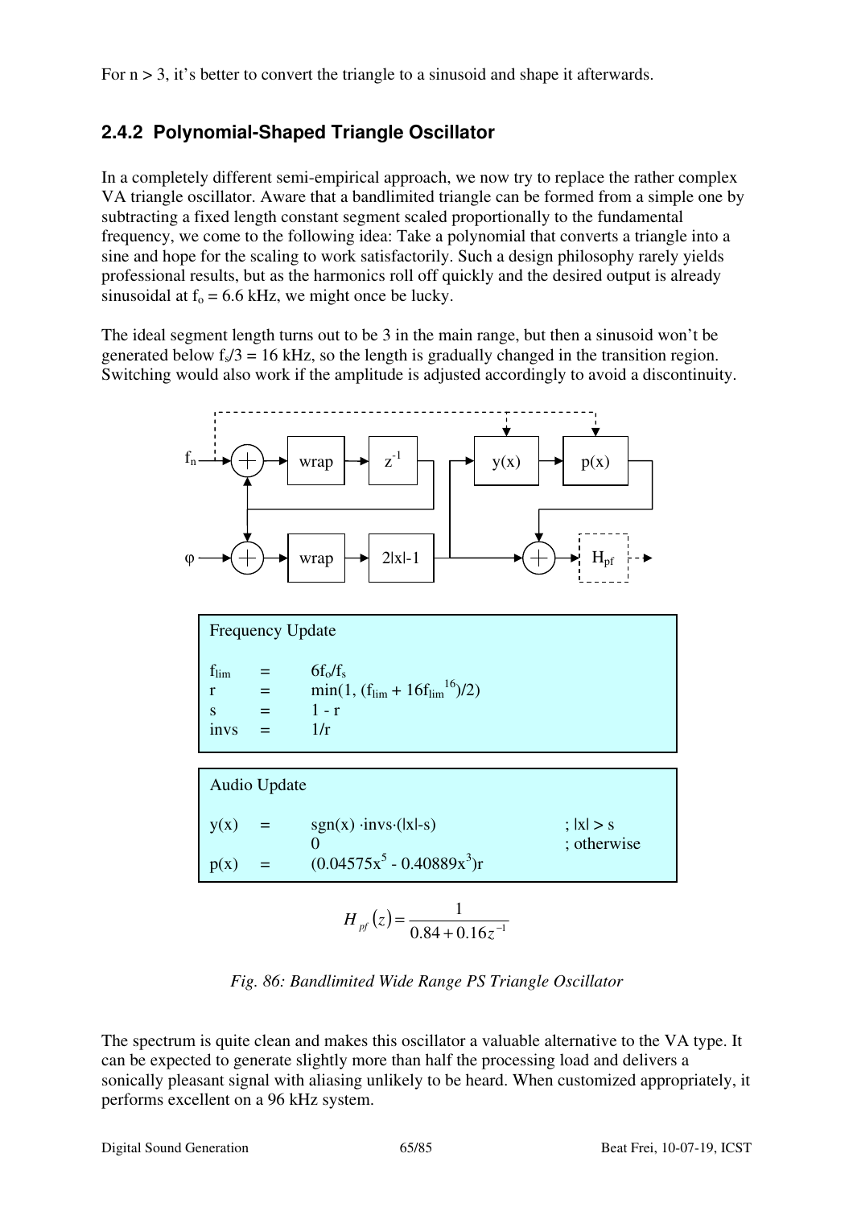For n > 3, it's better to convert the triangle to a sinusoid and shape it afterwards.

### 2.4.2 Polynomial-Shaped Triangle Oscillator

In a completely different semi-empirical approach, we now try to replace the rather complex VA triangle oscillator. Aware that a bandlimited triangle can be formed from a simple one by subtracting a fixed length constant segment scaled proportionally to the fundamental frequency, we come to the following idea: Take a polynomial that converts a triangle into a sine and hope for the scaling to work satisfactorily. Such a design philosophy rarely yields professional results, but as the harmonics roll off quickly and the desired output is already sinusoidal at $f_o = 6.6$ kHz, we might once be lucky.

The ideal segment length turns out to be 3 in the main range, but then a sinusoid won't be generated below $f_s/3 = 16$ kHz, so the length is gradually changed in the transition region. Switching would also work if the amplitude is adjusted accordingly to avoid a discontinuity.

**Frequency Update**

$$f_{lim} = 6f_o/f_s$$
$$r = \min(1, (f_{lim} + 16f_{lim}^{16})/2)$$
$$s = 1 - r$$
$$invs = 1/r$$

**Audio Update**

$$y(x) = \begin{cases} \text{sgn}(x) \cdot invs \cdot (|x| - s) & ; |x| > s \\ 0 & ; \text{otherwise} \end{cases}$$
$$p(x) = (0.04575x^5 - 0.40889x^3)r$$

$$H_{pf}(z) = \frac{1}{0.84 + 0.16z^{-1}}$$

*Fig. 86: Bandlimited Wide Range PS Triangle Oscillator*

The spectrum is quite clean and makes this oscillator a valuable alternative to the VA type. It can be expected to generate slightly more than half the processing load and delivers a sonically pleasant signal with aliasing unlikely to be heard. When customized appropriately, it performs excellent on a 96 kHz system.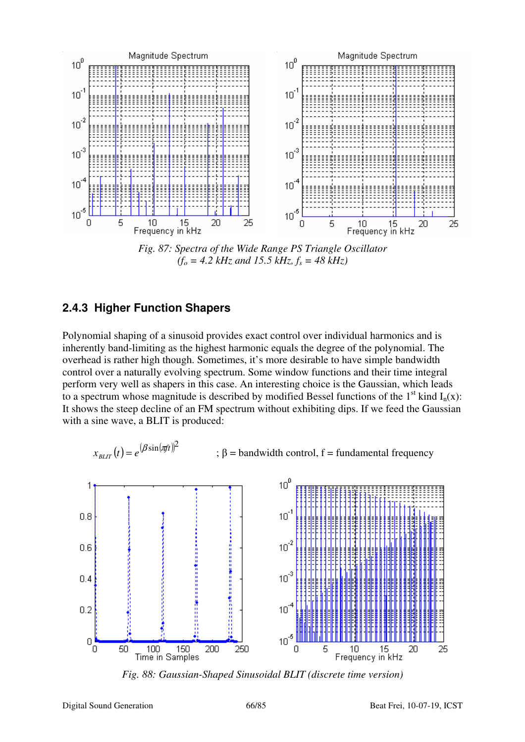Fig. 87: Spectra of the Wide Range PS Triangle Oscillator  
($f_o$ = 4.2 kHz and 15.5 kHz, $f_s$ = 48 kHz)

### 2.4.3 Higher Function Shapers

Polynomial shaping of a sinusoid provides exact control over individual harmonics and is inherently band-limiting as the highest harmonic equals the degree of the polynomial. The overhead is rather high though. Sometimes, it's more desirable to have simple bandwidth control over a naturally evolving spectrum. Some window functions and their time integral perform very well as shapers in this case. An interesting choice is the Gaussian, which leads to a spectrum whose magnitude is described by modified Bessel functions of the 1st kind $I_n(x)$: It shows the steep decline of an FM spectrum without exhibiting dips. If we feed the Gaussian with a sine wave, a BLIT is produced:

$$x_{BLIT}(t) = e^{(\beta \sin(\pi f t))^2} \qquad ; \beta = \text{bandwidth control, } f = \text{fundamental frequency}$$

Fig. 88: Gaussian-Shaped Sinusoidal BLIT (discrete time version)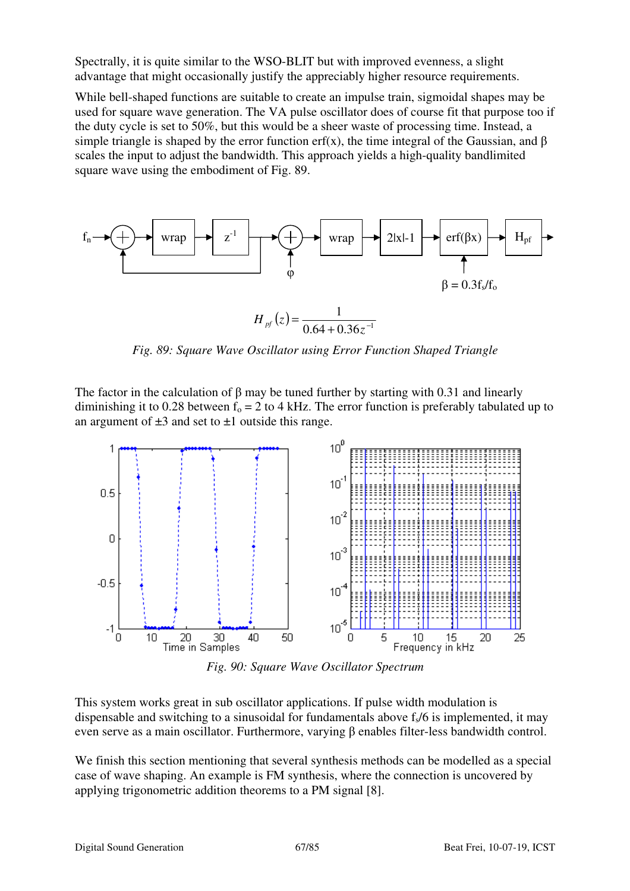Spectrally, it is quite similar to the WSO-BLIT but with improved evenness, a slight advantage that might occasionally justify the appreciably higher resource requirements.

While bell-shaped functions are suitable to create an impulse train, sigmoidal shapes may be used for square wave generation. The VA pulse oscillator does of course fit that purpose too if the duty cycle is set to 50%, but this would be a sheer waste of processing time. Instead, a simple triangle is shaped by the error function erf(x), the time integral of the Gaussian, and β scales the input to adjust the bandwidth. This approach yields a high-quality bandlimited square wave using the embodiment of Fig. 89.

$$H_{pf}(z) = \frac{1}{0.64 + 0.36z^{-1}}$$

*Fig. 89: Square Wave Oscillator using Error Function Shaped Triangle*

The factor in the calculation of β may be tuned further by starting with 0.31 and linearly diminishing it to 0.28 between $f_o$ = 2 to 4 kHz. The error function is preferably tabulated up to an argument of ±3 and set to ±1 outside this range.

*Fig. 90: Square Wave Oscillator Spectrum*

This system works great in sub oscillator applications. If pulse width modulation is dispensable and switching to a sinusoidal for fundamentals above $f_s/6$ is implemented, it may even serve as a main oscillator. Furthermore, varying β enables filter-less bandwidth control.

We finish this section mentioning that several synthesis methods can be modelled as a special case of wave shaping. An example is FM synthesis, where the connection is uncovered by applying trigonometric addition theorems to a PM signal [8].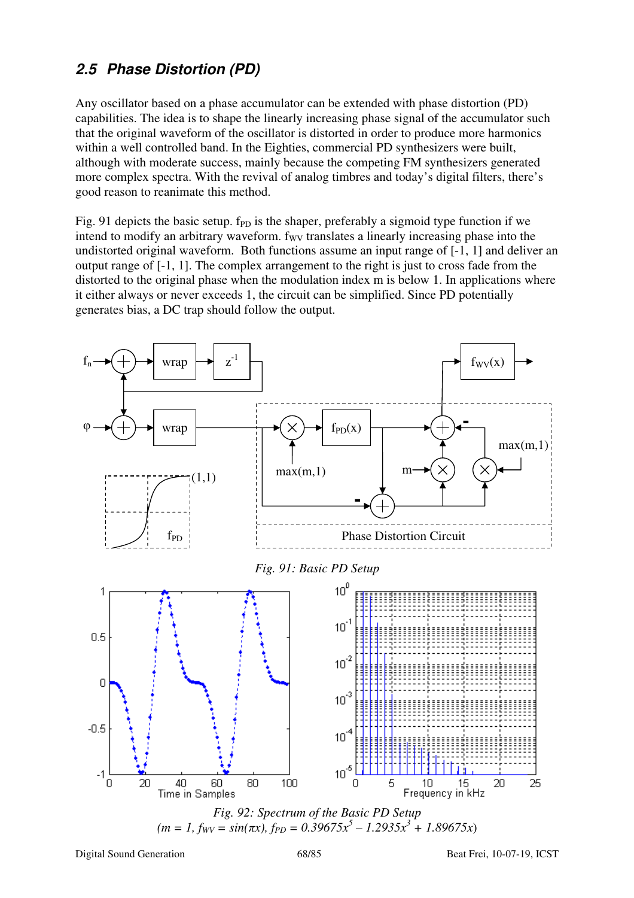## 2.5 Phase Distortion (PD)

Any oscillator based on a phase accumulator can be extended with phase distortion (PD) capabilities. The idea is to shape the linearly increasing phase signal of the accumulator such that the original waveform of the oscillator is distorted in order to produce more harmonics within a well controlled band. In the Eighties, commercial PD synthesizers were built, although with moderate success, mainly because the competing FM synthesizers generated more complex spectra. With the revival of analog timbres and today's digital filters, there's good reason to reanimate this method.

Fig. 91 depicts the basic setup. $f_{PD}$ is the shaper, preferably a sigmoid type function if we intend to modify an arbitrary waveform. $f_{WV}$ translates a linearly increasing phase into the undistorted original waveform. Both functions assume an input range of [-1, 1] and deliver an output range of [-1, 1]. The complex arrangement to the right is just to cross fade from the distorted to the original phase when the modulation index m is below 1. In applications where it either always or never exceeds 1, the circuit can be simplified. Since PD potentially generates bias, a DC trap should follow the output.

*Fig. 91: Basic PD Setup*

*Fig. 92: Spectrum of the Basic PD Setup*
*($m = 1$, $f_{WV} = \sin(\pi x)$, $f_{PD} = 0.39675x^5 - 1.2935x^3 + 1.89675x$)*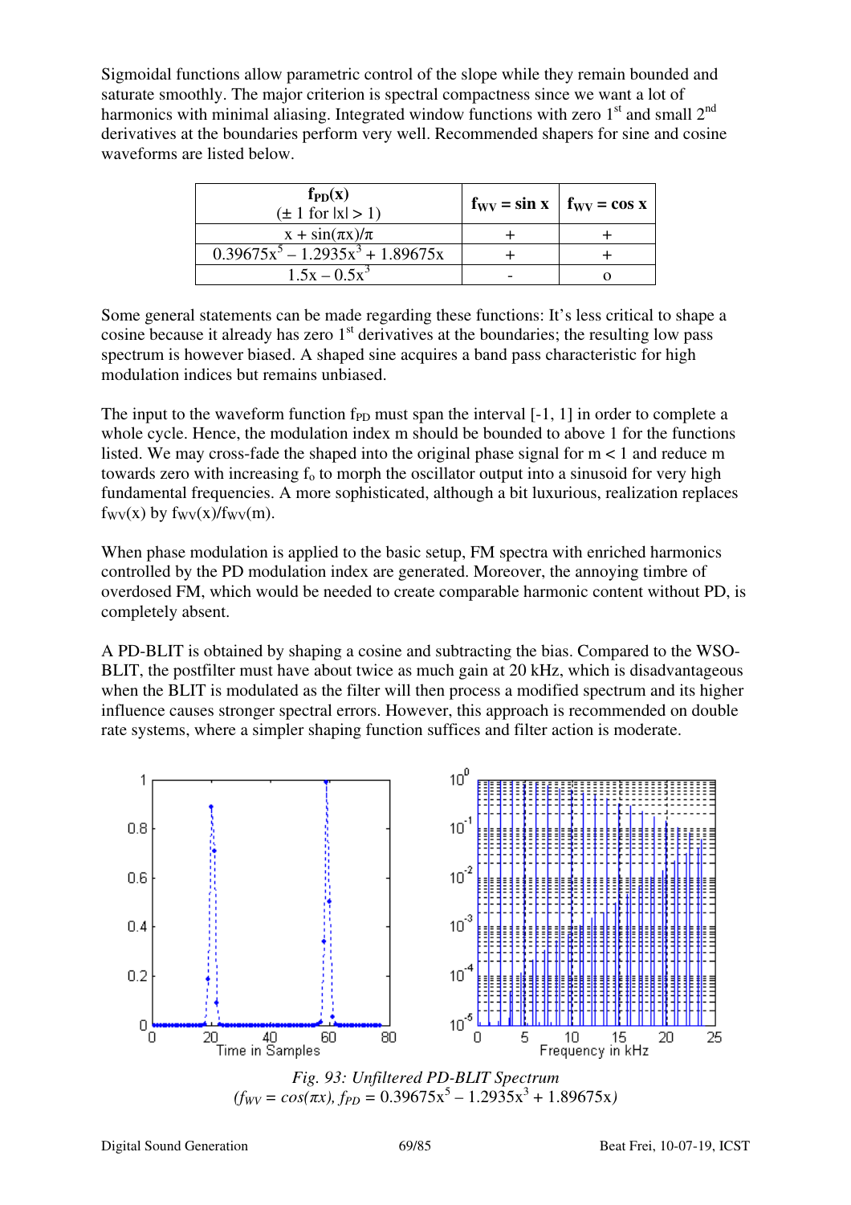Sigmoidal functions allow parametric control of the slope while they remain bounded and saturate smoothly. The major criterion is spectral compactness since we want a lot of harmonics with minimal aliasing. Integrated window functions with zero 1st and small 2nd derivatives at the boundaries perform very well. Recommended shapers for sine and cosine waveforms are listed below.

| $f_{PD}(x)$ ($\pm$ 1 for $\|x\| > 1$) | $f_{WV} = \sin x$ | $f_{WV} = \cos x$ |
|---|---|---|
| $x + \sin(\pi x)/\pi$ | + | + |
| $0.39675x^5 - 1.2935x^3 + 1.89675x$ | + | + |
| $1.5x - 0.5x^3$ | - | o |

Some general statements can be made regarding these functions: It's less critical to shape a cosine because it already has zero 1st derivatives at the boundaries; the resulting low pass spectrum is however biased. A shaped sine acquires a band pass characteristic for high modulation indices but remains unbiased.

The input to the waveform function $f_{PD}$ must span the interval [-1, 1] in order to complete a whole cycle. Hence, the modulation index m should be bounded to above 1 for the functions listed. We may cross-fade the shaped into the original phase signal for $m < 1$ and reduce m towards zero with increasing $f_o$ to morph the oscillator output into a sinusoid for very high fundamental frequencies. A more sophisticated, although a bit luxurious, realization replaces $f_{WV}(x)$ by $f_{WV}(x)/f_{WV}(m)$.

When phase modulation is applied to the basic setup, FM spectra with enriched harmonics controlled by the PD modulation index are generated. Moreover, the annoying timbre of overdosed FM, which would be needed to create comparable harmonic content without PD, is completely absent.

A PD-BLIT is obtained by shaping a cosine and subtracting the bias. Compared to the WSO-BLIT, the postfilter must have about twice as much gain at 20 kHz, which is disadvantageous when the BLIT is modulated as the filter will then process a modified spectrum and its higher influence causes stronger spectral errors. However, this approach is recommended on double rate systems, where a simpler shaping function suffices and filter action is moderate.

*Fig. 93: Unfiltered PD-BLIT Spectrum*
($f_{WV} = \cos(\pi x)$, $f_{PD} = 0.39675x^5 - 1.2935x^3 + 1.89675x$)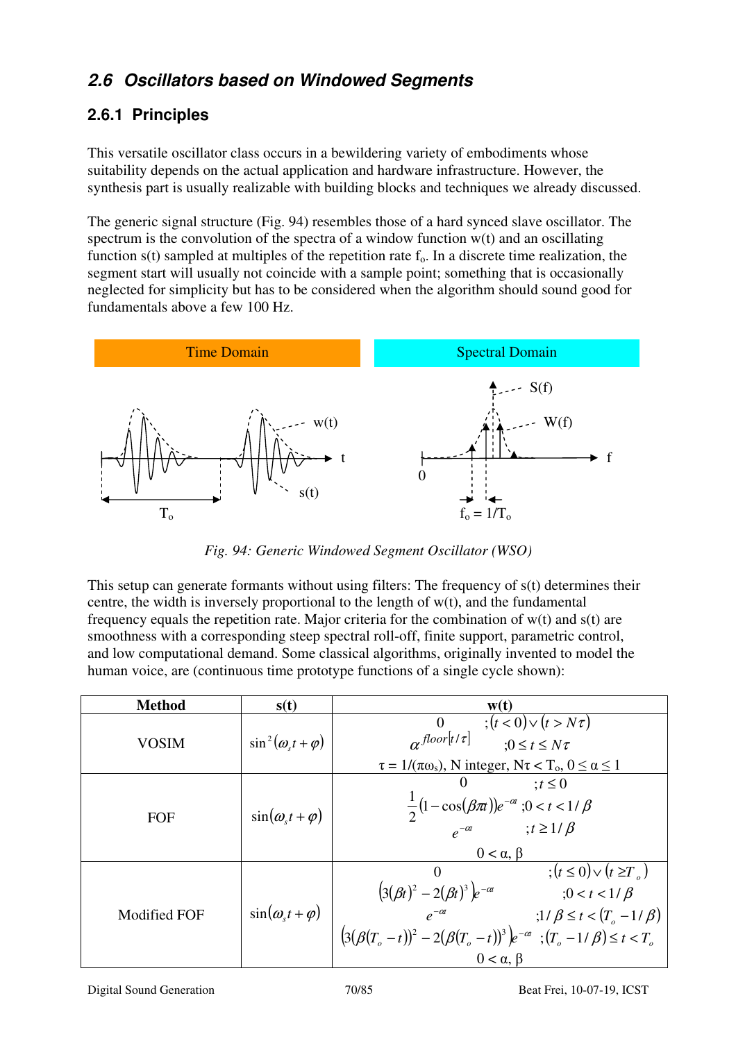## 2.6 Oscillators based on Windowed Segments

### 2.6.1 Principles

This versatile oscillator class occurs in a bewildering variety of embodiments whose suitability depends on the actual application and hardware infrastructure. However, the synthesis part is usually realizable with building blocks and techniques we already discussed.

The generic signal structure (Fig. 94) resembles those of a hard synced slave oscillator. The spectrum is the convolution of the spectra of a window function w(t) and an oscillating function s(t) sampled at multiples of the repetition rate $f_o$. In a discrete time realization, the segment start will usually not coincide with a sample point; something that is occasionally neglected for simplicity but has to be considered when the algorithm should sound good for fundamentals above a few 100 Hz.

*Fig. 94: Generic Windowed Segment Oscillator (WSO)*

This setup can generate formants without using filters: The frequency of s(t) determines their centre, the width is inversely proportional to the length of w(t), and the fundamental frequency equals the repetition rate. Major criteria for the combination of w(t) and s(t) are smoothness with a corresponding steep spectral roll-off, finite support, parametric control, and low computational demand. Some classical algorithms, originally invented to model the human voice, are (continuous time prototype functions of a single cycle shown):

| Method | s(t) | w(t) |
|---|---|---|
| VOSIM | $\sin^2(\omega_s t + \varphi)$ | $\begin{cases} 0 & ;(t<0)\vee(t>N\tau) \\ \alpha^{floor[t/\tau]} & ;0\le t\le N\tau \end{cases}$ <br> $\tau = 1/(\pi\omega_s)$, N integer, $N\tau < T_o$, $0 \le \alpha \le 1$ |
| FOF | $\sin(\omega_s t + \varphi)$ | $\begin{cases} 0 & ;t\le 0 \\ \frac{1}{2}(1-\cos(\beta\pi t))e^{-\alpha t} & ;0<t<1/\beta \\ e^{-\alpha t} & ;t\ge 1/\beta \end{cases}$ <br> $0 < \alpha, \beta$ |
| Modified FOF | $\sin(\omega_s t + \varphi)$ | $\begin{cases} 0 & ;(t\le 0)\vee(t\ge T_o) \\ \left(3(\beta t)^2 - 2(\beta t)^3\right)e^{-\alpha t} & ;0<t<1/\beta \\ e^{-\alpha t} & ;1/\beta\le t<(T_o-1/\beta) \\ \left(3(\beta(T_o-t))^2 - 2(\beta(T_o-t))^3\right)e^{-\alpha t} & ;(T_o-1/\beta)\le t<T_o \end{cases}$ <br> $0 < \alpha, \beta$ |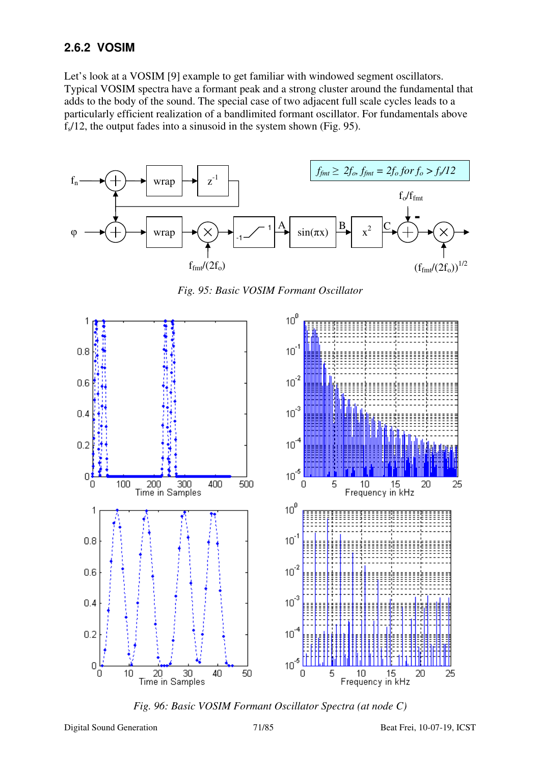### 2.6.2 VOSIM

Let's look at a VOSIM [9] example to get familiar with windowed segment oscillators. Typical VOSIM spectra have a formant peak and a strong cluster around the fundamental that adds to the body of the sound. The special case of two adjacent full scale cycles leads to a particularly efficient realization of a bandlimited formant oscillator. For fundamentals above $f_s/12$, the output fades into a sinusoid in the system shown (Fig. 95).

*Fig. 95: Basic VOSIM Formant Oscillator*

*Fig. 96: Basic VOSIM Formant Oscillator Spectra (at node C)*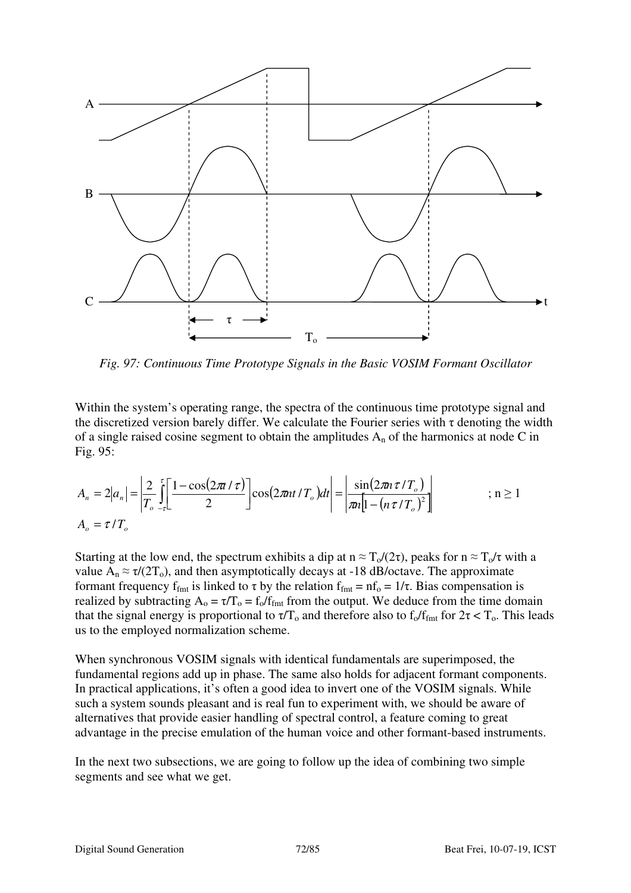*Fig. 97: Continuous Time Prototype Signals in the Basic VOSIM Formant Oscillator*

Within the system's operating range, the spectra of the continuous time prototype signal and the discretized version barely differ. We calculate the Fourier series with τ denoting the width of a single raised cosine segment to obtain the amplitudes $A_n$ of the harmonics at node C in Fig. 95:

$$A_n = 2|a_n| = \left| \frac{2}{T_o} \int_{-\tau}^{\tau} \left[ \frac{1-\cos(2\pi t/\tau)}{2} \right] \cos(2\pi n t / T_o) dt \right| = \left| \frac{\sin(2\pi n \tau / T_o)}{\pi n \left[ 1 - (n\tau/T_o)^2 \right]} \right| \qquad ; n \geq 1$$

$$A_o = \tau / T_o$$

Starting at the low end, the spectrum exhibits a dip at $n \approx T_o/(2\tau)$, peaks for $n \approx T_o/\tau$ with a value $A_n \approx \tau/(2T_o)$, and then asymptotically decays at -18 dB/octave. The approximate formant frequency $f_{fmt}$ is linked to τ by the relation $f_{fmt} = nf_o = 1/\tau$. Bias compensation is realized by subtracting $A_o = \tau/T_o = f_o/f_{fmt}$ from the output. We deduce from the time domain that the signal energy is proportional to $\tau/T_o$ and therefore also to $f_o/f_{fmt}$ for $2\tau < T_o$. This leads us to the employed normalization scheme.

When synchronous VOSIM signals with identical fundamentals are superimposed, the fundamental regions add up in phase. The same also holds for adjacent formant components. In practical applications, it's often a good idea to invert one of the VOSIM signals. While such a system sounds pleasant and is real fun to experiment with, we should be aware of alternatives that provide easier handling of spectral control, a feature coming to great advantage in the precise emulation of the human voice and other formant-based instruments.

In the next two subsections, we are going to follow up the idea of combining two simple segments and see what we get.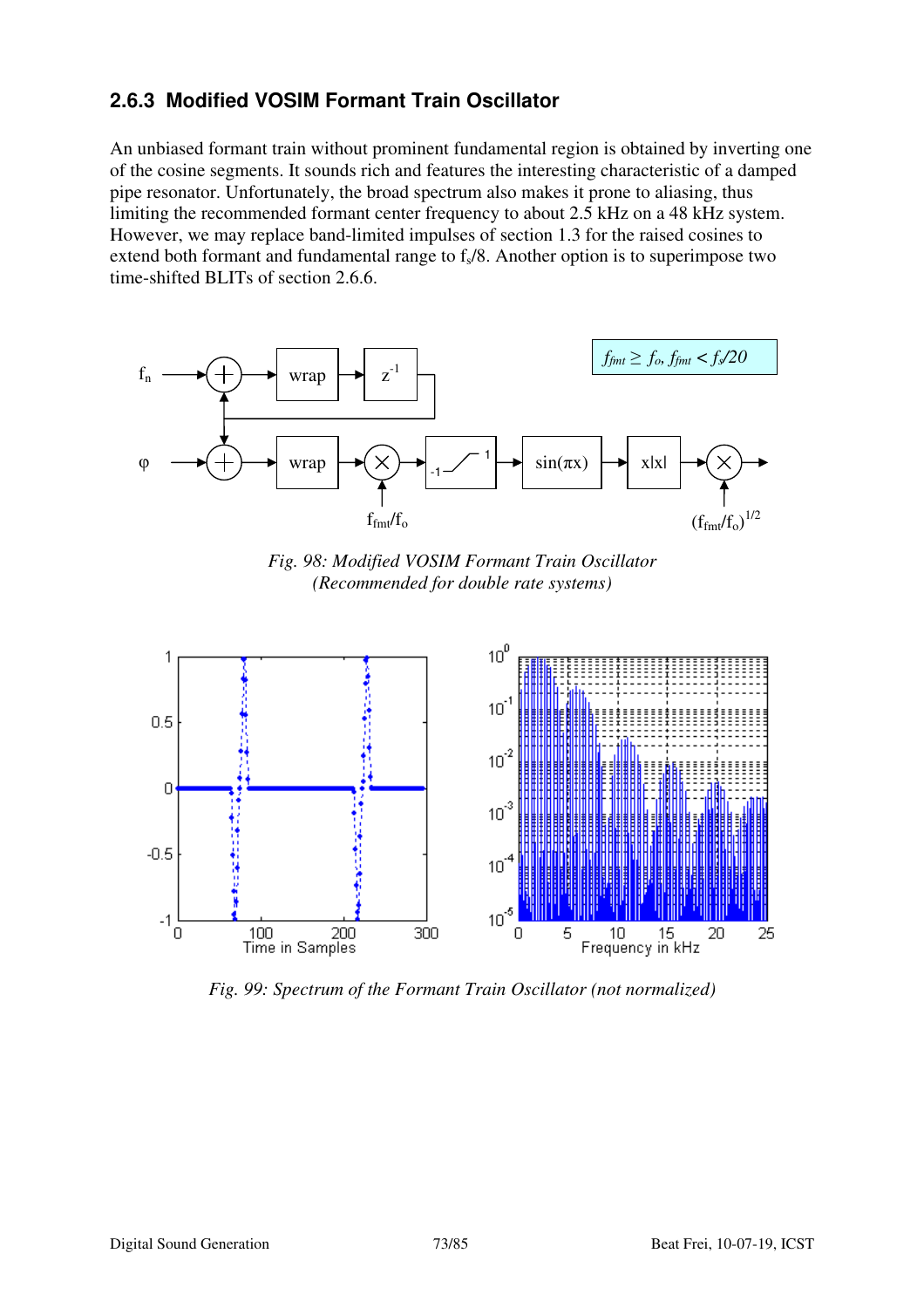### 2.6.3 Modified VOSIM Formant Train Oscillator

An unbiased formant train without prominent fundamental region is obtained by inverting one of the cosine segments. It sounds rich and features the interesting characteristic of a damped pipe resonator. Unfortunately, the broad spectrum also makes it prone to aliasing, thus limiting the recommended formant center frequency to about 2.5 kHz on a 48 kHz system. However, we may replace band-limited impulses of section 1.3 for the raised cosines to extend both formant and fundamental range to $f_s/8$. Another option is to superimpose two time-shifted BLITs of section 2.6.6.

*Fig. 98: Modified VOSIM Formant Train Oscillator (Recommended for double rate systems)*

*Fig. 99: Spectrum of the Formant Train Oscillator (not normalized)*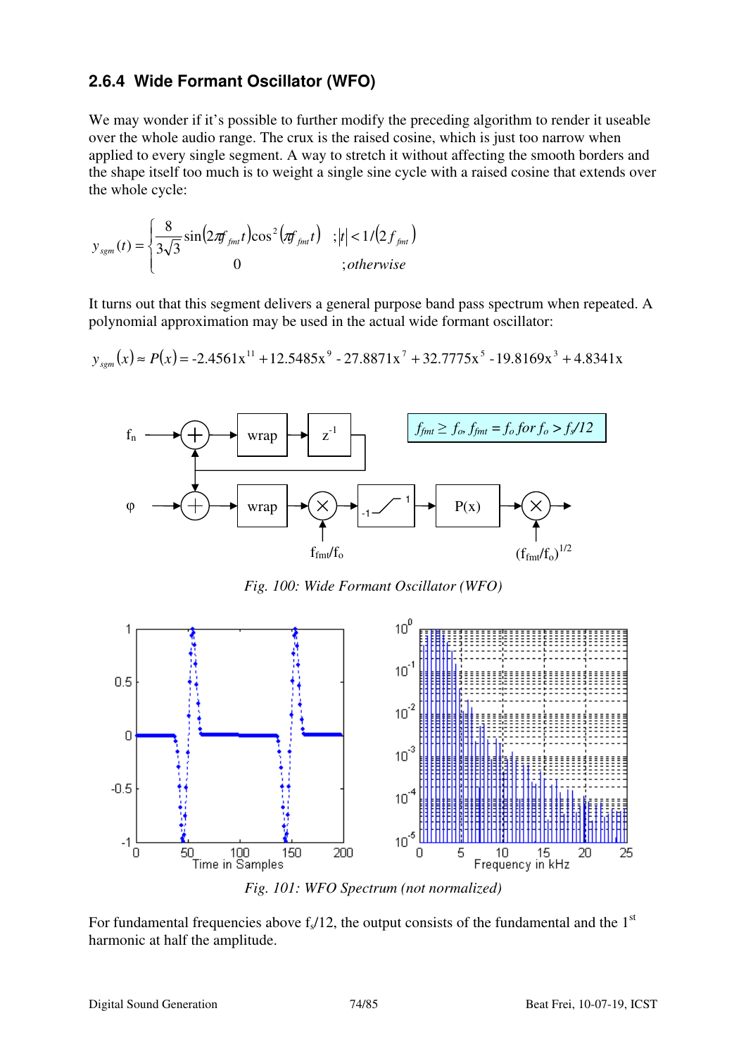### 2.6.4 Wide Formant Oscillator (WFO)

We may wonder if it's possible to further modify the preceding algorithm to render it useable over the whole audio range. The crux is the raised cosine, which is just too narrow when applied to every single segment. A way to stretch it without affecting the smooth borders and the shape itself too much is to weight a single sine cycle with a raised cosine that extends over the whole cycle:

$$y_{sgm}(t) = \begin{cases} \frac{8}{3\sqrt{3}} \sin(2\pi f_{fmt} t)\cos^2(\pi f_{fmt} t) & ;|t| < 1/(2 f_{fmt}) \\ 0 & ;otherwise \end{cases}$$

It turns out that this segment delivers a general purpose band pass spectrum when repeated. A polynomial approximation may be used in the actual wide formant oscillator:

$$y_{sgm}(x) \approx P(x) = -2.4561x^{11} + 12.5485x^9 - 27.8871x^7 + 32.7775x^5 - 19.8169x^3 + 4.8341x$$

$f_{fmt} \geq f_o$, $f_{fmt} = f_o$ *for* $f_o > f_s/12$

*Fig. 100: Wide Formant Oscillator (WFO)*

*Fig. 101: WFO Spectrum (not normalized)*

For fundamental frequencies above $f_s/12$, the output consists of the fundamental and the 1st harmonic at half the amplitude.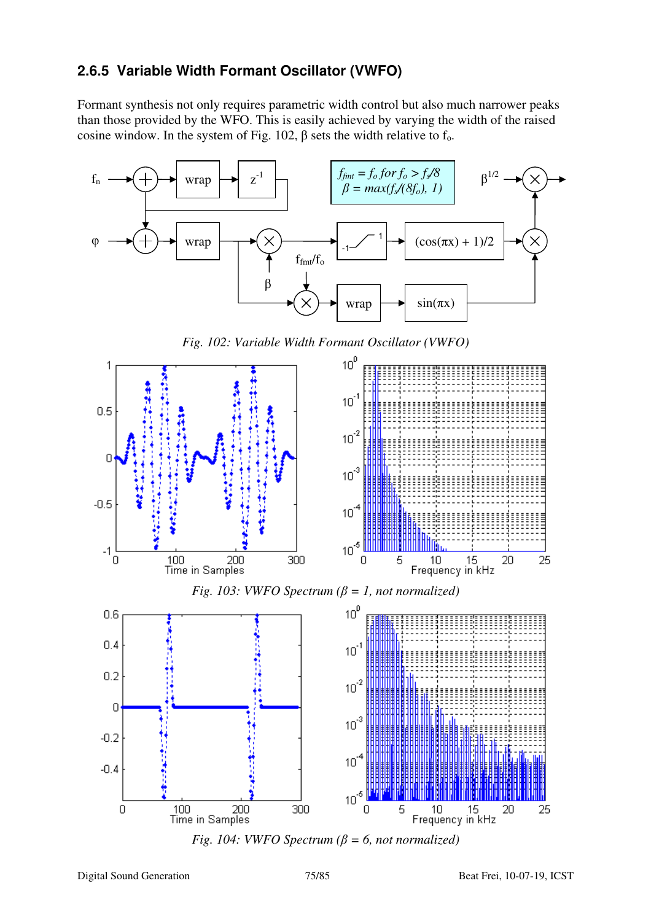### 2.6.5 Variable Width Formant Oscillator (VWFO)

Formant synthesis not only requires parametric width control but also much narrower peaks than those provided by the WFO. This is easily achieved by varying the width of the raised cosine window. In the system of Fig. 102, β sets the width relative to $f_o$.

*Fig. 102: Variable Width Formant Oscillator (VWFO)*

*Fig. 103: VWFO Spectrum (β = 1, not normalized)*

*Fig. 104: VWFO Spectrum (β = 6, not normalized)*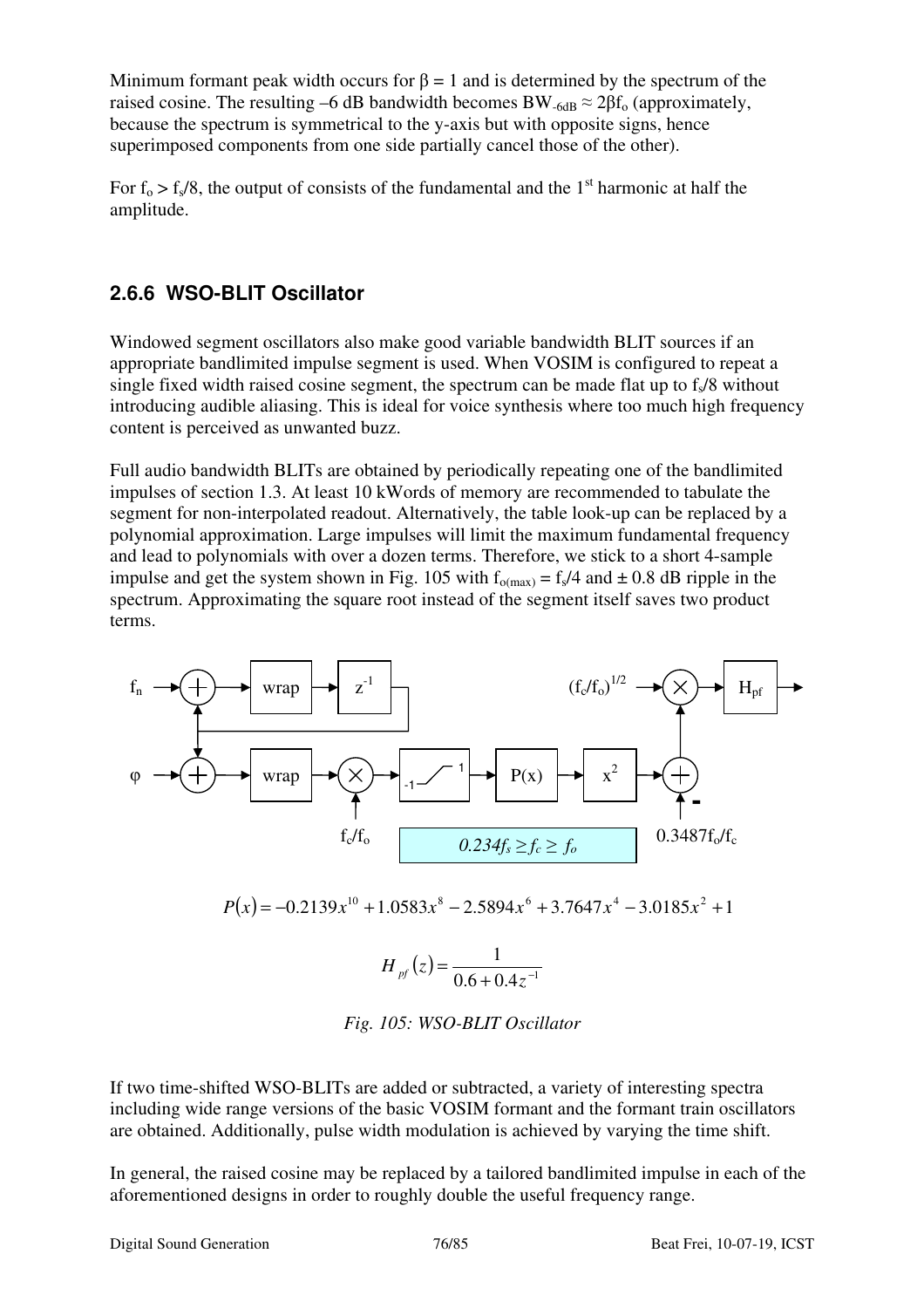Minimum formant peak width occurs for $\beta = 1$ and is determined by the spectrum of the raised cosine. The resulting –6 dB bandwidth becomes $BW_{-6dB} \approx 2\beta f_o$ (approximately, because the spectrum is symmetrical to the y-axis but with opposite signs, hence superimposed components from one side partially cancel those of the other).

For $f_o > f_s/8$, the output of consists of the fundamental and the 1st harmonic at half the amplitude.

### 2.6.6 WSO-BLIT Oscillator

Windowed segment oscillators also make good variable bandwidth BLIT sources if an appropriate bandlimited impulse segment is used. When VOSIM is configured to repeat a single fixed width raised cosine segment, the spectrum can be made flat up to $f_s/8$ without introducing audible aliasing. This is ideal for voice synthesis where too much high frequency content is perceived as unwanted buzz.

Full audio bandwidth BLITs are obtained by periodically repeating one of the bandlimited impulses of section 1.3. At least 10 kWords of memory are recommended to tabulate the segment for non-interpolated readout. Alternatively, the table look-up can be replaced by a polynomial approximation. Large impulses will limit the maximum fundamental frequency and lead to polynomials with over a dozen terms. Therefore, we stick to a short 4-sample impulse and get the system shown in Fig. 105 with $f_{o(max)} = f_s/4$ and ± 0.8 dB ripple in the spectrum. Approximating the square root instead of the segment itself saves two product terms.

$$P(x) = -0.2139x^{10} + 1.0583x^{8} - 2.5894x^{6} + 3.7647x^{4} - 3.0185x^{2} + 1$$

$$H_{pf}(z) = \frac{1}{0.6 + 0.4z^{-1}}$$

*Fig. 105: WSO-BLIT Oscillator*

If two time-shifted WSO-BLITs are added or subtracted, a variety of interesting spectra including wide range versions of the basic VOSIM formant and the formant train oscillators are obtained. Additionally, pulse width modulation is achieved by varying the time shift.

In general, the raised cosine may be replaced by a tailored bandlimited impulse in each of the aforementioned designs in order to roughly double the useful frequency range.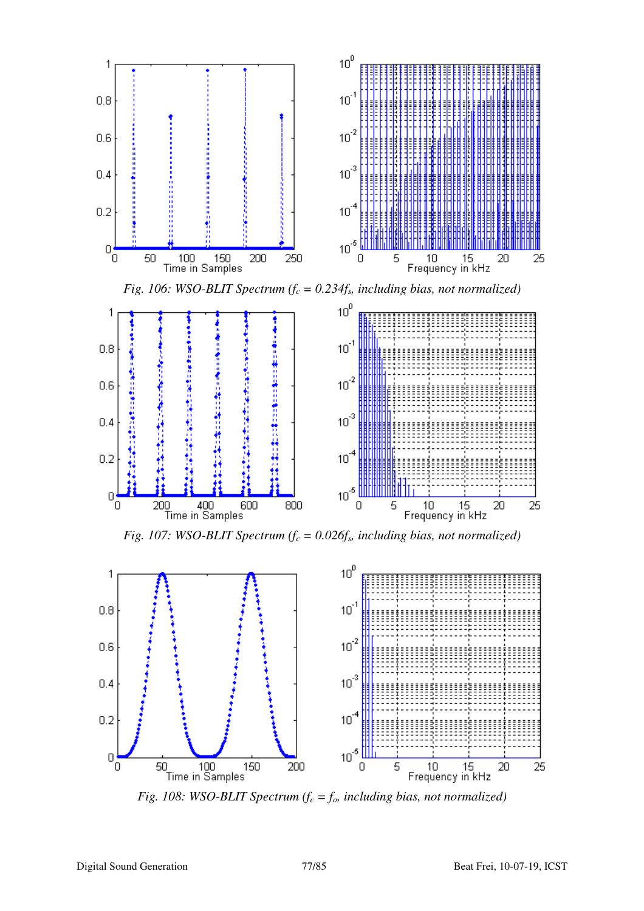*Fig. 106: WSO-BLIT Spectrum ($f_c$ = 0.234$f_s$, including bias, not normalized)*

*Fig. 107: WSO-BLIT Spectrum ($f_c$ = 0.026$f_s$, including bias, not normalized)*

*Fig. 108: WSO-BLIT Spectrum ($f_c$ = $f_o$, including bias, not normalized)*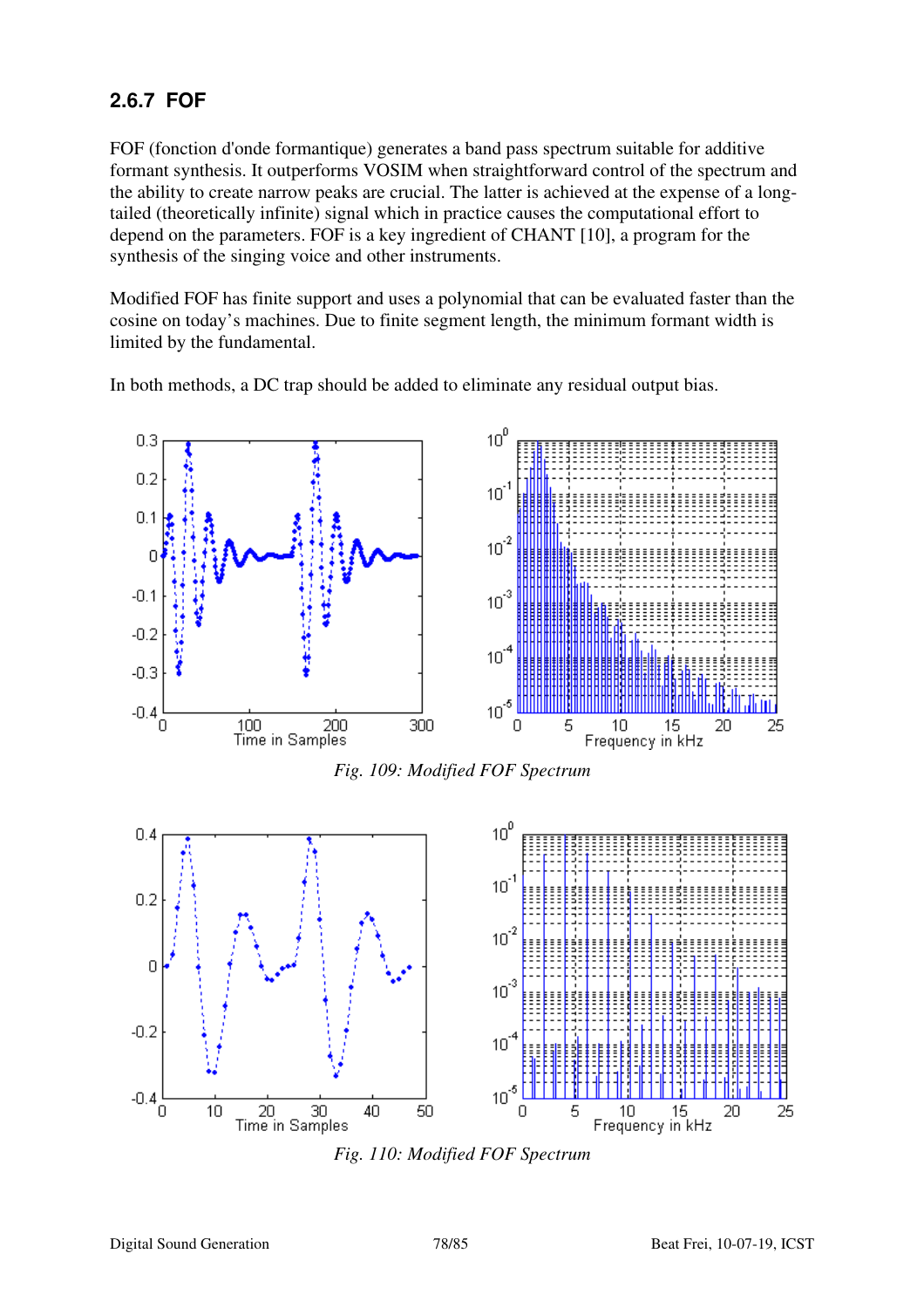### 2.6.7 FOF

FOF (fonction d'onde formantique) generates a band pass spectrum suitable for additive formant synthesis. It outperforms VOSIM when straightforward control of the spectrum and the ability to create narrow peaks are crucial. The latter is achieved at the expense of a long-tailed (theoretically infinite) signal which in practice causes the computational effort to depend on the parameters. FOF is a key ingredient of CHANT [10], a program for the synthesis of the singing voice and other instruments.

Modified FOF has finite support and uses a polynomial that can be evaluated faster than the cosine on today's machines. Due to finite segment length, the minimum formant width is limited by the fundamental.

In both methods, a DC trap should be added to eliminate any residual output bias.

*Fig. 109: Modified FOF Spectrum*

*Fig. 110: Modified FOF Spectrum*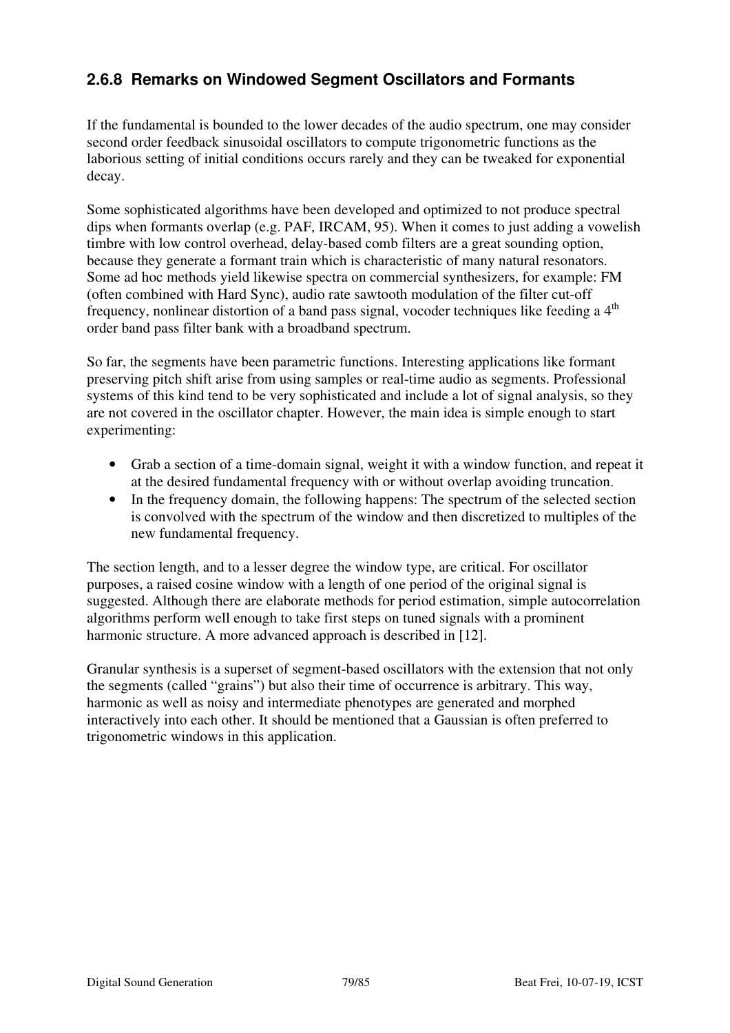### 2.6.8 Remarks on Windowed Segment Oscillators and Formants

If the fundamental is bounded to the lower decades of the audio spectrum, one may consider second order feedback sinusoidal oscillators to compute trigonometric functions as the laborious setting of initial conditions occurs rarely and they can be tweaked for exponential decay.

Some sophisticated algorithms have been developed and optimized to not produce spectral dips when formants overlap (e.g. PAF, IRCAM, 95). When it comes to just adding a vowelish timbre with low control overhead, delay-based comb filters are a great sounding option, because they generate a formant train which is characteristic of many natural resonators. Some ad hoc methods yield likewise spectra on commercial synthesizers, for example: FM (often combined with Hard Sync), audio rate sawtooth modulation of the filter cut-off frequency, nonlinear distortion of a band pass signal, vocoder techniques like feeding a 4$^{th}$ order band pass filter bank with a broadband spectrum.

So far, the segments have been parametric functions. Interesting applications like formant preserving pitch shift arise from using samples or real-time audio as segments. Professional systems of this kind tend to be very sophisticated and include a lot of signal analysis, so they are not covered in the oscillator chapter. However, the main idea is simple enough to start experimenting:

- Grab a section of a time-domain signal, weight it with a window function, and repeat it at the desired fundamental frequency with or without overlap avoiding truncation.
- In the frequency domain, the following happens: The spectrum of the selected section is convolved with the spectrum of the window and then discretized to multiples of the new fundamental frequency.

The section length, and to a lesser degree the window type, are critical. For oscillator purposes, a raised cosine window with a length of one period of the original signal is suggested. Although there are elaborate methods for period estimation, simple autocorrelation algorithms perform well enough to take first steps on tuned signals with a prominent harmonic structure. A more advanced approach is described in [12].

Granular synthesis is a superset of segment-based oscillators with the extension that not only the segments (called "grains") but also their time of occurrence is arbitrary. This way, harmonic as well as noisy and intermediate phenotypes are generated and morphed interactively into each other. It should be mentioned that a Gaussian is often preferred to trigonometric windows in this application.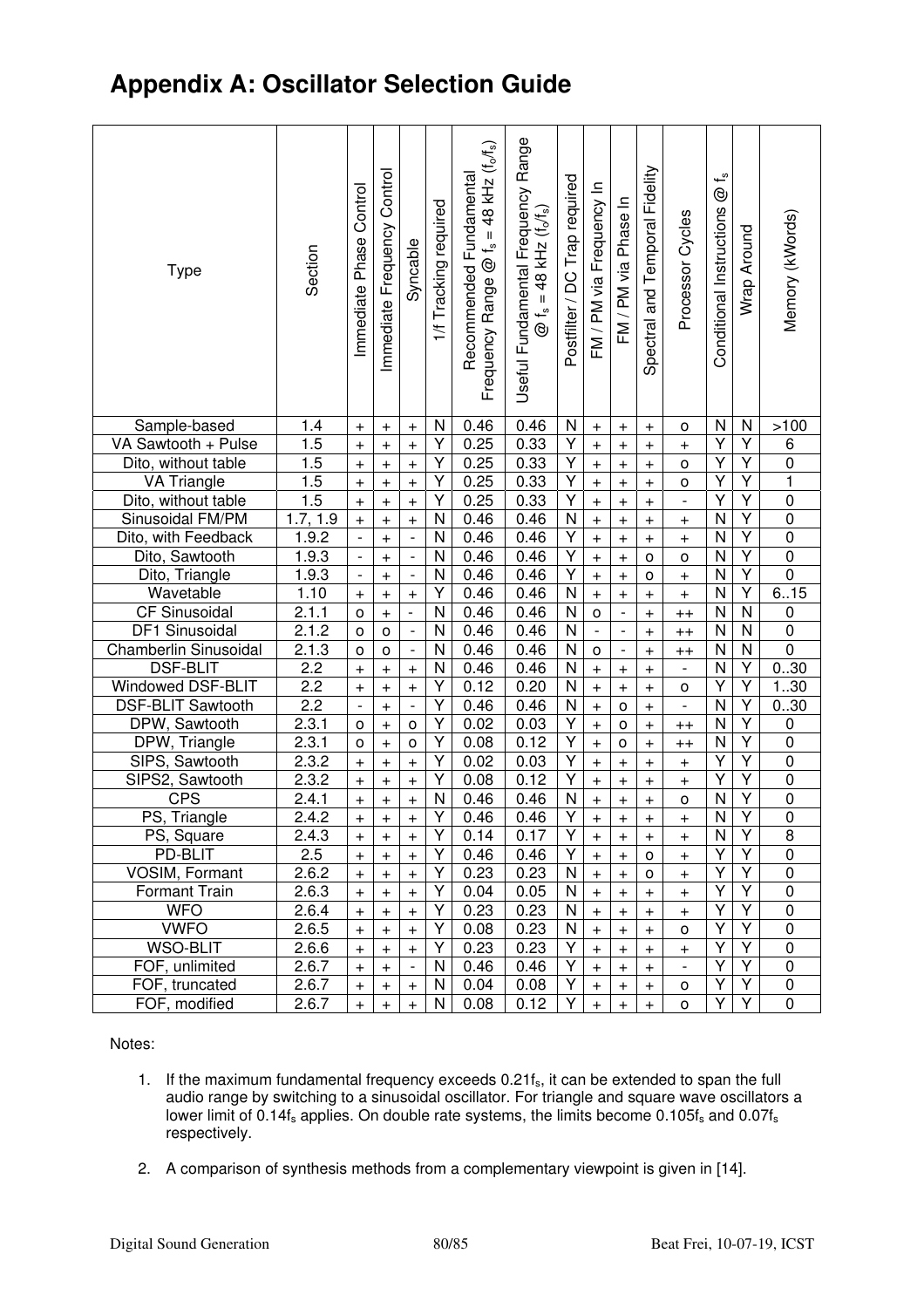# Appendix A: Oscillator Selection Guide

| Type | Section | Immediate Phase Control | Immediate Frequency Control | Syncable | 1/f Tracking required | Recommended Fundamental Frequency Range @ $f_s$ = 48 kHz ($f_o/f_s$) | Useful Fundamental Frequency Range @ $f_s$ = 48 kHz ($f_o/f_s$) | Postfilter / DC Trap required | FM / PM via Frequency In | FM / PM via Phase In | Spectral and Temporal Fidelity | Processor Cycles | Conditional Instructions @ $f_s$ | Wrap Around | Memory (kWords) |
|---|---|---|---|---|---|---|---|---|---|---|---|---|---|---|---|
| Sample-based | 1.4 | + | + | + | N | 0.46 | 0.46 | N | + | + | + | o | N | N | >100 |
| VA Sawtooth + Pulse | 1.5 | + | + | + | Y | 0.25 | 0.33 | Y | + | + | + | + | Y | Y | 6 |
| Dito, without table | 1.5 | + | + | + | Y | 0.25 | 0.33 | Y | + | + | + | o | Y | Y | 0 |
| VA Triangle | 1.5 | + | + | + | Y | 0.25 | 0.33 | Y | + | + | + | o | Y | Y | 1 |
| Dito, without table | 1.5 | + | + | + | Y | 0.25 | 0.33 | Y | + | + | + | - | Y | Y | 0 |
| Sinusoidal FM/PM | 1.7, 1.9 | + | + | + | N | 0.46 | 0.46 | N | + | + | + | + | N | Y | 0 |
| Dito, with Feedback | 1.9.2 | - | + | - | N | 0.46 | 0.46 | Y | + | + | + | + | N | Y | 0 |
| Dito, Sawtooth | 1.9.3 | - | + | - | N | 0.46 | 0.46 | Y | + | + | o | o | N | Y | 0 |
| Dito, Triangle | 1.9.3 | - | + | - | N | 0.46 | 0.46 | Y | + | + | o | + | N | Y | 0 |
| Wavetable | 1.10 | + | + | + | Y | 0.46 | 0.46 | N | + | + | + | + | N | Y | 6..15 |
| CF Sinusoidal | 2.1.1 | o | + | - | N | 0.46 | 0.46 | N | o | - | + | ++ | N | N | 0 |
| DF1 Sinusoidal | 2.1.2 | o | o | - | N | 0.46 | 0.46 | N | - | - | + | ++ | N | N | 0 |
| Chamberlin Sinusoidal | 2.1.3 | o | o | - | N | 0.46 | 0.46 | N | o | - | + | ++ | N | N | 0 |
| DSF-BLIT | 2.2 | + | + | + | N | 0.46 | 0.46 | N | + | + | + | - | N | Y | 0..30 |
| Windowed DSF-BLIT | 2.2 | + | + | + | Y | 0.12 | 0.20 | N | + | + | + | o | Y | Y | 1..30 |
| DSF-BLIT Sawtooth | 2.2 | - | + | - | Y | 0.46 | 0.46 | N | + | o | + | - | N | Y | 0..30 |
| DPW, Sawtooth | 2.3.1 | o | + | o | Y | 0.02 | 0.03 | Y | + | o | + | ++ | N | Y | 0 |
| DPW, Triangle | 2.3.1 | o | + | o | Y | 0.08 | 0.12 | Y | + | o | + | ++ | N | Y | 0 |
| SIPS, Sawtooth | 2.3.2 | + | + | + | Y | 0.02 | 0.03 | Y | + | + | + | + | Y | Y | 0 |
| SIPS2, Sawtooth | 2.3.2 | + | + | + | Y | 0.08 | 0.12 | Y | + | + | + | + | Y | Y | 0 |
| CPS | 2.4.1 | + | + | + | N | 0.46 | 0.46 | N | + | + | + | o | N | Y | 0 |
| PS, Triangle | 2.4.2 | + | + | + | Y | 0.46 | 0.46 | Y | + | + | + | + | N | Y | 0 |
| PS, Square | 2.4.3 | + | + | + | Y | 0.14 | 0.17 | Y | + | + | + | + | N | Y | 8 |
| PD-BLIT | 2.5 | + | + | + | Y | 0.46 | 0.46 | Y | + | + | o | + | Y | Y | 0 |
| VOSIM, Formant | 2.6.2 | + | + | + | Y | 0.23 | 0.23 | N | + | + | o | + | Y | Y | 0 |
| Formant Train | 2.6.3 | + | + | + | Y | 0.04 | 0.05 | N | + | + | + | + | Y | Y | 0 |
| WFO | 2.6.4 | + | + | + | Y | 0.23 | 0.23 | N | + | + | + | + | Y | Y | 0 |
| VWFO | 2.6.5 | + | + | + | Y | 0.08 | 0.23 | N | + | + | + | o | Y | Y | 0 |
| WSO-BLIT | 2.6.6 | + | + | + | Y | 0.23 | 0.23 | Y | + | + | + | + | Y | Y | 0 |
| FOF, unlimited | 2.6.7 | + | + | - | N | 0.46 | 0.46 | Y | + | + | + | - | Y | Y | 0 |
| FOF, truncated | 2.6.7 | + | + | + | N | 0.04 | 0.08 | Y | + | + | + | o | Y | Y | 0 |
| FOF, modified | 2.6.7 | + | + | + | N | 0.08 | 0.12 | Y | + | + | + | o | Y | Y | 0 |

Notes:

1. If the maximum fundamental frequency exceeds $0.21f_s$, it can be extended to span the full audio range by switching to a sinusoidal oscillator. For triangle and square wave oscillators a lower limit of $0.14f_s$ applies. On double rate systems, the limits become $0.105f_s$ and $0.07f_s$ respectively.

2. A comparison of synthesis methods from a complementary viewpoint is given in [14].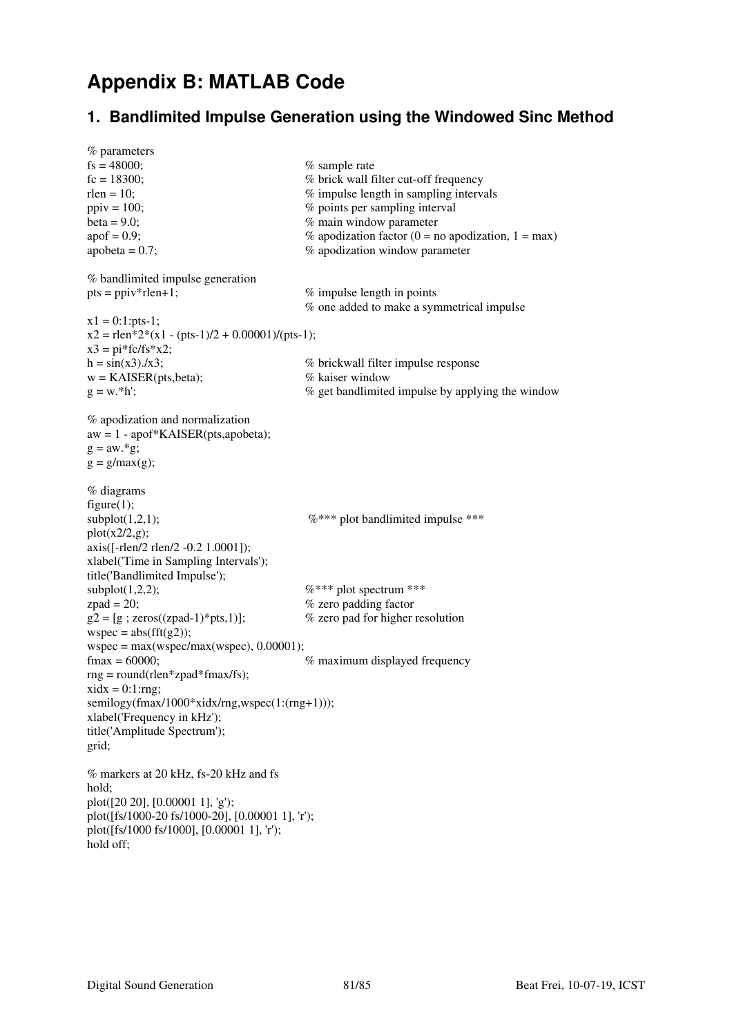# Appendix B: MATLAB Code

## 1. Bandlimited Impulse Generation using the Windowed Sinc Method

```
% parameters
fs = 48000;                             % sample rate
fc = 18300;                             % brick wall filter cut-off frequency
rlen = 10;                              % impulse length in sampling intervals
ppiv = 100;                             % points per sampling interval
beta = 9.0;                             % main window parameter
apof = 0.9;                             % apodization factor (0 = no apodization, 1 = max)
apobeta = 0.7;                          % apodization window parameter

% bandlimited impulse generation
pts = ppiv*rlen+1;                      % impulse length in points
                                        % one added to make a symmetrical impulse
x1 = 0:1:pts-1;
x2 = rlen*2*(x1 - (pts-1)/2 + 0.00001)/(pts-1);
x3 = pi*fc/fs*x2;
h = sin(x3)./x3;                        % brickwall filter impulse response
w = KAISER(pts,beta);                   % kaiser window
g = w.*h';                              % get bandlimited impulse by applying the window

% apodization and normalization
aw = 1 - apof*KAISER(pts,apobeta);
g = aw.*g;
g = g/max(g);

% diagrams
figure(1);
subplot(1,2,1);                          %*** plot bandlimited impulse ***
plot(x2/2,g);
axis([-rlen/2 rlen/2 -0.2 1.0001]);
xlabel('Time in Sampling Intervals');
title('Bandlimited Impulse');
subplot(1,2,2);                         %*** plot spectrum ***
zpad = 20;                              % zero padding factor
g2 = [g ; zeros((zpad-1)*pts,1)];       % zero pad for higher resolution
wspec = abs(fft(g2));
wspec = max(wspec/max(wspec), 0.00001);
fmax = 60000;                           % maximum displayed frequency
rng = round(rlen*zpad*fmax/fs);
xidx = 0:1:rng;
semilogy(fmax/1000*xidx/rng,wspec(1:(rng+1)));
xlabel('Frequency in kHz');
title('Amplitude Spectrum');
grid;

% markers at 20 kHz, fs-20 kHz and fs
hold;
plot([20 20], [0.00001 1], 'g');
plot([fs/1000-20 fs/1000-20], [0.00001 1], 'r');
plot([fs/1000 fs/1000], [0.00001 1], 'r');
hold off;
```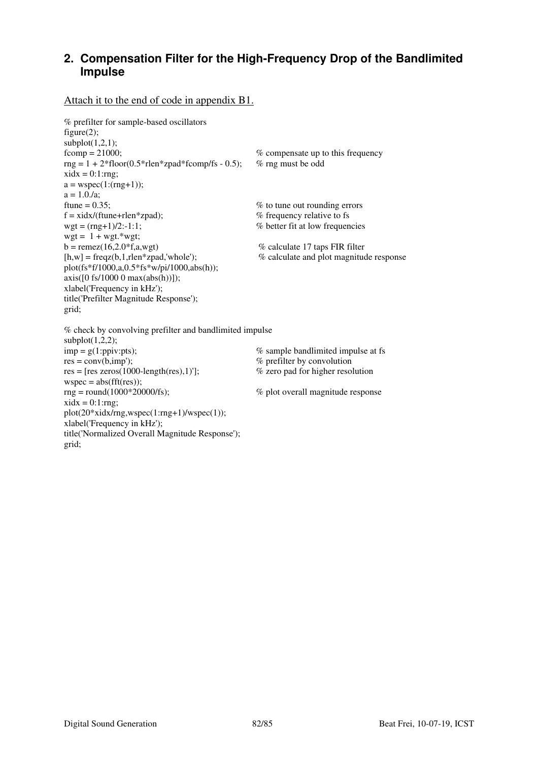## 2. Compensation Filter for the High-Frequency Drop of the Bandlimited Impulse

Attach it to the end of code in appendix B1.

```
% prefilter for sample-based oscillators
figure(2);
subplot(1,2,1);
fcomp = 21000;                                   % compensate up to this frequency
rng = 1 + 2*floor(0.5*rlen*zpad*fcomp/fs - 0.5);  % rng must be odd
xidx = 0:1:rng;
a = wspec(1:(rng+1));
a = 1.0./a;
ftune = 0.35;                                    % to tune out rounding errors
f = xidx/(ftune+rlen*zpad);                      % frequency relative to fs
wgt = (rng+1)/2:-1:1;                            % better fit at low frequencies
wgt =  1 + wgt.*wgt;
b = remez(16,2.0*f,a,wgt)                        % calculate 17 taps FIR filter
[h,w] = freqz(b,1,rlen*zpad,'whole');            % calculate and plot magnitude response
plot(fs*f/1000,a,0.5*fs*w/pi/1000,abs(h));
axis([0 fs/1000 0 max(abs(h))]);
xlabel('Frequency in kHz');
title('Prefilter Magnitude Response');
grid;

% check by convolving prefilter and bandlimited impulse
subplot(1,2,2);
imp = g(1:ppiv:pts);                             % sample bandlimited impulse at fs
res = conv(b,imp');                              % prefilter by convolution
res = [res zeros(1000-length(res),1)'];          % zero pad for higher resolution
wspec = abs(fft(res));
rng = round(1000*20000/fs);                      % plot overall magnitude response
xidx = 0:1:rng;
plot(20*xidx/rng,wspec(1:rng+1)/wspec(1));
xlabel('Frequency in kHz');
title('Normalized Overall Magnitude Response');
grid;
```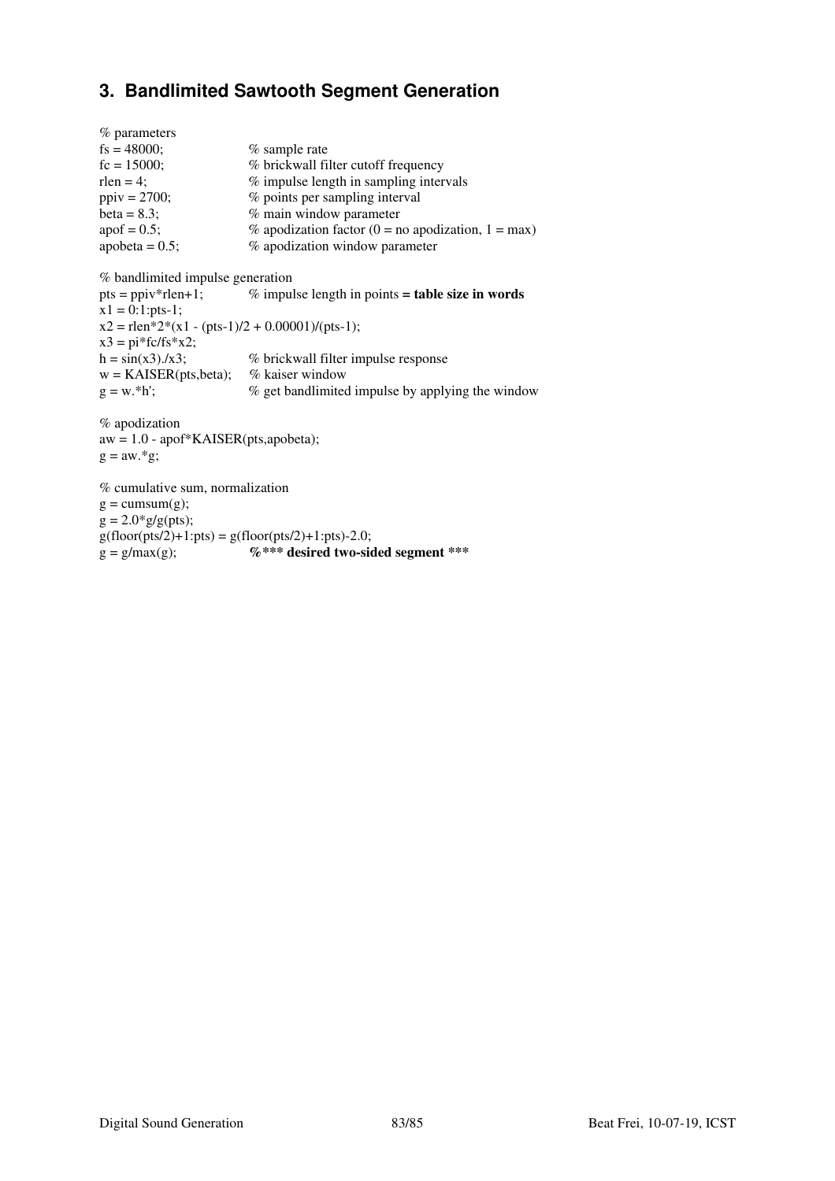## 3. Bandlimited Sawtooth Segment Generation

```
% parameters
fs = 48000;             % sample rate
fc = 15000;             % brickwall filter cutoff frequency
rlen = 4;               % impulse length in sampling intervals
ppiv = 2700;            % points per sampling interval
beta = 8.3;             % main window parameter
apof = 0.5;             % apodization factor (0 = no apodization, 1 = max)
apobeta = 0.5;          % apodization window parameter

% bandlimited impulse generation
pts = ppiv*rlen+1;      % impulse length in points = table size in words
x1 = 0:1:pts-1;
x2 = rlen*2*(x1 - (pts-1)/2 + 0.00001)/(pts-1);
x3 = pi*fc/fs*x2;
h = sin(x3)./x3;        % brickwall filter impulse response
w = KAISER(pts,beta);   % kaiser window
g = w.*h';              % get bandlimited impulse by applying the window

% apodization
aw = 1.0 - apof*KAISER(pts,apobeta);
g = aw.*g;

% cumulative sum, normalization
g = cumsum(g);
g = 2.0*g/g(pts);
g(floor(pts/2)+1:pts) = g(floor(pts/2)+1:pts)-2.0;
g = g/max(g);           %*** desired two-sided segment ***
```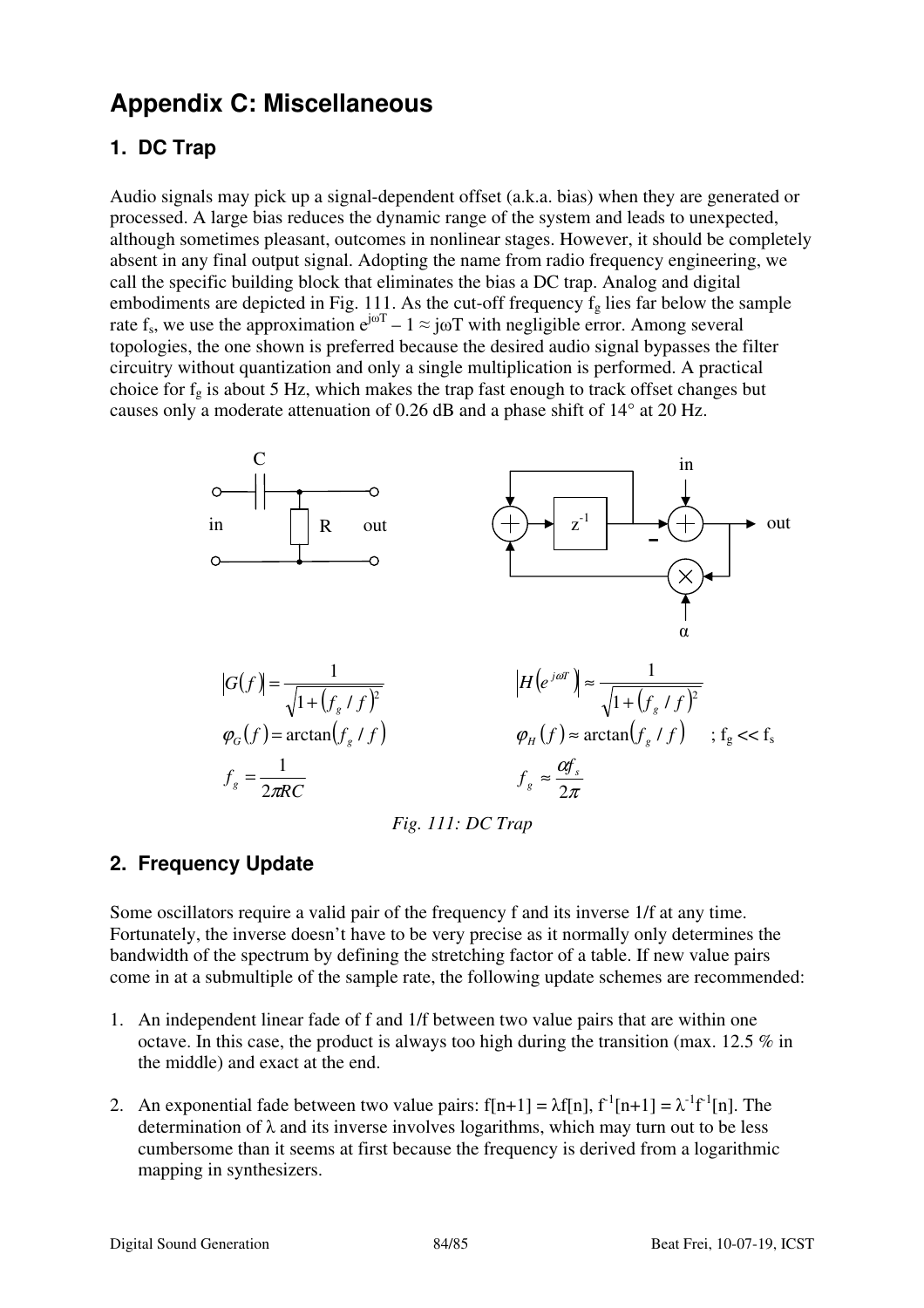# Appendix C: Miscellaneous

## 1. DC Trap

Audio signals may pick up a signal-dependent offset (a.k.a. bias) when they are generated or processed. A large bias reduces the dynamic range of the system and leads to unexpected, although sometimes pleasant, outcomes in nonlinear stages. However, it should be completely absent in any final output signal. Adopting the name from radio frequency engineering, we call the specific building block that eliminates the bias a DC trap. Analog and digital embodiments are depicted in Fig. 111. As the cut-off frequency $f_g$ lies far below the sample rate $f_s$, we use the approximation $e^{j\omega T} - 1 \approx j\omega T$ with negligible error. Among several topologies, the one shown is preferred because the desired audio signal bypasses the filter circuitry without quantization and only a single multiplication is performed. A practical choice for $f_g$ is about 5 Hz, which makes the trap fast enough to track offset changes but causes only a moderate attenuation of 0.26 dB and a phase shift of 14° at 20 Hz.

$$|G(f)| = \frac{1}{\sqrt{1+(f_g/f)^2}} \qquad \left|H\left(e^{j\omega T}\right)\right| \approx \frac{1}{\sqrt{1+(f_g/f)^2}}$$

$$\varphi_G(f) = \arctan(f_g/f) \qquad \varphi_H(f) \approx \arctan(f_g/f) \quad ; f_g << f_s$$

$$f_g = \frac{1}{2\pi RC} \qquad f_g \approx \frac{\alpha f_s}{2\pi}$$

*Fig. 111: DC Trap*

## 2. Frequency Update

Some oscillators require a valid pair of the frequency f and its inverse 1/f at any time. Fortunately, the inverse doesn't have to be very precise as it normally only determines the bandwidth of the spectrum by defining the stretching factor of a table. If new value pairs come in at a submultiple of the sample rate, the following update schemes are recommended:

1. An independent linear fade of f and 1/f between two value pairs that are within one octave. In this case, the product is always too high during the transition (max. 12.5 % in the middle) and exact at the end.

2. An exponential fade between two value pairs: $f[n+1] = \lambda f[n]$, $f^{-1}[n+1] = \lambda^{-1} f^{-1}[n]$. The determination of $\lambda$ and its inverse involves logarithms, which may turn out to be less cumbersome than it seems at first because the frequency is derived from a logarithmic mapping in synthesizers.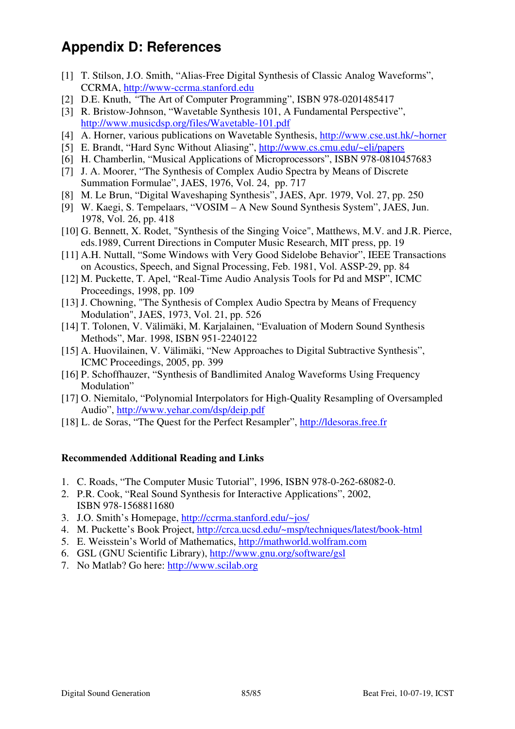# Appendix D: References

[1] T. Stilson, J.O. Smith, "Alias-Free Digital Synthesis of Classic Analog Waveforms", CCRMA, http://www-ccrma.stanford.edu

[2] D.E. Knuth, "The Art of Computer Programming", ISBN 978-0201485417

[3] R. Bristow-Johnson, "Wavetable Synthesis 101, A Fundamental Perspective", http://www.musicdsp.org/files/Wavetable-101.pdf

[4] A. Horner, various publications on Wavetable Synthesis, http://www.cse.ust.hk/~horner

[5] E. Brandt, "Hard Sync Without Aliasing", http://www.cs.cmu.edu/~eli/papers

[6] H. Chamberlin, "Musical Applications of Microprocessors", ISBN 978-0810457683

[7] J. A. Moorer, "The Synthesis of Complex Audio Spectra by Means of Discrete Summation Formulae", JAES, 1976, Vol. 24, pp. 717

[8] M. Le Brun, "Digital Waveshaping Synthesis", JAES, Apr. 1979, Vol. 27, pp. 250

[9] W. Kaegi, S. Tempelaars, "VOSIM – A New Sound Synthesis System", JAES, Jun. 1978, Vol. 26, pp. 418

[10] G. Bennett, X. Rodet, "Synthesis of the Singing Voice", Matthews, M.V. and J.R. Pierce, eds.1989, Current Directions in Computer Music Research, MIT press, pp. 19

[11] A.H. Nuttall, "Some Windows with Very Good Sidelobe Behavior", IEEE Transactions on Acoustics, Speech, and Signal Processing, Feb. 1981, Vol. ASSP-29, pp. 84

[12] M. Puckette, T. Apel, "Real-Time Audio Analysis Tools for Pd and MSP", ICMC Proceedings, 1998, pp. 109

[13] J. Chowning, "The Synthesis of Complex Audio Spectra by Means of Frequency Modulation", JAES, 1973, Vol. 21, pp. 526

[14] T. Tolonen, V. Välimäki, M. Karjalainen, "Evaluation of Modern Sound Synthesis Methods", Mar. 1998, ISBN 951-2240122

[15] A. Huovilainen, V. Välimäki, "New Approaches to Digital Subtractive Synthesis", ICMC Proceedings, 2005, pp. 399

[16] P. Schoffhauzer, "Synthesis of Bandlimited Analog Waveforms Using Frequency Modulation"

[17] O. Niemitalo, "Polynomial Interpolators for High-Quality Resampling of Oversampled Audio", http://www.yehar.com/dsp/deip.pdf

[18] L. de Soras, "The Quest for the Perfect Resampler", http://ldesoras.free.fr

**Recommended Additional Reading and Links**

1. C. Roads, "The Computer Music Tutorial", 1996, ISBN 978-0-262-68082-0.
2. P.R. Cook, "Real Sound Synthesis for Interactive Applications", 2002, ISBN 978-1568811680
3. J.O. Smith's Homepage, http://ccrma.stanford.edu/~jos/
4. M. Puckette's Book Project, http://crca.ucsd.edu/~msp/techniques/latest/book-html
5. E. Weisstein's World of Mathematics, http://mathworld.wolfram.com
6. GSL (GNU Scientific Library), http://www.gnu.org/software/gsl
7. No Matlab? Go here: http://www.scilab.org